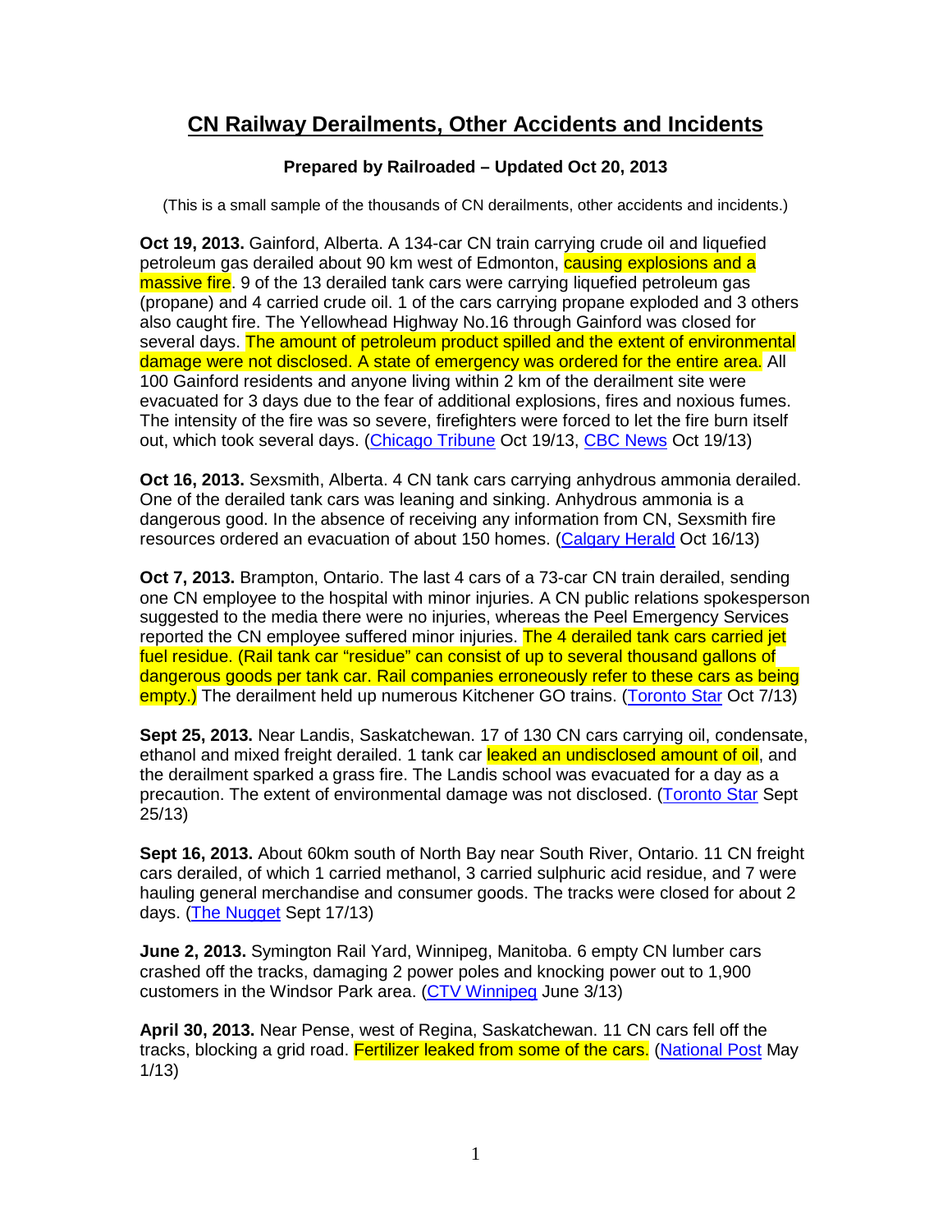# CN Railway Derailments, Other Accidents and Incidents

**Prepared by Railroaded – Updated Oct 20, 2013**

(This is a small sample of the thousands of CN derailments, other accidents and incidents.)

**Oct 19, 2013.** Gainford, Alberta. A 134-car CN train carrying crude oil and liquefied petroleum gas derailed about 90 km west of Edmonton, causing explosions and a massive fire. 9 of the 13 derailed tank cars were carrying liquefied petroleum gas (propane) and 4 carried crude oil. 1 of the cars carrying propane exploded and 3 others also caught fire. The Yellowhead Highway No.16 through Gainford was closed for several days. The amount of petroleum product spilled and the extent of environmental damage were not disclosed. A state of emergency was ordered for the entire area. All 100 Gainford residents and anyone living within 2 km of the derailment site were evacuated for 3 days due to the fear of additional explosions, fires and noxious fumes. The intensity of the fire was so severe, firefighters were forced to let the fire burn itself out, which took several days. (Chicago Tribune Oct 19/13, CBC News Oct 19/13)

**Oct 16, 2013.** Sexsmith, Alberta. 4 CN tank cars carrying anhydrous ammonia derailed. One of the derailed tank cars was leaning and sinking. Anhydrous ammonia is a dangerous good. In the absence of receiving any information from CN, Sexsmith fire resources ordered an evacuation of about 150 homes. (Calgary Herald Oct 16/13)

**Oct 7, 2013.** Brampton, Ontario. The last 4 cars of a 73-car CN train derailed, sending one CN employee to the hospital with minor injuries. A CN public relations spokesperson suggested to the media there were no injuries, whereas the Peel Emergency Services reported the CN employee suffered minor injuries. The 4 derailed tank cars carried jet fuel residue. (Rail tank car "residue" can consist of up to several thousand gallons of dangerous goods per tank car. Rail companies erroneously refer to these cars as being empty.) The derailment held up numerous Kitchener GO trains. (Toronto Star Oct 7/13)

**Sept 25, 2013.** Near Landis, Saskatchewan. 17 of 130 CN cars carrying oil, condensate, ethanol and mixed freight derailed. 1 tank car leaked an undisclosed amount of oil, and the derailment sparked a grass fire. The Landis school was evacuated for a day as a precaution. The extent of environmental damage was not disclosed. (Toronto Star Sept 25/13)

**Sept 16, 2013.** About 60km south of North Bay near South River, Ontario. 11 CN freight cars derailed, of which 1 carried methanol, 3 carried sulphuric acid residue, and 7 were hauling general merchandise and consumer goods. The tracks were closed for about 2 days. (The Nugget Sept 17/13)

**June 2, 2013.** Symington Rail Yard, Winnipeg, Manitoba. 6 empty CN lumber cars crashed off the tracks, damaging 2 power poles and knocking power out to 1,900 customers in the Windsor Park area. (CTV Winnipeg June 3/13)

**April 30, 2013.** Near Pense, west of Regina, Saskatchewan. 11 CN cars fell off the tracks, blocking a grid road. Fertilizer leaked from some of the cars. (National Post May 1/13)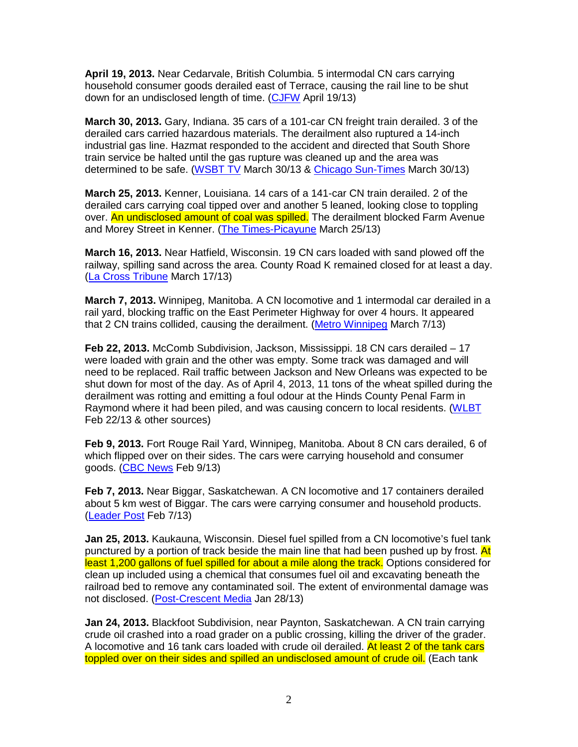**April 19, 2013.** Near Cedarvale, British Columbia. 5 intermodal CN cars carrying household consumer goods derailed east of Terrace, causing the rail line to be shut down for an undisclosed length of time. (CJFW April 19/13)

**March 30, 2013.** Gary, Indiana. 35 cars of a 101-car CN freight train derailed. 3 of the derailed cars carried hazardous materials. The derailment also ruptured a 14-inch industrial gas line. Hazmat responded to the accident and directed that South Shore train service be halted until the gas rupture was cleaned up and the area was determined to be safe. (WSBT TV March 30/13 & Chicago Sun-Times March 30/13)

**March 25, 2013.** Kenner, Louisiana. 14 cars of a 141-car CN train derailed. 2 of the derailed cars carrying coal tipped over and another 5 leaned, looking close to toppling over. An undisclosed amount of coal was spilled. The derailment blocked Farm Avenue and Morey Street in Kenner. (The Times-Picayune March 25/13)

**March 16, 2013.** Near Hatfield, Wisconsin. 19 CN cars loaded with sand plowed off the railway, spilling sand across the area. County Road K remained closed for at least a day. (La Cross Tribune March 17/13)

**March 7, 2013.** Winnipeg, Manitoba. A CN locomotive and 1 intermodal car derailed in a rail yard, blocking traffic on the East Perimeter Highway for over 4 hours. It appeared that 2 CN trains collided, causing the derailment. (Metro Winnipeg March 7/13)

**Feb 22, 2013.** McComb Subdivision, Jackson, Mississippi. 18 CN cars derailed – 17 were loaded with grain and the other was empty. Some track was damaged and will need to be replaced. Rail traffic between Jackson and New Orleans was expected to be shut down for most of the day. As of April 4, 2013, 11 tons of the wheat spilled during the derailment was rotting and emitting a foul odour at the Hinds County Penal Farm in Raymond where it had been piled, and was causing concern to local residents. (WLBT Feb 22/13 & other sources)

**Feb 9, 2013.** Fort Rouge Rail Yard, Winnipeg, Manitoba. About 8 CN cars derailed, 6 of which flipped over on their sides. The cars were carrying household and consumer goods. (CBC News Feb 9/13)

**Feb 7, 2013.** Near Biggar, Saskatchewan. A CN locomotive and 17 containers derailed about 5 km west of Biggar. The cars were carrying consumer and household products. (Leader Post Feb 7/13)

**Jan 25, 2013.** Kaukauna, Wisconsin. Diesel fuel spilled from a CN locomotive's fuel tank punctured by a portion of track beside the main line that had been pushed up by frost. At least 1,200 gallons of fuel spilled for about a mile along the track. Options considered for clean up included using a chemical that consumes fuel oil and excavating beneath the railroad bed to remove any contaminated soil. The extent of environmental damage was not disclosed. (Post-Crescent Media Jan 28/13)

**Jan 24, 2013.** Blackfoot Subdivision, near Paynton, Saskatchewan. A CN train carrying crude oil crashed into a road grader on a public crossing, killing the driver of the grader. A locomotive and 16 tank cars loaded with crude oil derailed. At least 2 of the tank cars toppled over on their sides and spilled an undisclosed amount of crude oil. (Each tank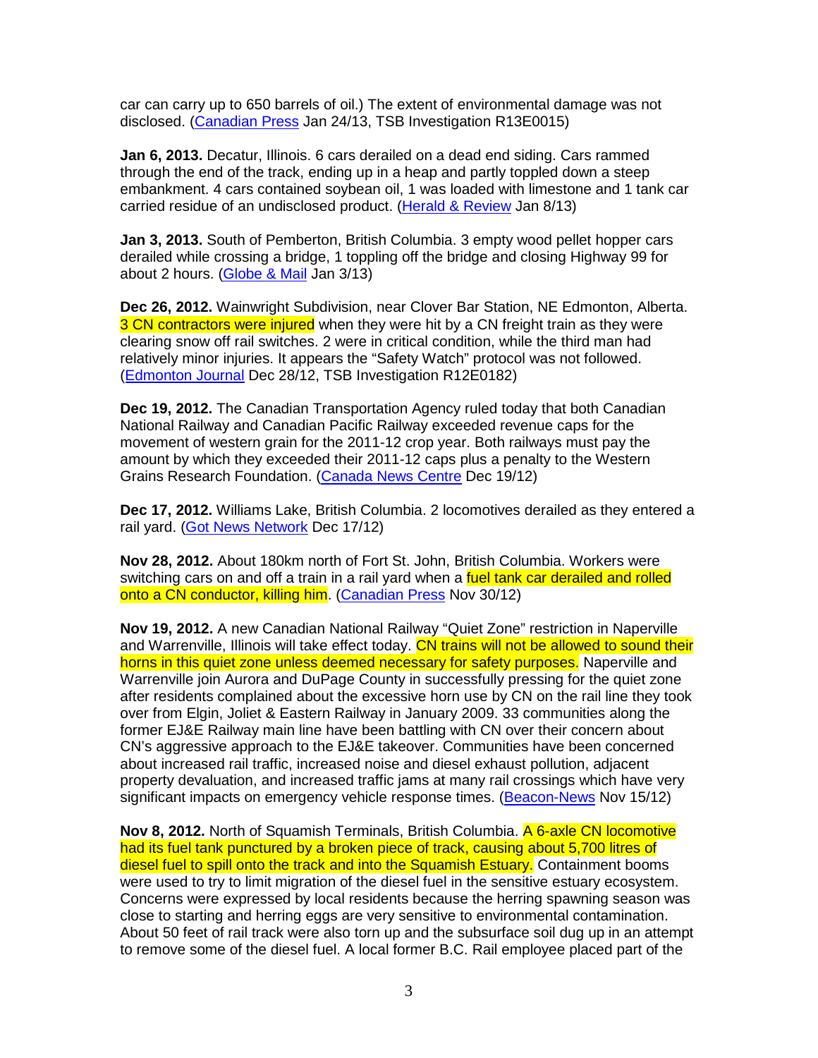car can carry up to 650 barrels of oil.) The extent of environmental damage was not disclosed. (Canadian Press Jan 24/13, TSB Investigation R13E0015)

**Jan 6, 2013.** Decatur, Illinois. 6 cars derailed on a dead end siding. Cars rammed through the end of the track, ending up in a heap and partly toppled down a steep embankment. 4 cars contained soybean oil, 1 was loaded with limestone and 1 tank car carried residue of an undisclosed product. (Herald & Review Jan 8/13)

**Jan 3, 2013.** South of Pemberton, British Columbia. 3 empty wood pellet hopper cars derailed while crossing a bridge, 1 toppling off the bridge and closing Highway 99 for about 2 hours. (Globe & Mail Jan 3/13)

**Dec 26, 2012.** Wainwright Subdivision, near Clover Bar Station, NE Edmonton, Alberta. 3 CN contractors were injured when they were hit by a CN freight train as they were clearing snow off rail switches. 2 were in critical condition, while the third man had relatively minor injuries. It appears the "Safety Watch" protocol was not followed. (Edmonton Journal Dec 28/12, TSB Investigation R12E0182)

**Dec 19, 2012.** The Canadian Transportation Agency ruled today that both Canadian National Railway and Canadian Pacific Railway exceeded revenue caps for the movement of western grain for the 2011-12 crop year. Both railways must pay the amount by which they exceeded their 2011-12 caps plus a penalty to the Western Grains Research Foundation. (Canada News Centre Dec 19/12)

**Dec 17, 2012.** Williams Lake, British Columbia. 2 locomotives derailed as they entered a rail yard. (Got News Network Dec 17/12)

**Nov 28, 2012.** About 180km north of Fort St. John, British Columbia. Workers were switching cars on and off a train in a rail yard when a fuel tank car derailed and rolled onto a CN conductor, killing him. (Canadian Press Nov 30/12)

**Nov 19, 2012.** A new Canadian National Railway "Quiet Zone" restriction in Naperville and Warrenville, Illinois will take effect today. CN trains will not be allowed to sound their horns in this quiet zone unless deemed necessary for safety purposes. Naperville and Warrenville join Aurora and DuPage County in successfully pressing for the quiet zone after residents complained about the excessive horn use by CN on the rail line they took over from Elgin, Joliet & Eastern Railway in January 2009. 33 communities along the former EJ&E Railway main line have been battling with CN over their concern about CN's aggressive approach to the EJ&E takeover. Communities have been concerned about increased rail traffic, increased noise and diesel exhaust pollution, adjacent property devaluation, and increased traffic jams at many rail crossings which have very significant impacts on emergency vehicle response times. (Beacon-News Nov 15/12)

**Nov 8, 2012.** North of Squamish Terminals, British Columbia. A 6-axle CN locomotive had its fuel tank punctured by a broken piece of track, causing about 5,700 litres of diesel fuel to spill onto the track and into the Squamish Estuary. Containment booms were used to try to limit migration of the diesel fuel in the sensitive estuary ecosystem. Concerns were expressed by local residents because the herring spawning season was close to starting and herring eggs are very sensitive to environmental contamination. About 50 feet of rail track were also torn up and the subsurface soil dug up in an attempt to remove some of the diesel fuel. A local former B.C. Rail employee placed part of the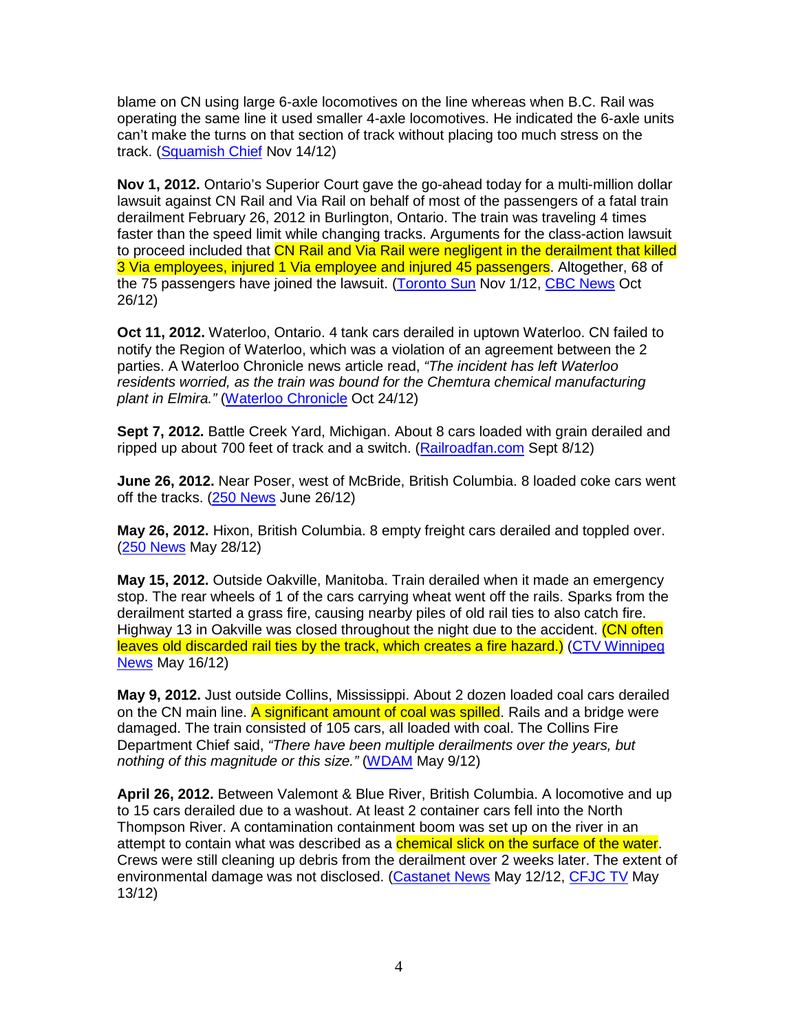blame on CN using large 6-axle locomotives on the line whereas when B.C. Rail was operating the same line it used smaller 4-axle locomotives. He indicated the 6-axle units can't make the turns on that section of track without placing too much stress on the track. ([Squamish Chief]() Nov 14/12)

**Nov 1, 2012.** Ontario's Superior Court gave the go-ahead today for a multi-million dollar lawsuit against CN Rail and Via Rail on behalf of most of the passengers of a fatal train derailment February 26, 2012 in Burlington, Ontario. The train was traveling 4 times faster than the speed limit while changing tracks. Arguments for the class-action lawsuit to proceed included that CN Rail and Via Rail were negligent in the derailment that killed 3 Via employees, injured 1 Via employee and injured 45 passengers. Altogether, 68 of the 75 passengers have joined the lawsuit. ([Toronto Sun]() Nov 1/12, [CBC News]() Oct 26/12)

**Oct 11, 2012.** Waterloo, Ontario. 4 tank cars derailed in uptown Waterloo. CN failed to notify the Region of Waterloo, which was a violation of an agreement between the 2 parties. A Waterloo Chronicle news article read, *"The incident has left Waterloo residents worried, as the train was bound for the Chemtura chemical manufacturing plant in Elmira."* ([Waterloo Chronicle]() Oct 24/12)

**Sept 7, 2012.** Battle Creek Yard, Michigan. About 8 cars loaded with grain derailed and ripped up about 700 feet of track and a switch. ([Railroadfan.com]() Sept 8/12)

**June 26, 2012.** Near Poser, west of McBride, British Columbia. 8 loaded coke cars went off the tracks. ([250 News]() June 26/12)

**May 26, 2012.** Hixon, British Columbia. 8 empty freight cars derailed and toppled over. ([250 News]() May 28/12)

**May 15, 2012.** Outside Oakville, Manitoba. Train derailed when it made an emergency stop. The rear wheels of 1 of the cars carrying wheat went off the rails. Sparks from the derailment started a grass fire, causing nearby piles of old rail ties to also catch fire. Highway 13 in Oakville was closed throughout the night due to the accident. (CN often leaves old discarded rail ties by the track, which creates a fire hazard.) ([CTV Winnipeg News]() May 16/12)

**May 9, 2012.** Just outside Collins, Mississippi. About 2 dozen loaded coal cars derailed on the CN main line. A significant amount of coal was spilled. Rails and a bridge were damaged. The train consisted of 105 cars, all loaded with coal. The Collins Fire Department Chief said, *"There have been multiple derailments over the years, but nothing of this magnitude or this size."* ([WDAM]() May 9/12)

**April 26, 2012.** Between Valemont & Blue River, British Columbia. A locomotive and up to 15 cars derailed due to a washout. At least 2 container cars fell into the North Thompson River. A contamination containment boom was set up on the river in an attempt to contain what was described as a chemical slick on the surface of the water. Crews were still cleaning up debris from the derailment over 2 weeks later. The extent of environmental damage was not disclosed. ([Castanet News]() May 12/12, [CFJC TV]() May 13/12)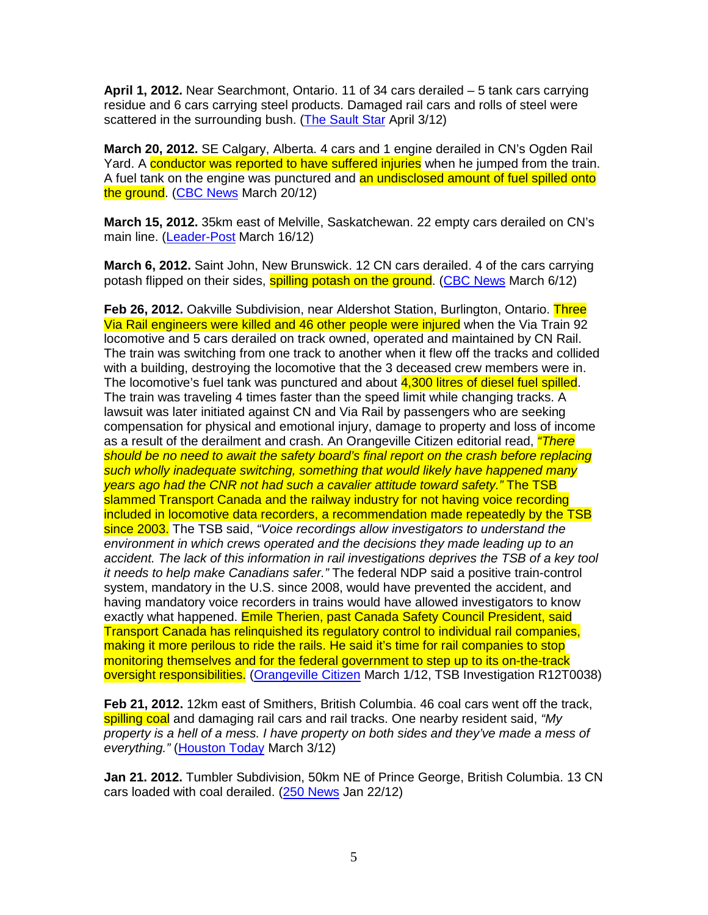**April 1, 2012.** Near Searchmont, Ontario. 11 of 34 cars derailed – 5 tank cars carrying residue and 6 cars carrying steel products. Damaged rail cars and rolls of steel were scattered in the surrounding bush. ([The Sault Star](#) April 3/12)

**March 20, 2012.** SE Calgary, Alberta. 4 cars and 1 engine derailed in CN's Ogden Rail Yard. A conductor was reported to have suffered injuries when he jumped from the train. A fuel tank on the engine was punctured and an undisclosed amount of fuel spilled onto the ground. ([CBC News](#) March 20/12)

**March 15, 2012.** 35km east of Melville, Saskatchewan. 22 empty cars derailed on CN's main line. ([Leader-Post](#) March 16/12)

**March 6, 2012.** Saint John, New Brunswick. 12 CN cars derailed. 4 of the cars carrying potash flipped on their sides, spilling potash on the ground. ([CBC News](#) March 6/12)

**Feb 26, 2012.** Oakville Subdivision, near Aldershot Station, Burlington, Ontario. Three Via Rail engineers were killed and 46 other people were injured when the Via Train 92 locomotive and 5 cars derailed on track owned, operated and maintained by CN Rail. The train was switching from one track to another when it flew off the tracks and collided with a building, destroying the locomotive that the 3 deceased crew members were in. The locomotive's fuel tank was punctured and about 4,300 litres of diesel fuel spilled. The train was traveling 4 times faster than the speed limit while changing tracks. A lawsuit was later initiated against CN and Via Rail by passengers who are seeking compensation for physical and emotional injury, damage to property and loss of income as a result of the derailment and crash. An Orangeville Citizen editorial read, *"There should be no need to await the safety board's final report on the crash before replacing such wholly inadequate switching, something that would likely have happened many years ago had the CNR not had such a cavalier attitude toward safety."* The TSB slammed Transport Canada and the railway industry for not having voice recording included in locomotive data recorders, a recommendation made repeatedly by the TSB since 2003. The TSB said, *"Voice recordings allow investigators to understand the environment in which crews operated and the decisions they made leading up to an accident. The lack of this information in rail investigations deprives the TSB of a key tool it needs to help make Canadians safer."* The federal NDP said a positive train-control system, mandatory in the U.S. since 2008, would have prevented the accident, and having mandatory voice recorders in trains would have allowed investigators to know exactly what happened. Emile Therien, past Canada Safety Council President, said Transport Canada has relinquished its regulatory control to individual rail companies, making it more perilous to ride the rails. He said it's time for rail companies to stop monitoring themselves and for the federal government to step up to its on-the-track oversight responsibilities. ([Orangeville Citizen](#) March 1/12, TSB Investigation R12T0038)

**Feb 21, 2012.** 12km east of Smithers, British Columbia. 46 coal cars went off the track, spilling coal and damaging rail cars and rail tracks. One nearby resident said, *"My property is a hell of a mess. I have property on both sides and they've made a mess of everything."* ([Houston Today](#) March 3/12)

**Jan 21. 2012.** Tumbler Subdivision, 50km NE of Prince George, British Columbia. 13 CN cars loaded with coal derailed. ([250 News](#) Jan 22/12)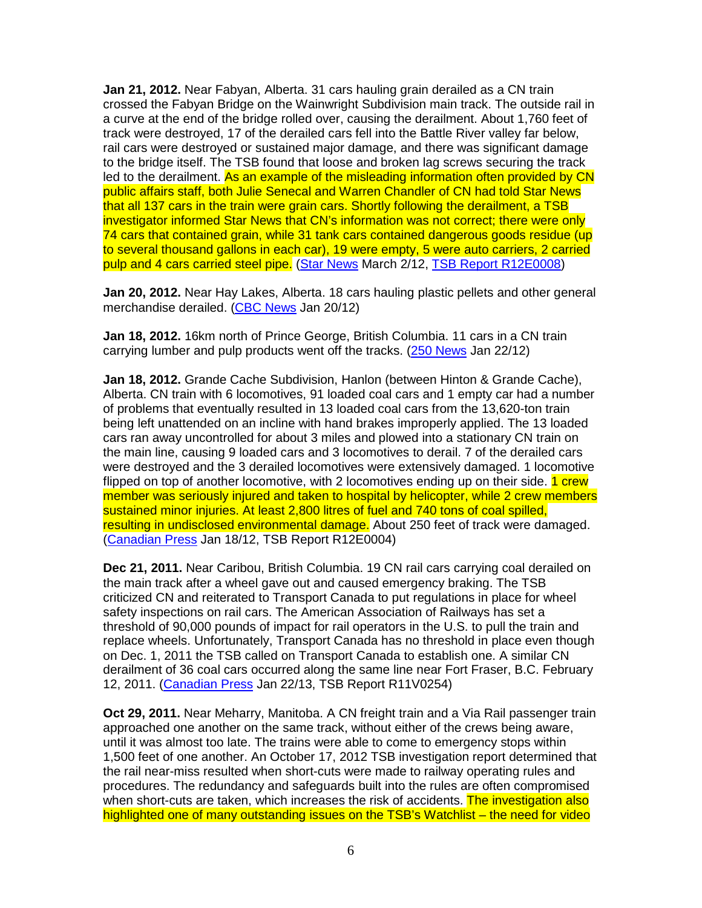**Jan 21, 2012.** Near Fabyan, Alberta. 31 cars hauling grain derailed as a CN train crossed the Fabyan Bridge on the Wainwright Subdivision main track. The outside rail in a curve at the end of the bridge rolled over, causing the derailment. About 1,760 feet of track were destroyed, 17 of the derailed cars fell into the Battle River valley far below, rail cars were destroyed or sustained major damage, and there was significant damage to the bridge itself. The TSB found that loose and broken lag screws securing the track led to the derailment. As an example of the misleading information often provided by CN public affairs staff, both Julie Senecal and Warren Chandler of CN had told Star News that all 137 cars in the train were grain cars. Shortly following the derailment, a TSB investigator informed Star News that CN's information was not correct; there were only 74 cars that contained grain, while 31 tank cars contained dangerous goods residue (up to several thousand gallons in each car), 19 were empty, 5 were auto carriers, 2 carried pulp and 4 cars carried steel pipe. (Star News March 2/12, TSB Report R12E0008)

**Jan 20, 2012.** Near Hay Lakes, Alberta. 18 cars hauling plastic pellets and other general merchandise derailed. (CBC News Jan 20/12)

**Jan 18, 2012.** 16km north of Prince George, British Columbia. 11 cars in a CN train carrying lumber and pulp products went off the tracks. (250 News Jan 22/12)

**Jan 18, 2012.** Grande Cache Subdivision, Hanlon (between Hinton & Grande Cache), Alberta. CN train with 6 locomotives, 91 loaded coal cars and 1 empty car had a number of problems that eventually resulted in 13 loaded coal cars from the 13,620-ton train being left unattended on an incline with hand brakes improperly applied. The 13 loaded cars ran away uncontrolled for about 3 miles and plowed into a stationary CN train on the main line, causing 9 loaded cars and 3 locomotives to derail. 7 of the derailed cars were destroyed and the 3 derailed locomotives were extensively damaged. 1 locomotive flipped on top of another locomotive, with 2 locomotives ending up on their side. 1 crew member was seriously injured and taken to hospital by helicopter, while 2 crew members sustained minor injuries. At least 2,800 litres of fuel and 740 tons of coal spilled, resulting in undisclosed environmental damage. About 250 feet of track were damaged. (Canadian Press Jan 18/12, TSB Report R12E0004)

**Dec 21, 2011.** Near Caribou, British Columbia. 19 CN rail cars carrying coal derailed on the main track after a wheel gave out and caused emergency braking. The TSB criticized CN and reiterated to Transport Canada to put regulations in place for wheel safety inspections on rail cars. The American Association of Railways has set a threshold of 90,000 pounds of impact for rail operators in the U.S. to pull the train and replace wheels. Unfortunately, Transport Canada has no threshold in place even though on Dec. 1, 2011 the TSB called on Transport Canada to establish one. A similar CN derailment of 36 coal cars occurred along the same line near Fort Fraser, B.C. February 12, 2011. (Canadian Press Jan 22/13, TSB Report R11V0254)

**Oct 29, 2011.** Near Meharry, Manitoba. A CN freight train and a Via Rail passenger train approached one another on the same track, without either of the crews being aware, until it was almost too late. The trains were able to come to emergency stops within 1,500 feet of one another. An October 17, 2012 TSB investigation report determined that the rail near-miss resulted when short-cuts were made to railway operating rules and procedures. The redundancy and safeguards built into the rules are often compromised when short-cuts are taken, which increases the risk of accidents. The investigation also highlighted one of many outstanding issues on the TSB's Watchlist – the need for video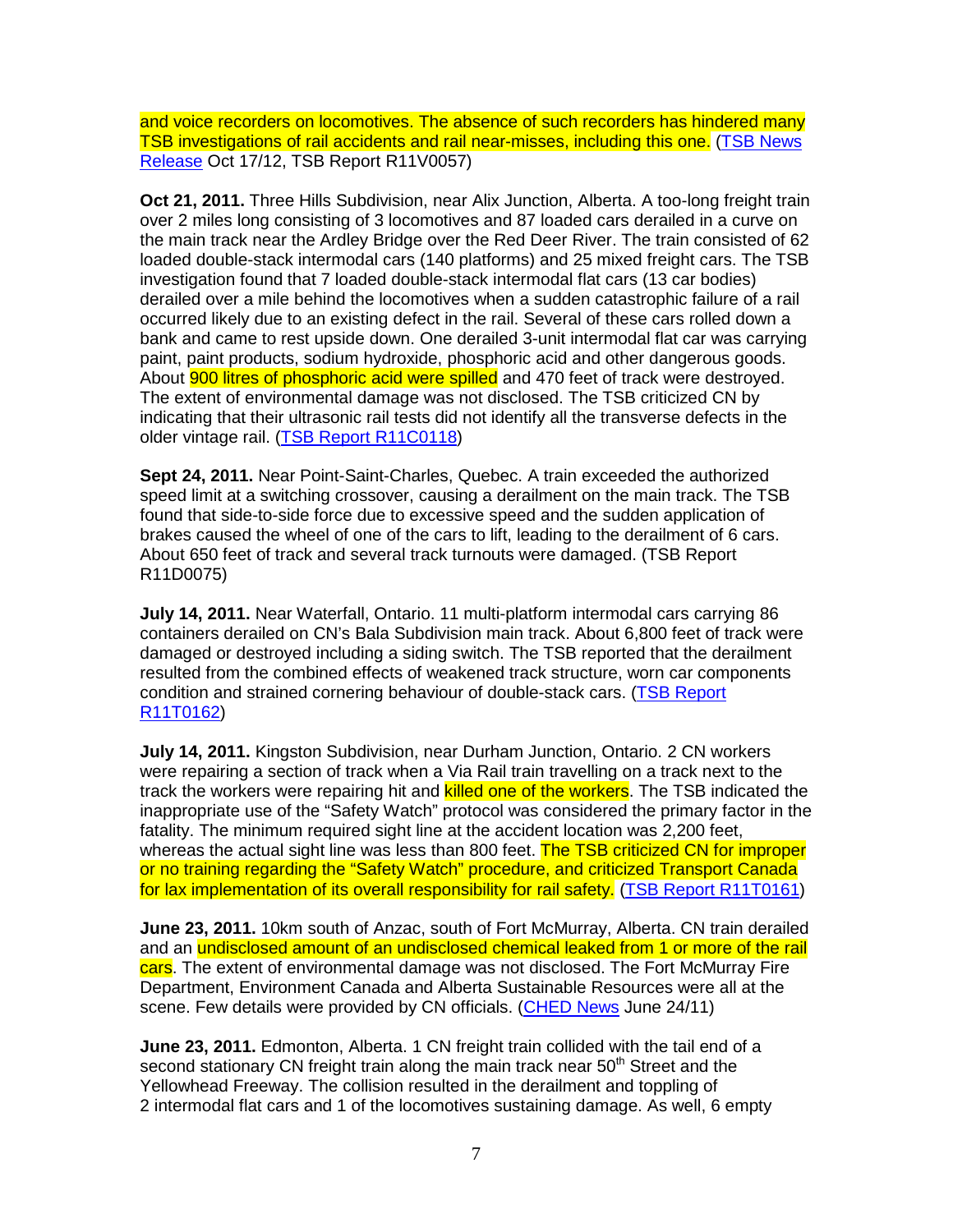and voice recorders on locomotives. The absence of such recorders has hindered many TSB investigations of rail accidents and rail near-misses, including this one. (TSB News Release Oct 17/12, TSB Report R11V0057)

**Oct 21, 2011.** Three Hills Subdivision, near Alix Junction, Alberta. A too-long freight train over 2 miles long consisting of 3 locomotives and 87 loaded cars derailed in a curve on the main track near the Ardley Bridge over the Red Deer River. The train consisted of 62 loaded double-stack intermodal cars (140 platforms) and 25 mixed freight cars. The TSB investigation found that 7 loaded double-stack intermodal flat cars (13 car bodies) derailed over a mile behind the locomotives when a sudden catastrophic failure of a rail occurred likely due to an existing defect in the rail. Several of these cars rolled down a bank and came to rest upside down. One derailed 3-unit intermodal flat car was carrying paint, paint products, sodium hydroxide, phosphoric acid and other dangerous goods. About 900 litres of phosphoric acid were spilled and 470 feet of track were destroyed. The extent of environmental damage was not disclosed. The TSB criticized CN by indicating that their ultrasonic rail tests did not identify all the transverse defects in the older vintage rail. (TSB Report R11C0118)

**Sept 24, 2011.** Near Point-Saint-Charles, Quebec. A train exceeded the authorized speed limit at a switching crossover, causing a derailment on the main track. The TSB found that side-to-side force due to excessive speed and the sudden application of brakes caused the wheel of one of the cars to lift, leading to the derailment of 6 cars. About 650 feet of track and several track turnouts were damaged. (TSB Report R11D0075)

**July 14, 2011.** Near Waterfall, Ontario. 11 multi-platform intermodal cars carrying 86 containers derailed on CN's Bala Subdivision main track. About 6,800 feet of track were damaged or destroyed including a siding switch. The TSB reported that the derailment resulted from the combined effects of weakened track structure, worn car components condition and strained cornering behaviour of double-stack cars. (TSB Report R11T0162)

**July 14, 2011.** Kingston Subdivision, near Durham Junction, Ontario. 2 CN workers were repairing a section of track when a Via Rail train travelling on a track next to the track the workers were repairing hit and killed one of the workers. The TSB indicated the inappropriate use of the "Safety Watch" protocol was considered the primary factor in the fatality. The minimum required sight line at the accident location was 2,200 feet, whereas the actual sight line was less than 800 feet. The TSB criticized CN for improper or no training regarding the "Safety Watch" procedure, and criticized Transport Canada for lax implementation of its overall responsibility for rail safety. (TSB Report R11T0161)

**June 23, 2011.** 10km south of Anzac, south of Fort McMurray, Alberta. CN train derailed and an undisclosed amount of an undisclosed chemical leaked from 1 or more of the rail cars. The extent of environmental damage was not disclosed. The Fort McMurray Fire Department, Environment Canada and Alberta Sustainable Resources were all at the scene. Few details were provided by CN officials. (CHED News June 24/11)

**June 23, 2011.** Edmonton, Alberta. 1 CN freight train collided with the tail end of a second stationary CN freight train along the main track near 50th Street and the Yellowhead Freeway. The collision resulted in the derailment and toppling of 2 intermodal flat cars and 1 of the locomotives sustaining damage. As well, 6 empty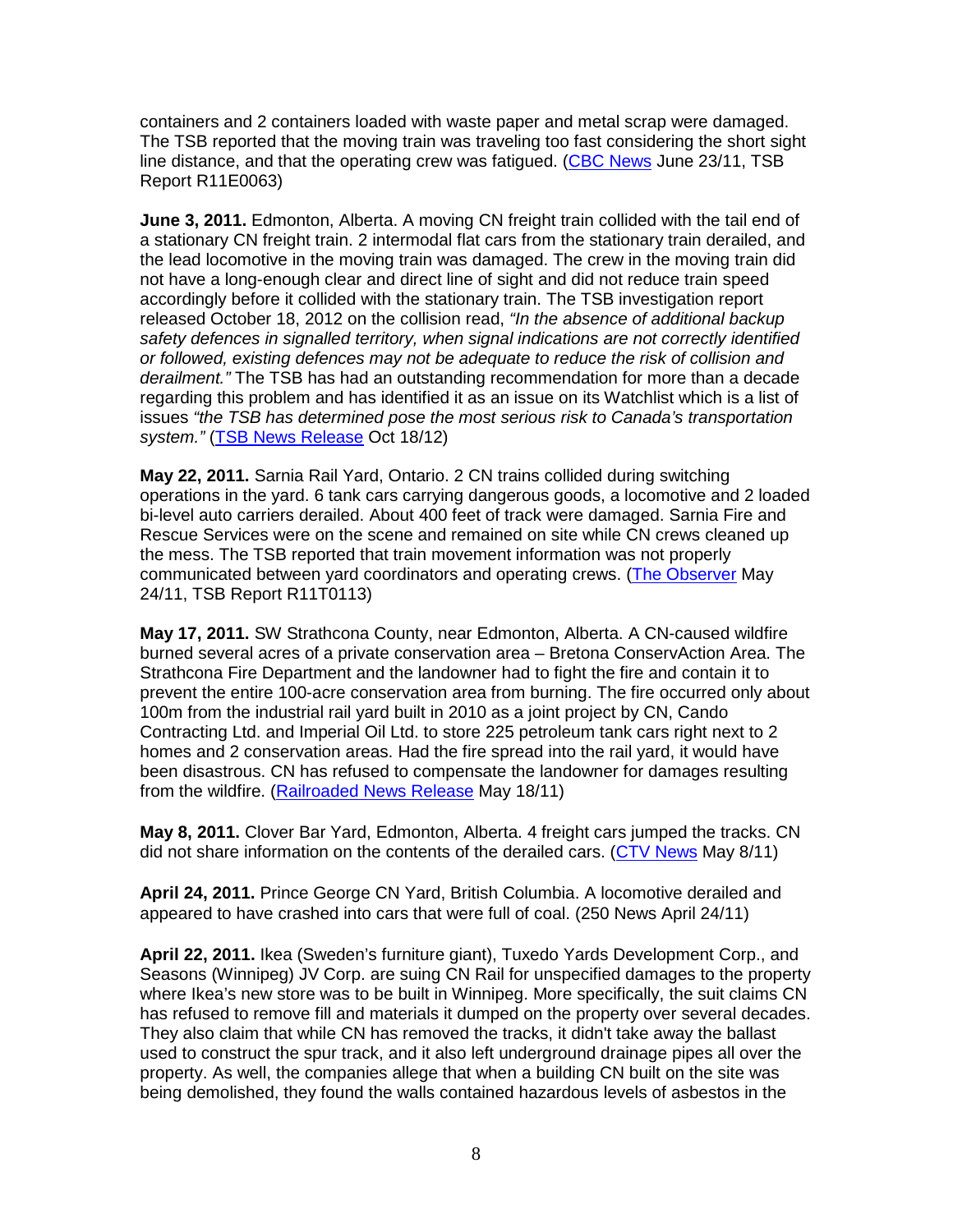containers and 2 containers loaded with waste paper and metal scrap were damaged. The TSB reported that the moving train was traveling too fast considering the short sight line distance, and that the operating crew was fatigued. (CBC News June 23/11, TSB Report R11E0063)

**June 3, 2011.** Edmonton, Alberta. A moving CN freight train collided with the tail end of a stationary CN freight train. 2 intermodal flat cars from the stationary train derailed, and the lead locomotive in the moving train was damaged. The crew in the moving train did not have a long-enough clear and direct line of sight and did not reduce train speed accordingly before it collided with the stationary train. The TSB investigation report released October 18, 2012 on the collision read, *"In the absence of additional backup safety defences in signalled territory, when signal indications are not correctly identified or followed, existing defences may not be adequate to reduce the risk of collision and derailment."* The TSB has had an outstanding recommendation for more than a decade regarding this problem and has identified it as an issue on its Watchlist which is a list of issues *"the TSB has determined pose the most serious risk to Canada's transportation system."* (TSB News Release Oct 18/12)

**May 22, 2011.** Sarnia Rail Yard, Ontario. 2 CN trains collided during switching operations in the yard. 6 tank cars carrying dangerous goods, a locomotive and 2 loaded bi-level auto carriers derailed. About 400 feet of track were damaged. Sarnia Fire and Rescue Services were on the scene and remained on site while CN crews cleaned up the mess. The TSB reported that train movement information was not properly communicated between yard coordinators and operating crews. (The Observer May 24/11, TSB Report R11T0113)

**May 17, 2011.** SW Strathcona County, near Edmonton, Alberta. A CN-caused wildfire burned several acres of a private conservation area – Bretona ConservAction Area. The Strathcona Fire Department and the landowner had to fight the fire and contain it to prevent the entire 100-acre conservation area from burning. The fire occurred only about 100m from the industrial rail yard built in 2010 as a joint project by CN, Cando Contracting Ltd. and Imperial Oil Ltd. to store 225 petroleum tank cars right next to 2 homes and 2 conservation areas. Had the fire spread into the rail yard, it would have been disastrous. CN has refused to compensate the landowner for damages resulting from the wildfire. (Railroaded News Release May 18/11)

**May 8, 2011.** Clover Bar Yard, Edmonton, Alberta. 4 freight cars jumped the tracks. CN did not share information on the contents of the derailed cars. (CTV News May 8/11)

**April 24, 2011.** Prince George CN Yard, British Columbia. A locomotive derailed and appeared to have crashed into cars that were full of coal. (250 News April 24/11)

**April 22, 2011.** Ikea (Sweden's furniture giant), Tuxedo Yards Development Corp., and Seasons (Winnipeg) JV Corp. are suing CN Rail for unspecified damages to the property where Ikea's new store was to be built in Winnipeg. More specifically, the suit claims CN has refused to remove fill and materials it dumped on the property over several decades. They also claim that while CN has removed the tracks, it didn't take away the ballast used to construct the spur track, and it also left underground drainage pipes all over the property. As well, the companies allege that when a building CN built on the site was being demolished, they found the walls contained hazardous levels of asbestos in the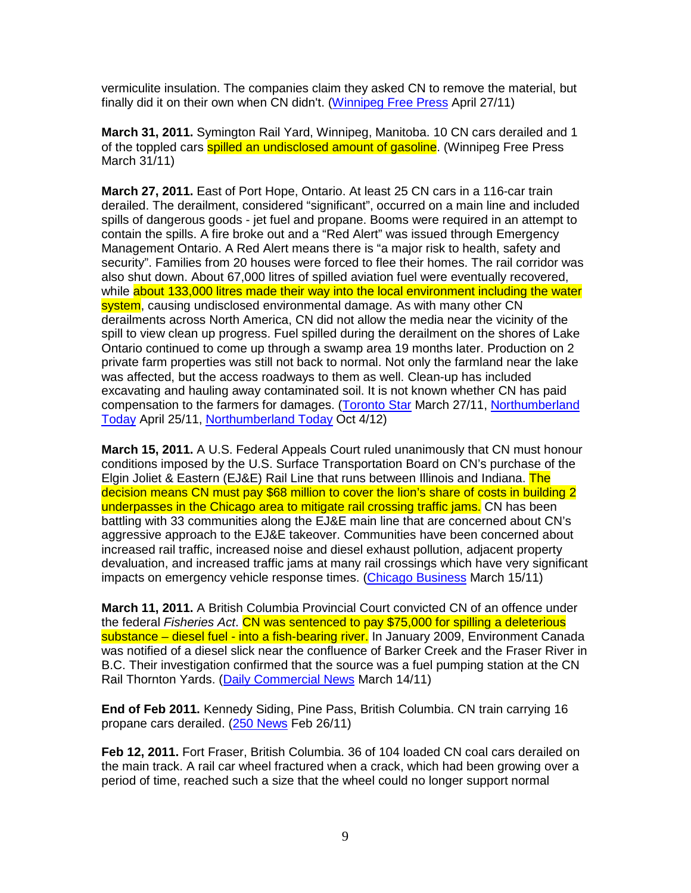vermiculite insulation. The companies claim they asked CN to remove the material, but finally did it on their own when CN didn't. (Winnipeg Free Press April 27/11)

**March 31, 2011.** Symington Rail Yard, Winnipeg, Manitoba. 10 CN cars derailed and 1 of the toppled cars spilled an undisclosed amount of gasoline. (Winnipeg Free Press March 31/11)

**March 27, 2011.** East of Port Hope, Ontario. At least 25 CN cars in a 116-car train derailed. The derailment, considered "significant", occurred on a main line and included spills of dangerous goods - jet fuel and propane. Booms were required in an attempt to contain the spills. A fire broke out and a "Red Alert" was issued through Emergency Management Ontario. A Red Alert means there is "a major risk to health, safety and security". Families from 20 houses were forced to flee their homes. The rail corridor was also shut down. About 67,000 litres of spilled aviation fuel were eventually recovered, while about 133,000 litres made their way into the local environment including the water system, causing undisclosed environmental damage. As with many other CN derailments across North America, CN did not allow the media near the vicinity of the spill to view clean up progress. Fuel spilled during the derailment on the shores of Lake Ontario continued to come up through a swamp area 19 months later. Production on 2 private farm properties was still not back to normal. Not only the farmland near the lake was affected, but the access roadways to them as well. Clean-up has included excavating and hauling away contaminated soil. It is not known whether CN has paid compensation to the farmers for damages. (Toronto Star March 27/11, Northumberland Today April 25/11, Northumberland Today Oct 4/12)

**March 15, 2011.** A U.S. Federal Appeals Court ruled unanimously that CN must honour conditions imposed by the U.S. Surface Transportation Board on CN's purchase of the Elgin Joliet & Eastern (EJ&E) Rail Line that runs between Illinois and Indiana. The decision means CN must pay $68 million to cover the lion's share of costs in building 2 underpasses in the Chicago area to mitigate rail crossing traffic jams. CN has been battling with 33 communities along the EJ&E main line that are concerned about CN's aggressive approach to the EJ&E takeover. Communities have been concerned about increased rail traffic, increased noise and diesel exhaust pollution, adjacent property devaluation, and increased traffic jams at many rail crossings which have very significant impacts on emergency vehicle response times. (Chicago Business March 15/11)

**March 11, 2011.** A British Columbia Provincial Court convicted CN of an offence under the federal *Fisheries Act*. CN was sentenced to pay $75,000 for spilling a deleterious substance – diesel fuel - into a fish-bearing river. In January 2009, Environment Canada was notified of a diesel slick near the confluence of Barker Creek and the Fraser River in B.C. Their investigation confirmed that the source was a fuel pumping station at the CN Rail Thornton Yards. (Daily Commercial News March 14/11)

**End of Feb 2011.** Kennedy Siding, Pine Pass, British Columbia. CN train carrying 16 propane cars derailed. (250 News Feb 26/11)

**Feb 12, 2011.** Fort Fraser, British Columbia. 36 of 104 loaded CN coal cars derailed on the main track. A rail car wheel fractured when a crack, which had been growing over a period of time, reached such a size that the wheel could no longer support normal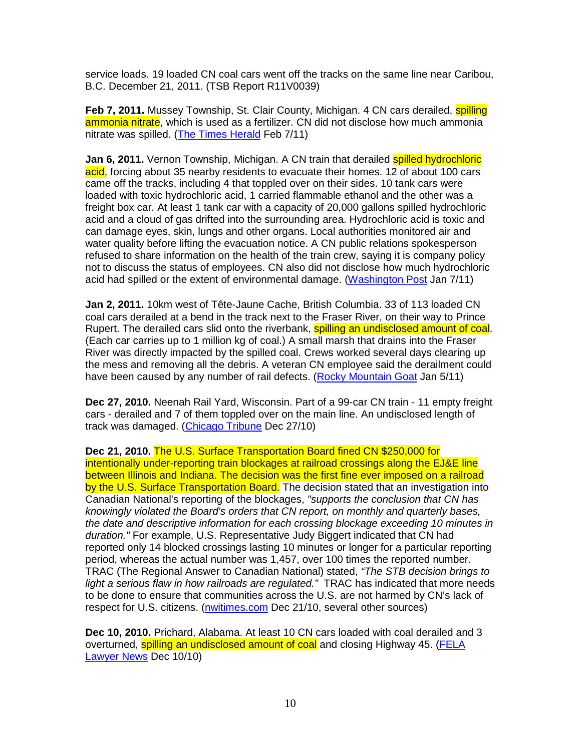service loads. 19 loaded CN coal cars went off the tracks on the same line near Caribou, B.C. December 21, 2011. (TSB Report R11V0039)

**Feb 7, 2011.** Mussey Township, St. Clair County, Michigan. 4 CN cars derailed, spilling ammonia nitrate, which is used as a fertilizer. CN did not disclose how much ammonia nitrate was spilled. (The Times Herald Feb 7/11)

**Jan 6, 2011.** Vernon Township, Michigan. A CN train that derailed spilled hydrochloric acid, forcing about 35 nearby residents to evacuate their homes. 12 of about 100 cars came off the tracks, including 4 that toppled over on their sides. 10 tank cars were loaded with toxic hydrochloric acid, 1 carried flammable ethanol and the other was a freight box car. At least 1 tank car with a capacity of 20,000 gallons spilled hydrochloric acid and a cloud of gas drifted into the surrounding area. Hydrochloric acid is toxic and can damage eyes, skin, lungs and other organs. Local authorities monitored air and water quality before lifting the evacuation notice. A CN public relations spokesperson refused to share information on the health of the train crew, saying it is company policy not to discuss the status of employees. CN also did not disclose how much hydrochloric acid had spilled or the extent of environmental damage. (Washington Post Jan 7/11)

**Jan 2, 2011.** 10km west of Tête-Jaune Cache, British Columbia. 33 of 113 loaded CN coal cars derailed at a bend in the track next to the Fraser River, on their way to Prince Rupert. The derailed cars slid onto the riverbank, spilling an undisclosed amount of coal. (Each car carries up to 1 million kg of coal.) A small marsh that drains into the Fraser River was directly impacted by the spilled coal. Crews worked several days clearing up the mess and removing all the debris. A veteran CN employee said the derailment could have been caused by any number of rail defects. (Rocky Mountain Goat Jan 5/11)

**Dec 27, 2010.** Neenah Rail Yard, Wisconsin. Part of a 99-car CN train - 11 empty freight cars - derailed and 7 of them toppled over on the main line. An undisclosed length of track was damaged. (Chicago Tribune Dec 27/10)

**Dec 21, 2010.** The U.S. Surface Transportation Board fined CN $250,000 for intentionally under-reporting train blockages at railroad crossings along the EJ&E line between Illinois and Indiana. The decision was the first fine ever imposed on a railroad by the U.S. Surface Transportation Board. The decision stated that an investigation into Canadian National's reporting of the blockages, *"supports the conclusion that CN has knowingly violated the Board's orders that CN report, on monthly and quarterly bases, the date and descriptive information for each crossing blockage exceeding 10 minutes in duration."* For example, U.S. Representative Judy Biggert indicated that CN had reported only 14 blocked crossings lasting 10 minutes or longer for a particular reporting period, whereas the actual number was 1,457, over 100 times the reported number. TRAC (The Regional Answer to Canadian National) stated, *"The STB decision brings to light a serious flaw in how railroads are regulated."* TRAC has indicated that more needs to be done to ensure that communities across the U.S. are not harmed by CN's lack of respect for U.S. citizens. (nwitimes.com Dec 21/10, several other sources)

**Dec 10, 2010.** Prichard, Alabama. At least 10 CN cars loaded with coal derailed and 3 overturned, spilling an undisclosed amount of coal and closing Highway 45. (FELA Lawyer News Dec 10/10)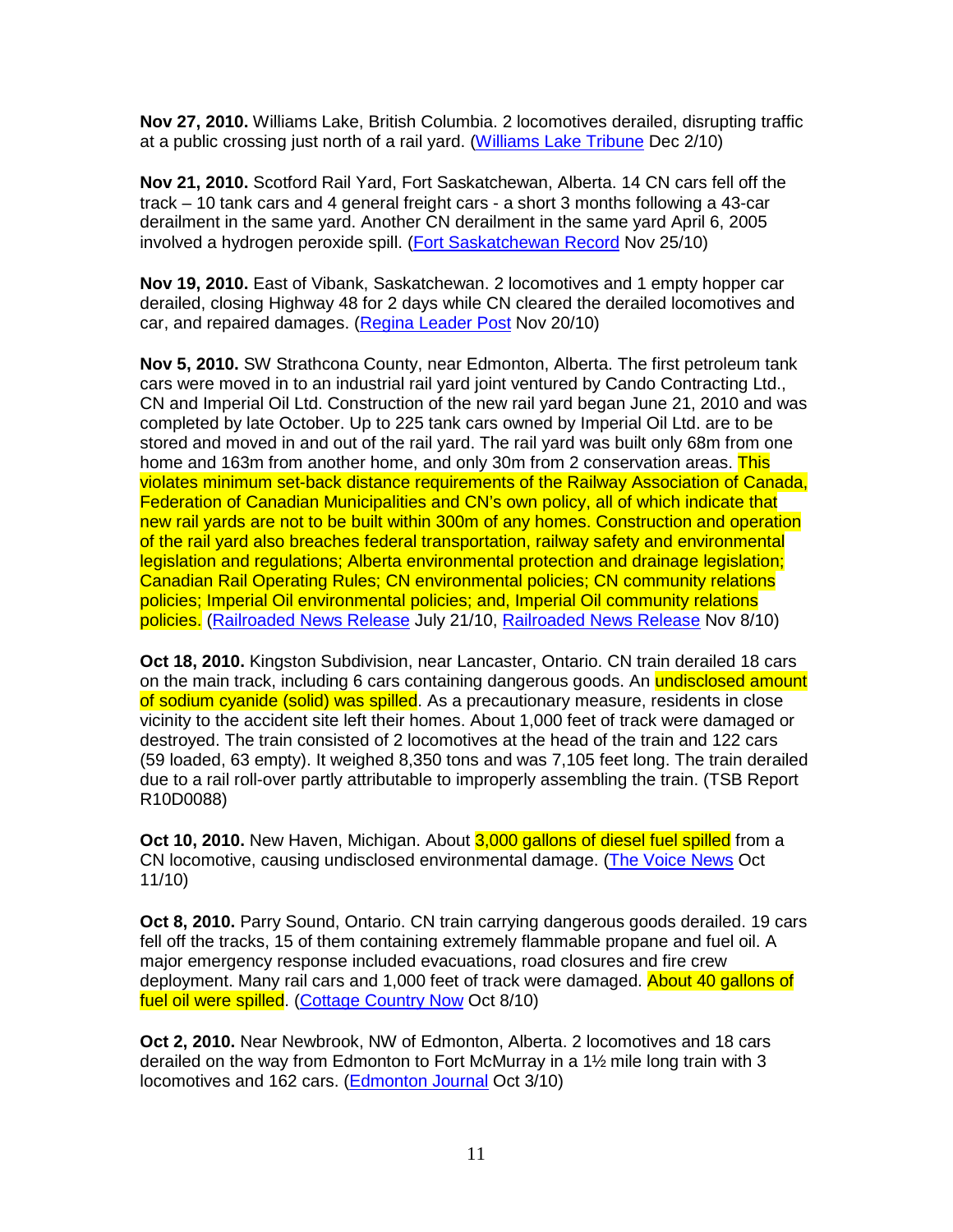**Nov 27, 2010.** Williams Lake, British Columbia. 2 locomotives derailed, disrupting traffic at a public crossing just north of a rail yard. (Williams Lake Tribune Dec 2/10)

**Nov 21, 2010.** Scotford Rail Yard, Fort Saskatchewan, Alberta. 14 CN cars fell off the track – 10 tank cars and 4 general freight cars - a short 3 months following a 43-car derailment in the same yard. Another CN derailment in the same yard April 6, 2005 involved a hydrogen peroxide spill. (Fort Saskatchewan Record Nov 25/10)

**Nov 19, 2010.** East of Vibank, Saskatchewan. 2 locomotives and 1 empty hopper car derailed, closing Highway 48 for 2 days while CN cleared the derailed locomotives and car, and repaired damages. (Regina Leader Post Nov 20/10)

**Nov 5, 2010.** SW Strathcona County, near Edmonton, Alberta. The first petroleum tank cars were moved in to an industrial rail yard joint ventured by Cando Contracting Ltd., CN and Imperial Oil Ltd. Construction of the new rail yard began June 21, 2010 and was completed by late October. Up to 225 tank cars owned by Imperial Oil Ltd. are to be stored and moved in and out of the rail yard. The rail yard was built only 68m from one home and 163m from another home, and only 30m from 2 conservation areas. This violates minimum set-back distance requirements of the Railway Association of Canada, Federation of Canadian Municipalities and CN's own policy, all of which indicate that new rail yards are not to be built within 300m of any homes. Construction and operation of the rail yard also breaches federal transportation, railway safety and environmental legislation and regulations; Alberta environmental protection and drainage legislation; Canadian Rail Operating Rules; CN environmental policies; CN community relations policies; Imperial Oil environmental policies; and, Imperial Oil community relations policies. (Railroaded News Release July 21/10, Railroaded News Release Nov 8/10)

**Oct 18, 2010.** Kingston Subdivision, near Lancaster, Ontario. CN train derailed 18 cars on the main track, including 6 cars containing dangerous goods. An undisclosed amount of sodium cyanide (solid) was spilled. As a precautionary measure, residents in close vicinity to the accident site left their homes. About 1,000 feet of track were damaged or destroyed. The train consisted of 2 locomotives at the head of the train and 122 cars (59 loaded, 63 empty). It weighed 8,350 tons and was 7,105 feet long. The train derailed due to a rail roll-over partly attributable to improperly assembling the train. (TSB Report R10D0088)

**Oct 10, 2010.** New Haven, Michigan. About 3,000 gallons of diesel fuel spilled from a CN locomotive, causing undisclosed environmental damage. (The Voice News Oct 11/10)

**Oct 8, 2010.** Parry Sound, Ontario. CN train carrying dangerous goods derailed. 19 cars fell off the tracks, 15 of them containing extremely flammable propane and fuel oil. A major emergency response included evacuations, road closures and fire crew deployment. Many rail cars and 1,000 feet of track were damaged. About 40 gallons of fuel oil were spilled. (Cottage Country Now Oct 8/10)

**Oct 2, 2010.** Near Newbrook, NW of Edmonton, Alberta. 2 locomotives and 18 cars derailed on the way from Edmonton to Fort McMurray in a 1½ mile long train with 3 locomotives and 162 cars. (Edmonton Journal Oct 3/10)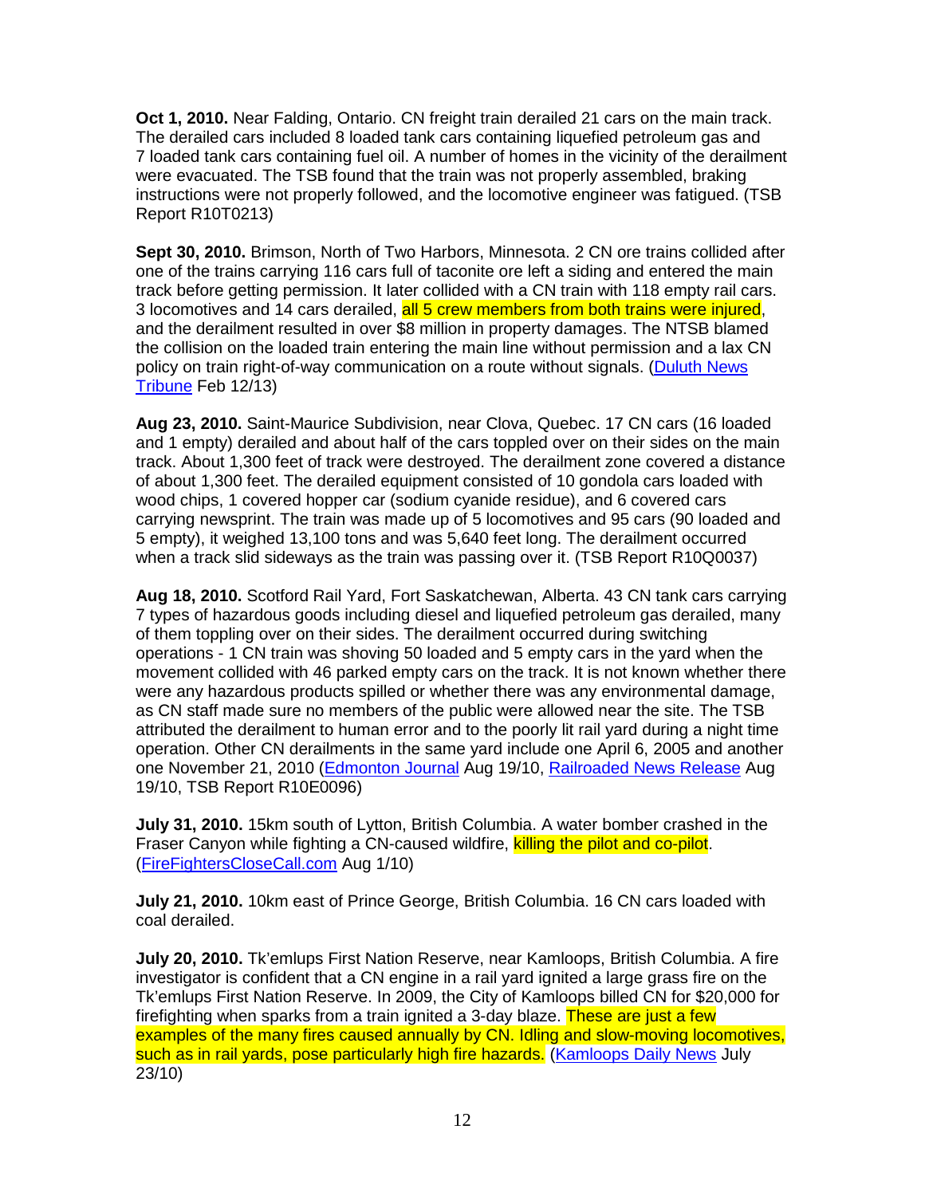**Oct 1, 2010.** Near Falding, Ontario. CN freight train derailed 21 cars on the main track. The derailed cars included 8 loaded tank cars containing liquefied petroleum gas and 7 loaded tank cars containing fuel oil. A number of homes in the vicinity of the derailment were evacuated. The TSB found that the train was not properly assembled, braking instructions were not properly followed, and the locomotive engineer was fatigued. (TSB Report R10T0213)

**Sept 30, 2010.** Brimson, North of Two Harbors, Minnesota. 2 CN ore trains collided after one of the trains carrying 116 cars full of taconite ore left a siding and entered the main track before getting permission. It later collided with a CN train with 118 empty rail cars. 3 locomotives and 14 cars derailed, all 5 crew members from both trains were injured, and the derailment resulted in over $8 million in property damages. The NTSB blamed the collision on the loaded train entering the main line without permission and a lax CN policy on train right-of-way communication on a route without signals. (Duluth News Tribune Feb 12/13)

**Aug 23, 2010.** Saint-Maurice Subdivision, near Clova, Quebec. 17 CN cars (16 loaded and 1 empty) derailed and about half of the cars toppled over on their sides on the main track. About 1,300 feet of track were destroyed. The derailment zone covered a distance of about 1,300 feet. The derailed equipment consisted of 10 gondola cars loaded with wood chips, 1 covered hopper car (sodium cyanide residue), and 6 covered cars carrying newsprint. The train was made up of 5 locomotives and 95 cars (90 loaded and 5 empty), it weighed 13,100 tons and was 5,640 feet long. The derailment occurred when a track slid sideways as the train was passing over it. (TSB Report R10Q0037)

**Aug 18, 2010.** Scotford Rail Yard, Fort Saskatchewan, Alberta. 43 CN tank cars carrying 7 types of hazardous goods including diesel and liquefied petroleum gas derailed, many of them toppling over on their sides. The derailment occurred during switching operations - 1 CN train was shoving 50 loaded and 5 empty cars in the yard when the movement collided with 46 parked empty cars on the track. It is not known whether there were any hazardous products spilled or whether there was any environmental damage, as CN staff made sure no members of the public were allowed near the site. The TSB attributed the derailment to human error and to the poorly lit rail yard during a night time operation. Other CN derailments in the same yard include one April 6, 2005 and another one November 21, 2010 (Edmonton Journal Aug 19/10, Railroaded News Release Aug 19/10, TSB Report R10E0096)

**July 31, 2010.** 15km south of Lytton, British Columbia. A water bomber crashed in the Fraser Canyon while fighting a CN-caused wildfire, killing the pilot and co-pilot. (FireFightersCloseCall.com Aug 1/10)

**July 21, 2010.** 10km east of Prince George, British Columbia. 16 CN cars loaded with coal derailed.

**July 20, 2010.** Tk'emlups First Nation Reserve, near Kamloops, British Columbia. A fire investigator is confident that a CN engine in a rail yard ignited a large grass fire on the Tk'emlups First Nation Reserve. In 2009, the City of Kamloops billed CN for $20,000 for firefighting when sparks from a train ignited a 3-day blaze. These are just a few examples of the many fires caused annually by CN. Idling and slow-moving locomotives, such as in rail yards, pose particularly high fire hazards. (Kamloops Daily News July 23/10)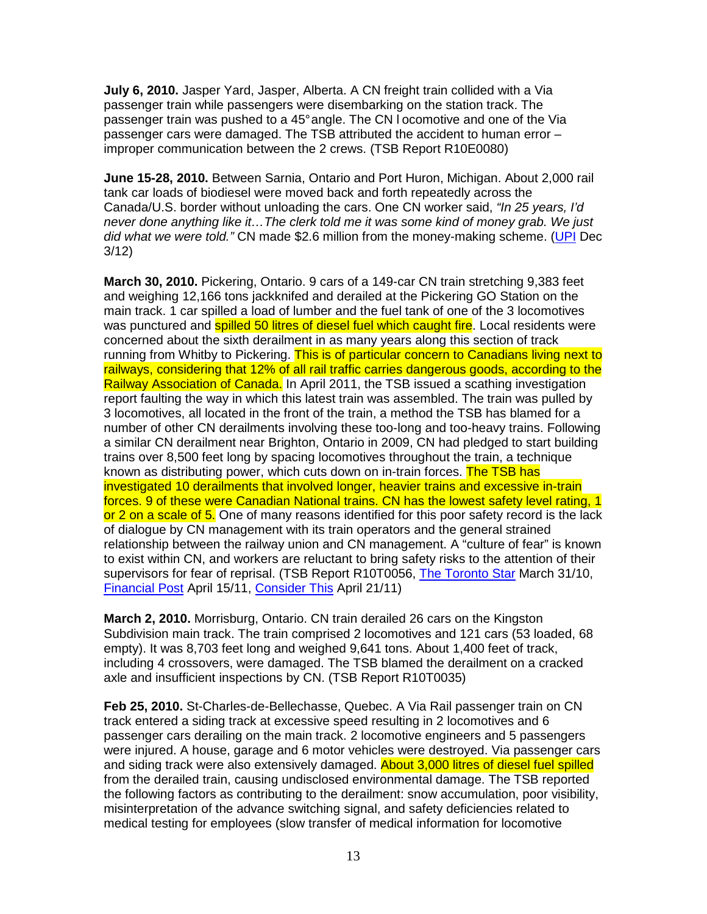**July 6, 2010.** Jasper Yard, Jasper, Alberta. A CN freight train collided with a Via passenger train while passengers were disembarking on the station track. The passenger train was pushed to a 45° angle. The CN locomotive and one of the Via passenger cars were damaged. The TSB attributed the accident to human error – improper communication between the 2 crews. (TSB Report R10E0080)

**June 15-28, 2010.** Between Sarnia, Ontario and Port Huron, Michigan. About 2,000 rail tank car loads of biodiesel were moved back and forth repeatedly across the Canada/U.S. border without unloading the cars. One CN worker said, *"In 25 years, I'd never done anything like it…The clerk told me it was some kind of money grab. We just did what we were told."* CN made $2.6 million from the money-making scheme. (UPI Dec 3/12)

**March 30, 2010.** Pickering, Ontario. 9 cars of a 149-car CN train stretching 9,383 feet and weighing 12,166 tons jackknifed and derailed at the Pickering GO Station on the main track. 1 car spilled a load of lumber and the fuel tank of one of the 3 locomotives was punctured and spilled 50 litres of diesel fuel which caught fire. Local residents were concerned about the sixth derailment in as many years along this section of track running from Whitby to Pickering. This is of particular concern to Canadians living next to railways, considering that 12% of all rail traffic carries dangerous goods, according to the Railway Association of Canada. In April 2011, the TSB issued a scathing investigation report faulting the way in which this latest train was assembled. The train was pulled by 3 locomotives, all located in the front of the train, a method the TSB has blamed for a number of other CN derailments involving these too-long and too-heavy trains. Following a similar CN derailment near Brighton, Ontario in 2009, CN had pledged to start building trains over 8,500 feet long by spacing locomotives throughout the train, a technique known as distributing power, which cuts down on in-train forces. The TSB has investigated 10 derailments that involved longer, heavier trains and excessive in-train forces. 9 of these were Canadian National trains. CN has the lowest safety level rating, 1 or 2 on a scale of 5. One of many reasons identified for this poor safety record is the lack of dialogue by CN management with its train operators and the general strained relationship between the railway union and CN management. A "culture of fear" is known to exist within CN, and workers are reluctant to bring safety risks to the attention of their supervisors for fear of reprisal. (TSB Report R10T0056, The Toronto Star March 31/10, Financial Post April 15/11, Consider This April 21/11)

**March 2, 2010.** Morrisburg, Ontario. CN train derailed 26 cars on the Kingston Subdivision main track. The train comprised 2 locomotives and 121 cars (53 loaded, 68 empty). It was 8,703 feet long and weighed 9,641 tons. About 1,400 feet of track, including 4 crossovers, were damaged. The TSB blamed the derailment on a cracked axle and insufficient inspections by CN. (TSB Report R10T0035)

**Feb 25, 2010.** St-Charles-de-Bellechasse, Quebec. A Via Rail passenger train on CN track entered a siding track at excessive speed resulting in 2 locomotives and 6 passenger cars derailing on the main track. 2 locomotive engineers and 5 passengers were injured. A house, garage and 6 motor vehicles were destroyed. Via passenger cars and siding track were also extensively damaged. About 3,000 litres of diesel fuel spilled from the derailed train, causing undisclosed environmental damage. The TSB reported the following factors as contributing to the derailment: snow accumulation, poor visibility, misinterpretation of the advance switching signal, and safety deficiencies related to medical testing for employees (slow transfer of medical information for locomotive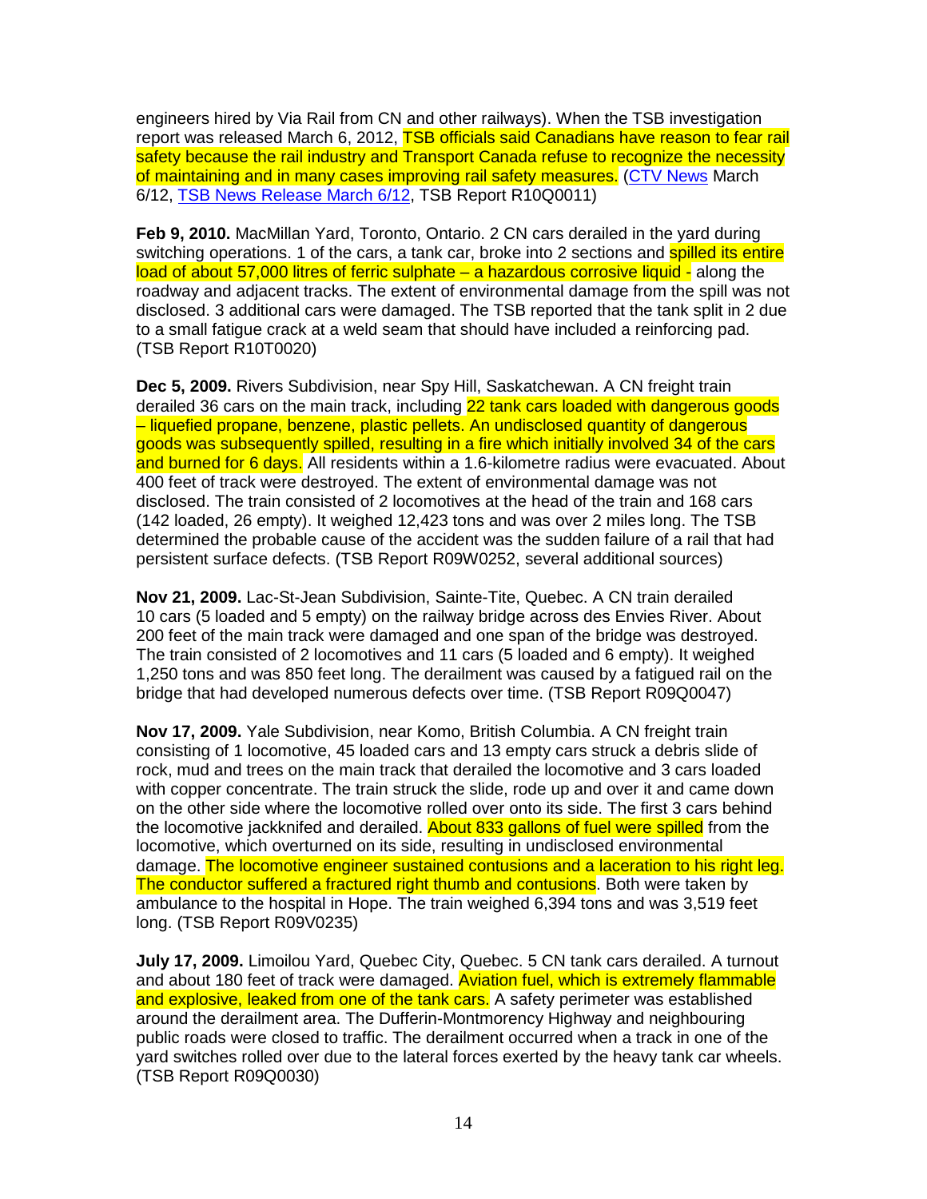engineers hired by Via Rail from CN and other railways). When the TSB investigation report was released March 6, 2012, TSB officials said Canadians have reason to fear rail safety because the rail industry and Transport Canada refuse to recognize the necessity of maintaining and in many cases improving rail safety measures. (CTV News March 6/12, TSB News Release March 6/12, TSB Report R10Q0011)

**Feb 9, 2010.** MacMillan Yard, Toronto, Ontario. 2 CN cars derailed in the yard during switching operations. 1 of the cars, a tank car, broke into 2 sections and spilled its entire load of about 57,000 litres of ferric sulphate – a hazardous corrosive liquid - along the roadway and adjacent tracks. The extent of environmental damage from the spill was not disclosed. 3 additional cars were damaged. The TSB reported that the tank split in 2 due to a small fatigue crack at a weld seam that should have included a reinforcing pad. (TSB Report R10T0020)

**Dec 5, 2009.** Rivers Subdivision, near Spy Hill, Saskatchewan. A CN freight train derailed 36 cars on the main track, including 22 tank cars loaded with dangerous goods – liquefied propane, benzene, plastic pellets. An undisclosed quantity of dangerous goods was subsequently spilled, resulting in a fire which initially involved 34 of the cars and burned for 6 days. All residents within a 1.6-kilometre radius were evacuated. About 400 feet of track were destroyed. The extent of environmental damage was not disclosed. The train consisted of 2 locomotives at the head of the train and 168 cars (142 loaded, 26 empty). It weighed 12,423 tons and was over 2 miles long. The TSB determined the probable cause of the accident was the sudden failure of a rail that had persistent surface defects. (TSB Report R09W0252, several additional sources)

**Nov 21, 2009.** Lac-St-Jean Subdivision, Sainte-Tite, Quebec. A CN train derailed 10 cars (5 loaded and 5 empty) on the railway bridge across des Envies River. About 200 feet of the main track were damaged and one span of the bridge was destroyed. The train consisted of 2 locomotives and 11 cars (5 loaded and 6 empty). It weighed 1,250 tons and was 850 feet long. The derailment was caused by a fatigued rail on the bridge that had developed numerous defects over time. (TSB Report R09Q0047)

**Nov 17, 2009.** Yale Subdivision, near Komo, British Columbia. A CN freight train consisting of 1 locomotive, 45 loaded cars and 13 empty cars struck a debris slide of rock, mud and trees on the main track that derailed the locomotive and 3 cars loaded with copper concentrate. The train struck the slide, rode up and over it and came down on the other side where the locomotive rolled over onto its side. The first 3 cars behind the locomotive jackknifed and derailed. About 833 gallons of fuel were spilled from the locomotive, which overturned on its side, resulting in undisclosed environmental damage. The locomotive engineer sustained contusions and a laceration to his right leg. The conductor suffered a fractured right thumb and contusions. Both were taken by ambulance to the hospital in Hope. The train weighed 6,394 tons and was 3,519 feet long. (TSB Report R09V0235)

**July 17, 2009.** Limoilou Yard, Quebec City, Quebec. 5 CN tank cars derailed. A turnout and about 180 feet of track were damaged. Aviation fuel, which is extremely flammable and explosive, leaked from one of the tank cars. A safety perimeter was established around the derailment area. The Dufferin-Montmorency Highway and neighbouring public roads were closed to traffic. The derailment occurred when a track in one of the yard switches rolled over due to the lateral forces exerted by the heavy tank car wheels. (TSB Report R09Q0030)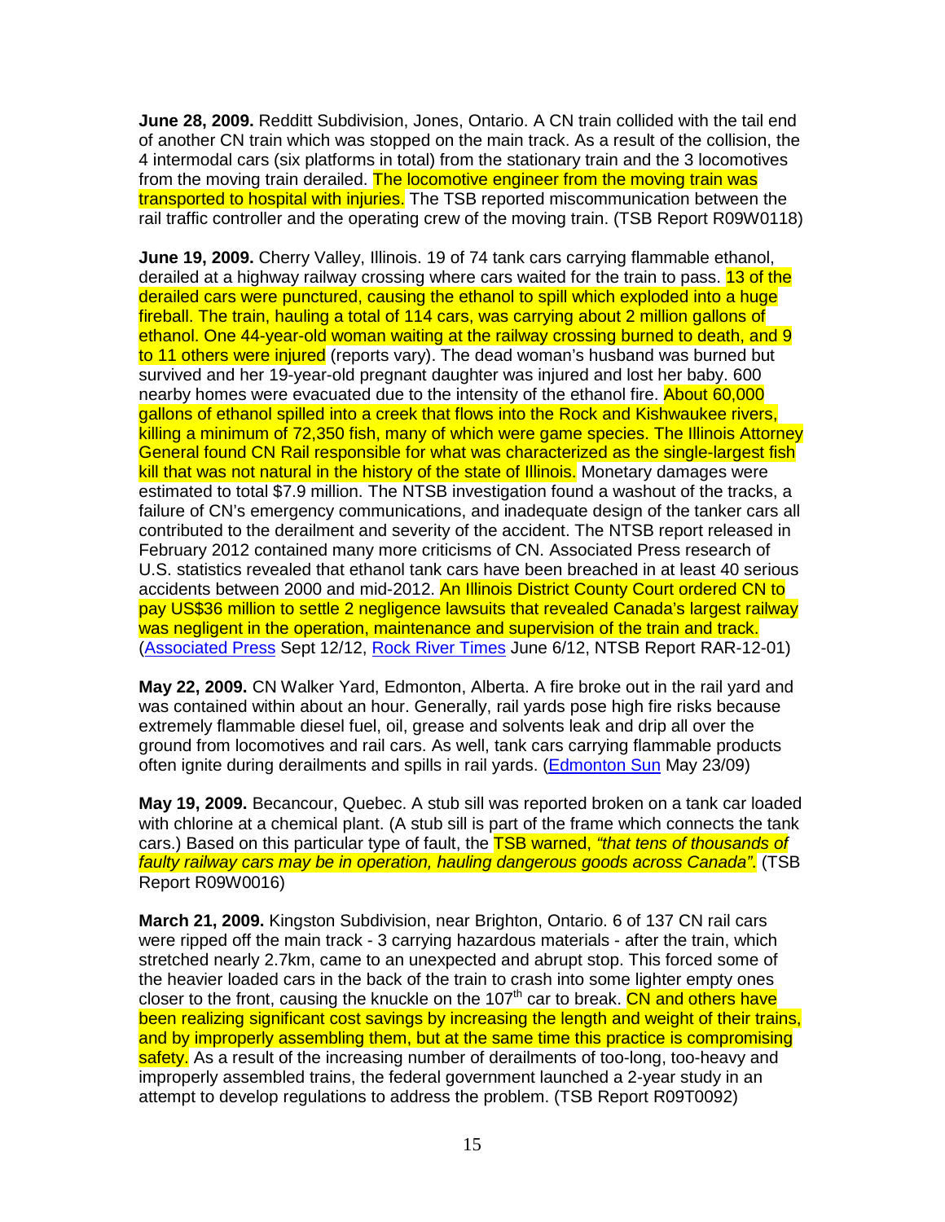**June 28, 2009.** Redditt Subdivision, Jones, Ontario. A CN train collided with the tail end of another CN train which was stopped on the main track. As a result of the collision, the 4 intermodal cars (six platforms in total) from the stationary train and the 3 locomotives from the moving train derailed. The locomotive engineer from the moving train was transported to hospital with injuries. The TSB reported miscommunication between the rail traffic controller and the operating crew of the moving train. (TSB Report R09W0118)

**June 19, 2009.** Cherry Valley, Illinois. 19 of 74 tank cars carrying flammable ethanol, derailed at a highway railway crossing where cars waited for the train to pass. 13 of the derailed cars were punctured, causing the ethanol to spill which exploded into a huge fireball. The train, hauling a total of 114 cars, was carrying about 2 million gallons of ethanol. One 44-year-old woman waiting at the railway crossing burned to death, and 9 to 11 others were injured (reports vary). The dead woman's husband was burned but survived and her 19-year-old pregnant daughter was injured and lost her baby. 600 nearby homes were evacuated due to the intensity of the ethanol fire. About 60,000 gallons of ethanol spilled into a creek that flows into the Rock and Kishwaukee rivers, killing a minimum of 72,350 fish, many of which were game species. The Illinois Attorney General found CN Rail responsible for what was characterized as the single-largest fish kill that was not natural in the history of the state of Illinois. Monetary damages were estimated to total $7.9 million. The NTSB investigation found a washout of the tracks, a failure of CN's emergency communications, and inadequate design of the tanker cars all contributed to the derailment and severity of the accident. The NTSB report released in February 2012 contained many more criticisms of CN. Associated Press research of U.S. statistics revealed that ethanol tank cars have been breached in at least 40 serious accidents between 2000 and mid-2012. An Illinois District County Court ordered CN to pay US$36 million to settle 2 negligence lawsuits that revealed Canada's largest railway was negligent in the operation, maintenance and supervision of the train and track. (Associated Press Sept 12/12, Rock River Times June 6/12, NTSB Report RAR-12-01)

**May 22, 2009.** CN Walker Yard, Edmonton, Alberta. A fire broke out in the rail yard and was contained within about an hour. Generally, rail yards pose high fire risks because extremely flammable diesel fuel, oil, grease and solvents leak and drip all over the ground from locomotives and rail cars. As well, tank cars carrying flammable products often ignite during derailments and spills in rail yards. (Edmonton Sun May 23/09)

**May 19, 2009.** Becancour, Quebec. A stub sill was reported broken on a tank car loaded with chlorine at a chemical plant. (A stub sill is part of the frame which connects the tank cars.) Based on this particular type of fault, the TSB warned, *"that tens of thousands of faulty railway cars may be in operation, hauling dangerous goods across Canada"*. (TSB Report R09W0016)

**March 21, 2009.** Kingston Subdivision, near Brighton, Ontario. 6 of 137 CN rail cars were ripped off the main track - 3 carrying hazardous materials - after the train, which stretched nearly 2.7km, came to an unexpected and abrupt stop. This forced some of the heavier loaded cars in the back of the train to crash into some lighter empty ones closer to the front, causing the knuckle on the 107th car to break. CN and others have been realizing significant cost savings by increasing the length and weight of their trains, and by improperly assembling them, but at the same time this practice is compromising safety. As a result of the increasing number of derailments of too-long, too-heavy and improperly assembled trains, the federal government launched a 2-year study in an attempt to develop regulations to address the problem. (TSB Report R09T0092)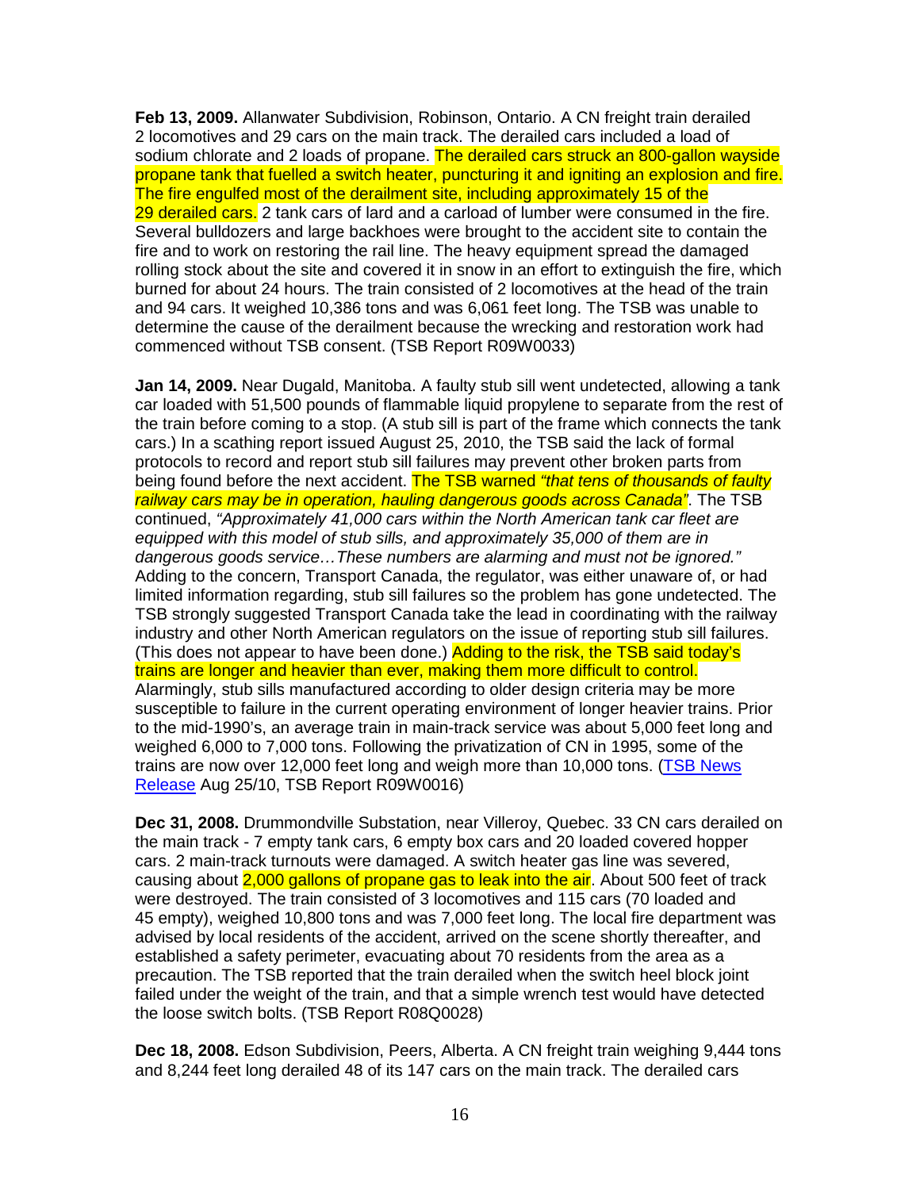**Feb 13, 2009.** Allanwater Subdivision, Robinson, Ontario. A CN freight train derailed 2 locomotives and 29 cars on the main track. The derailed cars included a load of sodium chlorate and 2 loads of propane. The derailed cars struck an 800-gallon wayside propane tank that fuelled a switch heater, puncturing it and igniting an explosion and fire. The fire engulfed most of the derailment site, including approximately 15 of the 29 derailed cars. 2 tank cars of lard and a carload of lumber were consumed in the fire. Several bulldozers and large backhoes were brought to the accident site to contain the fire and to work on restoring the rail line. The heavy equipment spread the damaged rolling stock about the site and covered it in snow in an effort to extinguish the fire, which burned for about 24 hours. The train consisted of 2 locomotives at the head of the train and 94 cars. It weighed 10,386 tons and was 6,061 feet long. The TSB was unable to determine the cause of the derailment because the wrecking and restoration work had commenced without TSB consent. (TSB Report R09W0033)

**Jan 14, 2009.** Near Dugald, Manitoba. A faulty stub sill went undetected, allowing a tank car loaded with 51,500 pounds of flammable liquid propylene to separate from the rest of the train before coming to a stop. (A stub sill is part of the frame which connects the tank cars.) In a scathing report issued August 25, 2010, the TSB said the lack of formal protocols to record and report stub sill failures may prevent other broken parts from being found before the next accident. The TSB warned *"that tens of thousands of faulty railway cars may be in operation, hauling dangerous goods across Canada"*. The TSB continued, *"Approximately 41,000 cars within the North American tank car fleet are equipped with this model of stub sills, and approximately 35,000 of them are in dangerous goods service…These numbers are alarming and must not be ignored."* Adding to the concern, Transport Canada, the regulator, was either unaware of, or had limited information regarding, stub sill failures so the problem has gone undetected. The TSB strongly suggested Transport Canada take the lead in coordinating with the railway industry and other North American regulators on the issue of reporting stub sill failures. (This does not appear to have been done.) Adding to the risk, the TSB said today's trains are longer and heavier than ever, making them more difficult to control. Alarmingly, stub sills manufactured according to older design criteria may be more susceptible to failure in the current operating environment of longer heavier trains. Prior to the mid-1990's, an average train in main-track service was about 5,000 feet long and weighed 6,000 to 7,000 tons. Following the privatization of CN in 1995, some of the trains are now over 12,000 feet long and weigh more than 10,000 tons. (TSB News Release Aug 25/10, TSB Report R09W0016)

**Dec 31, 2008.** Drummondville Substation, near Villeroy, Quebec. 33 CN cars derailed on the main track - 7 empty tank cars, 6 empty box cars and 20 loaded covered hopper cars. 2 main-track turnouts were damaged. A switch heater gas line was severed, causing about 2,000 gallons of propane gas to leak into the air. About 500 feet of track were destroyed. The train consisted of 3 locomotives and 115 cars (70 loaded and 45 empty), weighed 10,800 tons and was 7,000 feet long. The local fire department was advised by local residents of the accident, arrived on the scene shortly thereafter, and established a safety perimeter, evacuating about 70 residents from the area as a precaution. The TSB reported that the train derailed when the switch heel block joint failed under the weight of the train, and that a simple wrench test would have detected the loose switch bolts. (TSB Report R08Q0028)

**Dec 18, 2008.** Edson Subdivision, Peers, Alberta. A CN freight train weighing 9,444 tons and 8,244 feet long derailed 48 of its 147 cars on the main track. The derailed cars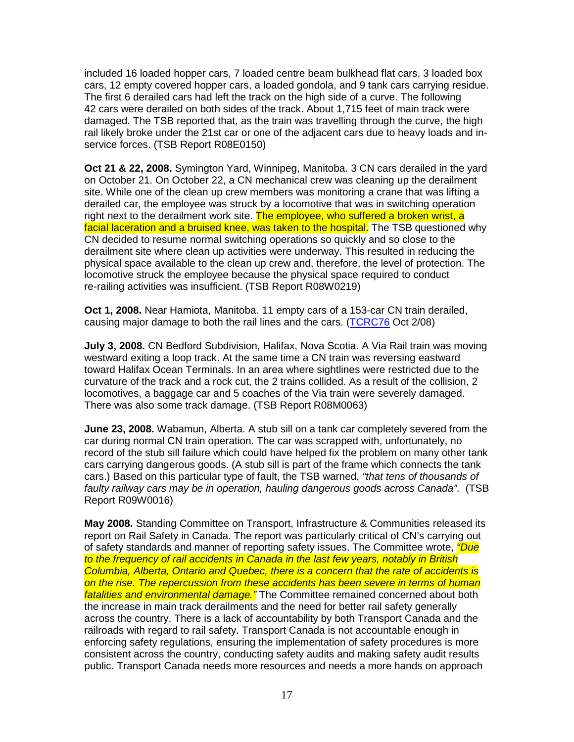included 16 loaded hopper cars, 7 loaded centre beam bulkhead flat cars, 3 loaded box cars, 12 empty covered hopper cars, a loaded gondola, and 9 tank cars carrying residue. The first 6 derailed cars had left the track on the high side of a curve. The following 42 cars were derailed on both sides of the track. About 1,715 feet of main track were damaged. The TSB reported that, as the train was travelling through the curve, the high rail likely broke under the 21st car or one of the adjacent cars due to heavy loads and in-service forces. (TSB Report R08E0150)

**Oct 21 & 22, 2008.** Symington Yard, Winnipeg, Manitoba. 3 CN cars derailed in the yard on October 21. On October 22, a CN mechanical crew was cleaning up the derailment site. While one of the clean up crew members was monitoring a crane that was lifting a derailed car, the employee was struck by a locomotive that was in switching operation right next to the derailment work site. The employee, who suffered a broken wrist, a facial laceration and a bruised knee, was taken to the hospital. The TSB questioned why CN decided to resume normal switching operations so quickly and so close to the derailment site where clean up activities were underway. This resulted in reducing the physical space available to the clean up crew and, therefore, the level of protection. The locomotive struck the employee because the physical space required to conduct re-railing activities was insufficient. (TSB Report R08W0219)

**Oct 1, 2008.** Near Hamiota, Manitoba. 11 empty cars of a 153-car CN train derailed, causing major damage to both the rail lines and the cars. (TCRC76 Oct 2/08)

**July 3, 2008.** CN Bedford Subdivision, Halifax, Nova Scotia. A Via Rail train was moving westward exiting a loop track. At the same time a CN train was reversing eastward toward Halifax Ocean Terminals. In an area where sightlines were restricted due to the curvature of the track and a rock cut, the 2 trains collided. As a result of the collision, 2 locomotives, a baggage car and 5 coaches of the Via train were severely damaged. There was also some track damage. (TSB Report R08M0063)

**June 23, 2008.** Wabamun, Alberta. A stub sill on a tank car completely severed from the car during normal CN train operation. The car was scrapped with, unfortunately, no record of the stub sill failure which could have helped fix the problem on many other tank cars carrying dangerous goods. (A stub sill is part of the frame which connects the tank cars.) Based on this particular type of fault, the TSB warned, *"that tens of thousands of faulty railway cars may be in operation, hauling dangerous goods across Canada".* (TSB Report R09W0016)

**May 2008.** Standing Committee on Transport, Infrastructure & Communities released its report on Rail Safety in Canada. The report was particularly critical of CN's carrying out of safety standards and manner of reporting safety issues. The Committee wrote, *"Due to the frequency of rail accidents in Canada in the last few years, notably in British Columbia, Alberta, Ontario and Quebec, there is a concern that the rate of accidents is on the rise. The repercussion from these accidents has been severe in terms of human fatalities and environmental damage."* The Committee remained concerned about both the increase in main track derailments and the need for better rail safety generally across the country. There is a lack of accountability by both Transport Canada and the railroads with regard to rail safety. Transport Canada is not accountable enough in enforcing safety regulations, ensuring the implementation of safety procedures is more consistent across the country, conducting safety audits and making safety audit results public. Transport Canada needs more resources and needs a more hands on approach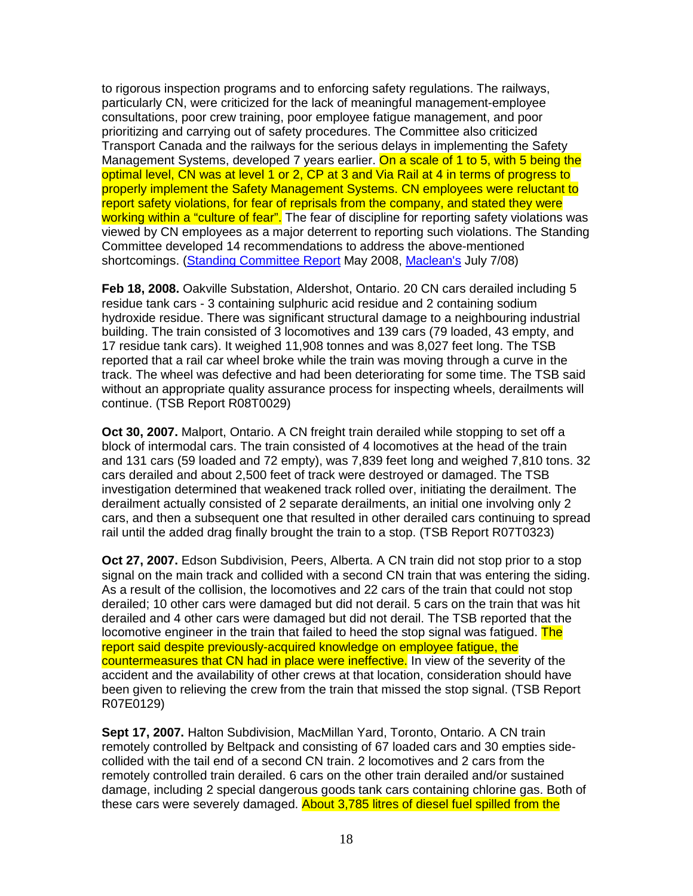to rigorous inspection programs and to enforcing safety regulations. The railways, particularly CN, were criticized for the lack of meaningful management-employee consultations, poor crew training, poor employee fatigue management, and poor prioritizing and carrying out of safety procedures. The Committee also criticized Transport Canada and the railways for the serious delays in implementing the Safety Management Systems, developed 7 years earlier. On a scale of 1 to 5, with 5 being the optimal level, CN was at level 1 or 2, CP at 3 and Via Rail at 4 in terms of progress to properly implement the Safety Management Systems. CN employees were reluctant to report safety violations, for fear of reprisals from the company, and stated they were working within a "culture of fear". The fear of discipline for reporting safety violations was viewed by CN employees as a major deterrent to reporting such violations. The Standing Committee developed 14 recommendations to address the above-mentioned shortcomings. (Standing Committee Report May 2008, Maclean's July 7/08)

**Feb 18, 2008.** Oakville Substation, Aldershot, Ontario. 20 CN cars derailed including 5 residue tank cars - 3 containing sulphuric acid residue and 2 containing sodium hydroxide residue. There was significant structural damage to a neighbouring industrial building. The train consisted of 3 locomotives and 139 cars (79 loaded, 43 empty, and 17 residue tank cars). It weighed 11,908 tonnes and was 8,027 feet long. The TSB reported that a rail car wheel broke while the train was moving through a curve in the track. The wheel was defective and had been deteriorating for some time. The TSB said without an appropriate quality assurance process for inspecting wheels, derailments will continue. (TSB Report R08T0029)

**Oct 30, 2007.** Malport, Ontario. A CN freight train derailed while stopping to set off a block of intermodal cars. The train consisted of 4 locomotives at the head of the train and 131 cars (59 loaded and 72 empty), was 7,839 feet long and weighed 7,810 tons. 32 cars derailed and about 2,500 feet of track were destroyed or damaged. The TSB investigation determined that weakened track rolled over, initiating the derailment. The derailment actually consisted of 2 separate derailments, an initial one involving only 2 cars, and then a subsequent one that resulted in other derailed cars continuing to spread rail until the added drag finally brought the train to a stop. (TSB Report R07T0323)

**Oct 27, 2007.** Edson Subdivision, Peers, Alberta. A CN train did not stop prior to a stop signal on the main track and collided with a second CN train that was entering the siding. As a result of the collision, the locomotives and 22 cars of the train that could not stop derailed; 10 other cars were damaged but did not derail. 5 cars on the train that was hit derailed and 4 other cars were damaged but did not derail. The TSB reported that the locomotive engineer in the train that failed to heed the stop signal was fatigued. The report said despite previously-acquired knowledge on employee fatigue, the countermeasures that CN had in place were ineffective. In view of the severity of the accident and the availability of other crews at that location, consideration should have been given to relieving the crew from the train that missed the stop signal. (TSB Report R07E0129)

**Sept 17, 2007.** Halton Subdivision, MacMillan Yard, Toronto, Ontario. A CN train remotely controlled by Beltpack and consisting of 67 loaded cars and 30 empties side-collided with the tail end of a second CN train. 2 locomotives and 2 cars from the remotely controlled train derailed. 6 cars on the other train derailed and/or sustained damage, including 2 special dangerous goods tank cars containing chlorine gas. Both of these cars were severely damaged. About 3,785 litres of diesel fuel spilled from the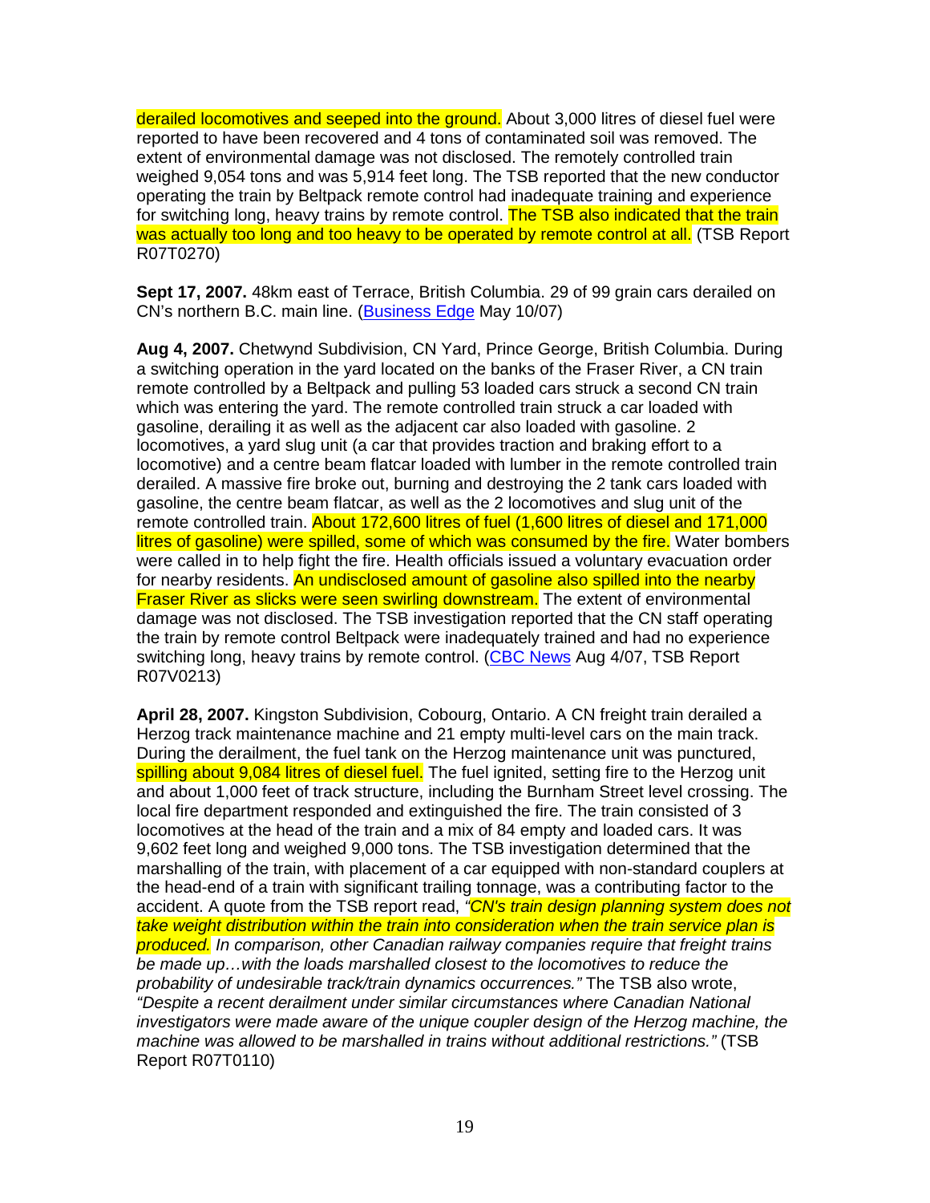derailed locomotives and seeped into the ground. About 3,000 litres of diesel fuel were reported to have been recovered and 4 tons of contaminated soil was removed. The extent of environmental damage was not disclosed. The remotely controlled train weighed 9,054 tons and was 5,914 feet long. The TSB reported that the new conductor operating the train by Beltpack remote control had inadequate training and experience for switching long, heavy trains by remote control. The TSB also indicated that the train was actually too long and too heavy to be operated by remote control at all. (TSB Report R07T0270)

**Sept 17, 2007.** 48km east of Terrace, British Columbia. 29 of 99 grain cars derailed on CN's northern B.C. main line. (Business Edge May 10/07)

**Aug 4, 2007.** Chetwynd Subdivision, CN Yard, Prince George, British Columbia. During a switching operation in the yard located on the banks of the Fraser River, a CN train remote controlled by a Beltpack and pulling 53 loaded cars struck a second CN train which was entering the yard. The remote controlled train struck a car loaded with gasoline, derailing it as well as the adjacent car also loaded with gasoline. 2 locomotives, a yard slug unit (a car that provides traction and braking effort to a locomotive) and a centre beam flatcar loaded with lumber in the remote controlled train derailed. A massive fire broke out, burning and destroying the 2 tank cars loaded with gasoline, the centre beam flatcar, as well as the 2 locomotives and slug unit of the remote controlled train. About 172,600 litres of fuel (1,600 litres of diesel and 171,000 litres of gasoline) were spilled, some of which was consumed by the fire. Water bombers were called in to help fight the fire. Health officials issued a voluntary evacuation order for nearby residents. An undisclosed amount of gasoline also spilled into the nearby Fraser River as slicks were seen swirling downstream. The extent of environmental damage was not disclosed. The TSB investigation reported that the CN staff operating the train by remote control Beltpack were inadequately trained and had no experience switching long, heavy trains by remote control. (CBC News Aug 4/07, TSB Report R07V0213)

**April 28, 2007.** Kingston Subdivision, Cobourg, Ontario. A CN freight train derailed a Herzog track maintenance machine and 21 empty multi-level cars on the main track. During the derailment, the fuel tank on the Herzog maintenance unit was punctured, spilling about 9,084 litres of diesel fuel. The fuel ignited, setting fire to the Herzog unit and about 1,000 feet of track structure, including the Burnham Street level crossing. The local fire department responded and extinguished the fire. The train consisted of 3 locomotives at the head of the train and a mix of 84 empty and loaded cars. It was 9,602 feet long and weighed 9,000 tons. The TSB investigation determined that the marshalling of the train, with placement of a car equipped with non-standard couplers at the head-end of a train with significant trailing tonnage, was a contributing factor to the accident. A quote from the TSB report read, *"CN's train design planning system does not take weight distribution within the train into consideration when the train service plan is produced. In comparison, other Canadian railway companies require that freight trains be made up…with the loads marshalled closest to the locomotives to reduce the probability of undesirable track/train dynamics occurrences."* The TSB also wrote, *"Despite a recent derailment under similar circumstances where Canadian National investigators were made aware of the unique coupler design of the Herzog machine, the machine was allowed to be marshalled in trains without additional restrictions."* (TSB Report R07T0110)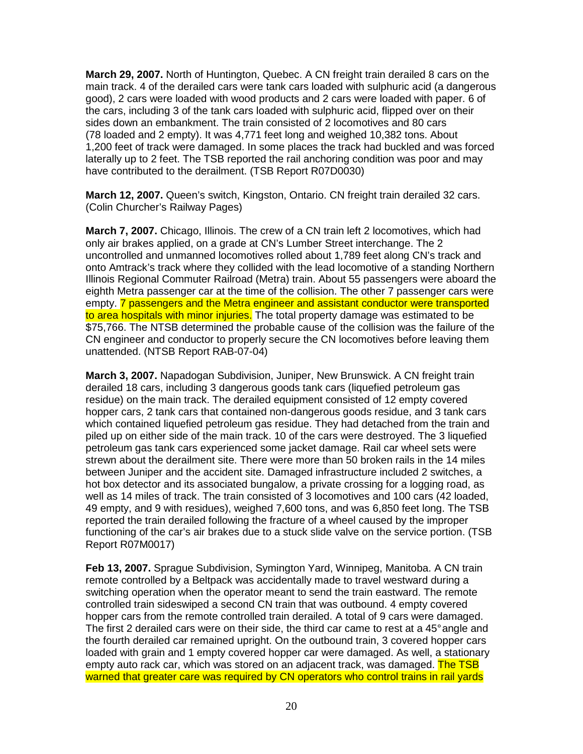**March 29, 2007.** North of Huntington, Quebec. A CN freight train derailed 8 cars on the main track. 4 of the derailed cars were tank cars loaded with sulphuric acid (a dangerous good), 2 cars were loaded with wood products and 2 cars were loaded with paper. 6 of the cars, including 3 of the tank cars loaded with sulphuric acid, flipped over on their sides down an embankment. The train consisted of 2 locomotives and 80 cars (78 loaded and 2 empty). It was 4,771 feet long and weighed 10,382 tons. About 1,200 feet of track were damaged. In some places the track had buckled and was forced laterally up to 2 feet. The TSB reported the rail anchoring condition was poor and may have contributed to the derailment. (TSB Report R07D0030)

**March 12, 2007.** Queen's switch, Kingston, Ontario. CN freight train derailed 32 cars. (Colin Churcher's Railway Pages)

**March 7, 2007.** Chicago, Illinois. The crew of a CN train left 2 locomotives, which had only air brakes applied, on a grade at CN's Lumber Street interchange. The 2 uncontrolled and unmanned locomotives rolled about 1,789 feet along CN's track and onto Amtrack's track where they collided with the lead locomotive of a standing Northern Illinois Regional Commuter Railroad (Metra) train. About 55 passengers were aboard the eighth Metra passenger car at the time of the collision. The other 7 passenger cars were empty. 7 passengers and the Metra engineer and assistant conductor were transported to area hospitals with minor injuries. The total property damage was estimated to be $75,766. The NTSB determined the probable cause of the collision was the failure of the CN engineer and conductor to properly secure the CN locomotives before leaving them unattended. (NTSB Report RAB-07-04)

**March 3, 2007.** Napadogan Subdivision, Juniper, New Brunswick. A CN freight train derailed 18 cars, including 3 dangerous goods tank cars (liquefied petroleum gas residue) on the main track. The derailed equipment consisted of 12 empty covered hopper cars, 2 tank cars that contained non-dangerous goods residue, and 3 tank cars which contained liquefied petroleum gas residue. They had detached from the train and piled up on either side of the main track. 10 of the cars were destroyed. The 3 liquefied petroleum gas tank cars experienced some jacket damage. Rail car wheel sets were strewn about the derailment site. There were more than 50 broken rails in the 14 miles between Juniper and the accident site. Damaged infrastructure included 2 switches, a hot box detector and its associated bungalow, a private crossing for a logging road, as well as 14 miles of track. The train consisted of 3 locomotives and 100 cars (42 loaded, 49 empty, and 9 with residues), weighed 7,600 tons, and was 6,850 feet long. The TSB reported the train derailed following the fracture of a wheel caused by the improper functioning of the car's air brakes due to a stuck slide valve on the service portion. (TSB Report R07M0017)

**Feb 13, 2007.** Sprague Subdivision, Symington Yard, Winnipeg, Manitoba. A CN train remote controlled by a Beltpack was accidentally made to travel westward during a switching operation when the operator meant to send the train eastward. The remote controlled train sideswiped a second CN train that was outbound. 4 empty covered hopper cars from the remote controlled train derailed. A total of 9 cars were damaged. The first 2 derailed cars were on their side, the third car came to rest at a 45° angle and the fourth derailed car remained upright. On the outbound train, 3 covered hopper cars loaded with grain and 1 empty covered hopper car were damaged. As well, a stationary empty auto rack car, which was stored on an adjacent track, was damaged. The TSB warned that greater care was required by CN operators who control trains in rail yards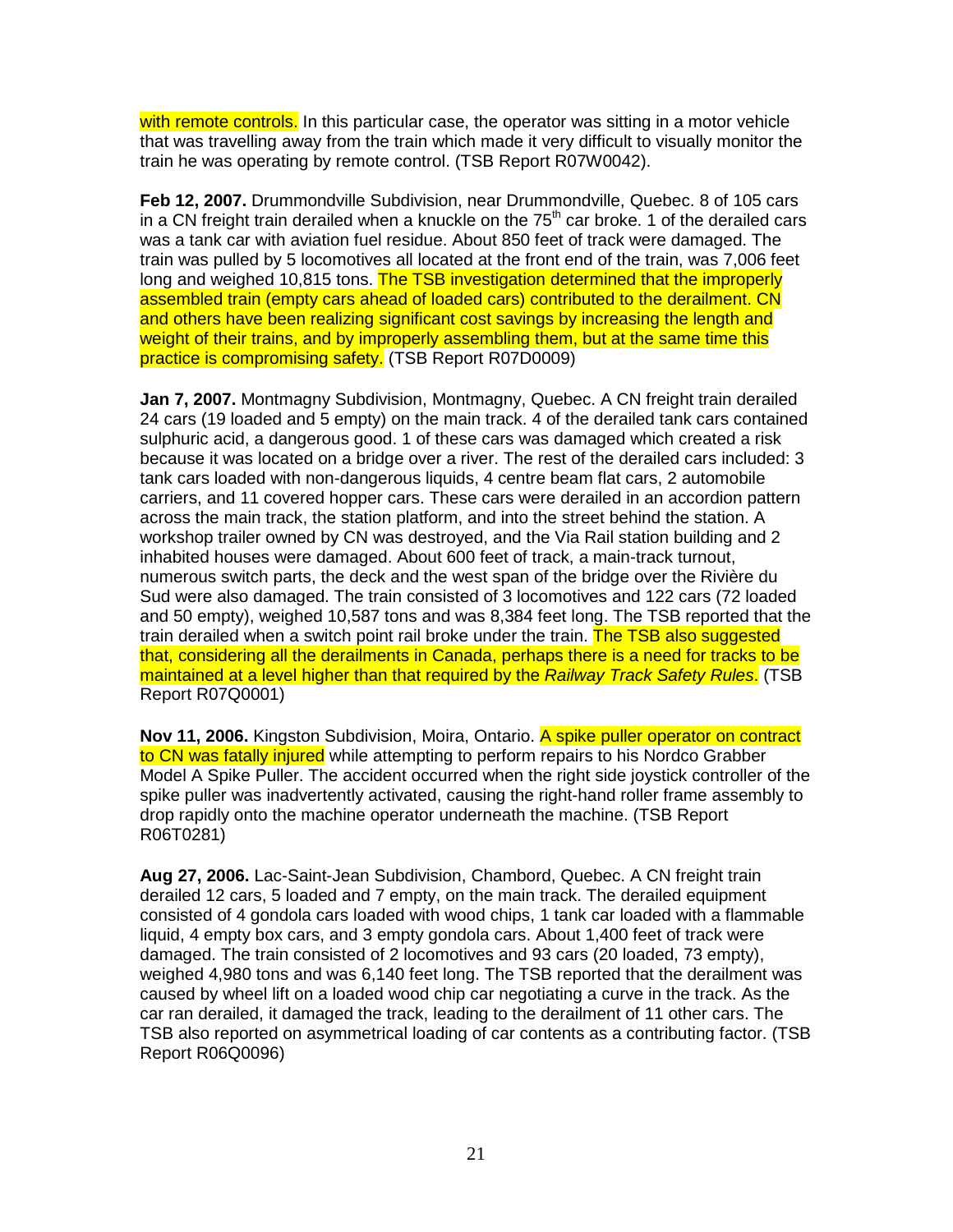with remote controls. In this particular case, the operator was sitting in a motor vehicle that was travelling away from the train which made it very difficult to visually monitor the train he was operating by remote control. (TSB Report R07W0042).

**Feb 12, 2007.** Drummondville Subdivision, near Drummondville, Quebec. 8 of 105 cars in a CN freight train derailed when a knuckle on the 75th car broke. 1 of the derailed cars was a tank car with aviation fuel residue. About 850 feet of track were damaged. The train was pulled by 5 locomotives all located at the front end of the train, was 7,006 feet long and weighed 10,815 tons. The TSB investigation determined that the improperly assembled train (empty cars ahead of loaded cars) contributed to the derailment. CN and others have been realizing significant cost savings by increasing the length and weight of their trains, and by improperly assembling them, but at the same time this practice is compromising safety. (TSB Report R07D0009)

**Jan 7, 2007.** Montmagny Subdivision, Montmagny, Quebec. A CN freight train derailed 24 cars (19 loaded and 5 empty) on the main track. 4 of the derailed tank cars contained sulphuric acid, a dangerous good. 1 of these cars was damaged which created a risk because it was located on a bridge over a river. The rest of the derailed cars included: 3 tank cars loaded with non-dangerous liquids, 4 centre beam flat cars, 2 automobile carriers, and 11 covered hopper cars. These cars were derailed in an accordion pattern across the main track, the station platform, and into the street behind the station. A workshop trailer owned by CN was destroyed, and the Via Rail station building and 2 inhabited houses were damaged. About 600 feet of track, a main-track turnout, numerous switch parts, the deck and the west span of the bridge over the Rivière du Sud were also damaged. The train consisted of 3 locomotives and 122 cars (72 loaded and 50 empty), weighed 10,587 tons and was 8,384 feet long. The TSB reported that the train derailed when a switch point rail broke under the train. The TSB also suggested that, considering all the derailments in Canada, perhaps there is a need for tracks to be maintained at a level higher than that required by the *Railway Track Safety Rules*. (TSB Report R07Q0001)

**Nov 11, 2006.** Kingston Subdivision, Moira, Ontario. A spike puller operator on contract to CN was fatally injured while attempting to perform repairs to his Nordco Grabber Model A Spike Puller. The accident occurred when the right side joystick controller of the spike puller was inadvertently activated, causing the right-hand roller frame assembly to drop rapidly onto the machine operator underneath the machine. (TSB Report R06T0281)

**Aug 27, 2006.** Lac-Saint-Jean Subdivision, Chambord, Quebec. A CN freight train derailed 12 cars, 5 loaded and 7 empty, on the main track. The derailed equipment consisted of 4 gondola cars loaded with wood chips, 1 tank car loaded with a flammable liquid, 4 empty box cars, and 3 empty gondola cars. About 1,400 feet of track were damaged. The train consisted of 2 locomotives and 93 cars (20 loaded, 73 empty), weighed 4,980 tons and was 6,140 feet long. The TSB reported that the derailment was caused by wheel lift on a loaded wood chip car negotiating a curve in the track. As the car ran derailed, it damaged the track, leading to the derailment of 11 other cars. The TSB also reported on asymmetrical loading of car contents as a contributing factor. (TSB Report R06Q0096)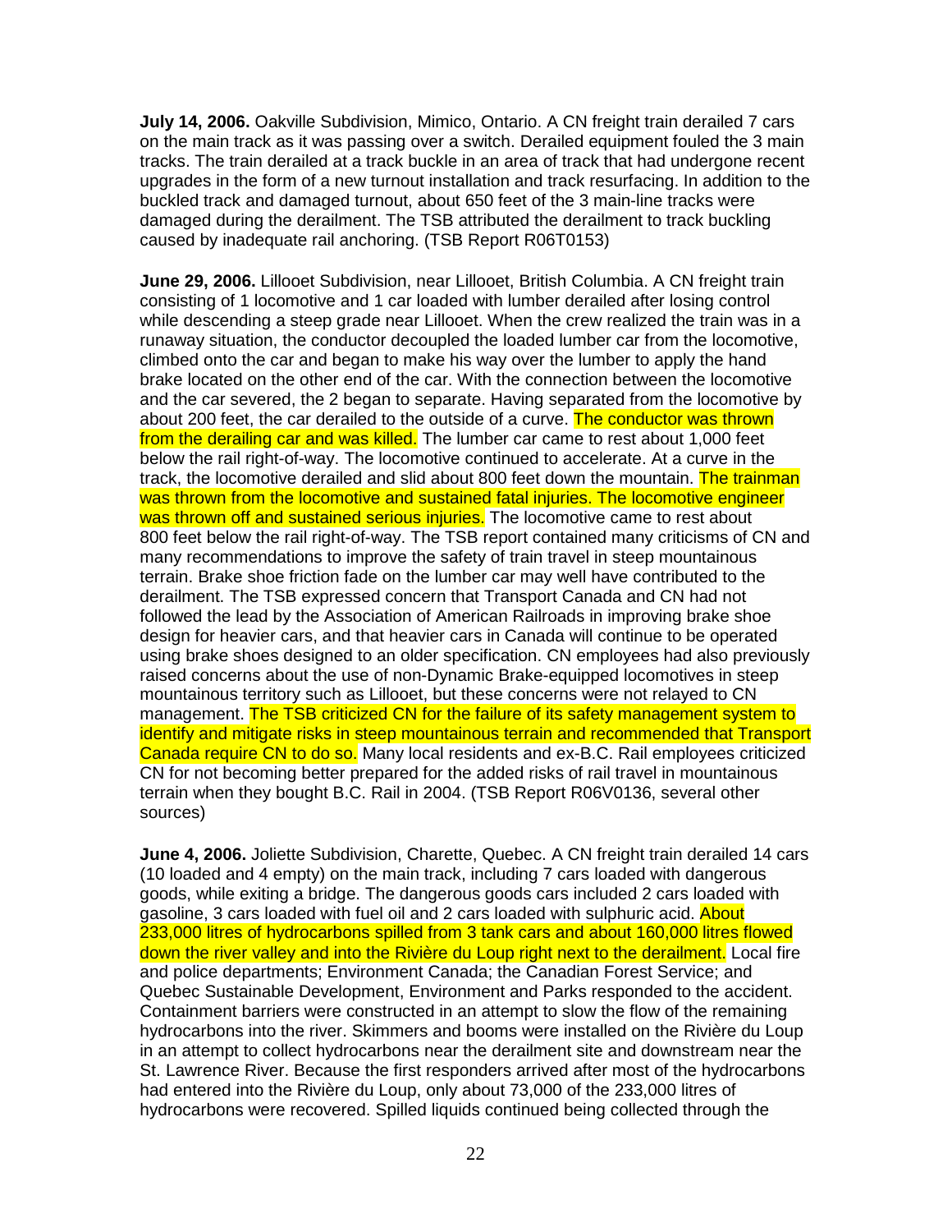**July 14, 2006.** Oakville Subdivision, Mimico, Ontario. A CN freight train derailed 7 cars on the main track as it was passing over a switch. Derailed equipment fouled the 3 main tracks. The train derailed at a track buckle in an area of track that had undergone recent upgrades in the form of a new turnout installation and track resurfacing. In addition to the buckled track and damaged turnout, about 650 feet of the 3 main-line tracks were damaged during the derailment. The TSB attributed the derailment to track buckling caused by inadequate rail anchoring. (TSB Report R06T0153)

**June 29, 2006.** Lillooet Subdivision, near Lillooet, British Columbia. A CN freight train consisting of 1 locomotive and 1 car loaded with lumber derailed after losing control while descending a steep grade near Lillooet. When the crew realized the train was in a runaway situation, the conductor decoupled the loaded lumber car from the locomotive, climbed onto the car and began to make his way over the lumber to apply the hand brake located on the other end of the car. With the connection between the locomotive and the car severed, the 2 began to separate. Having separated from the locomotive by about 200 feet, the car derailed to the outside of a curve. The conductor was thrown from the derailing car and was killed. The lumber car came to rest about 1,000 feet below the rail right-of-way. The locomotive continued to accelerate. At a curve in the track, the locomotive derailed and slid about 800 feet down the mountain. The trainman was thrown from the locomotive and sustained fatal injuries. The locomotive engineer was thrown off and sustained serious injuries. The locomotive came to rest about 800 feet below the rail right-of-way. The TSB report contained many criticisms of CN and many recommendations to improve the safety of train travel in steep mountainous terrain. Brake shoe friction fade on the lumber car may well have contributed to the derailment. The TSB expressed concern that Transport Canada and CN had not followed the lead by the Association of American Railroads in improving brake shoe design for heavier cars, and that heavier cars in Canada will continue to be operated using brake shoes designed to an older specification. CN employees had also previously raised concerns about the use of non-Dynamic Brake-equipped locomotives in steep mountainous territory such as Lillooet, but these concerns were not relayed to CN management. The TSB criticized CN for the failure of its safety management system to identify and mitigate risks in steep mountainous terrain and recommended that Transport Canada require CN to do so. Many local residents and ex-B.C. Rail employees criticized CN for not becoming better prepared for the added risks of rail travel in mountainous terrain when they bought B.C. Rail in 2004. (TSB Report R06V0136, several other sources)

**June 4, 2006.** Joliette Subdivision, Charette, Quebec. A CN freight train derailed 14 cars (10 loaded and 4 empty) on the main track, including 7 cars loaded with dangerous goods, while exiting a bridge. The dangerous goods cars included 2 cars loaded with gasoline, 3 cars loaded with fuel oil and 2 cars loaded with sulphuric acid. About 233,000 litres of hydrocarbons spilled from 3 tank cars and about 160,000 litres flowed down the river valley and into the Rivière du Loup right next to the derailment. Local fire and police departments; Environment Canada; the Canadian Forest Service; and Quebec Sustainable Development, Environment and Parks responded to the accident. Containment barriers were constructed in an attempt to slow the flow of the remaining hydrocarbons into the river. Skimmers and booms were installed on the Rivière du Loup in an attempt to collect hydrocarbons near the derailment site and downstream near the St. Lawrence River. Because the first responders arrived after most of the hydrocarbons had entered into the Rivière du Loup, only about 73,000 of the 233,000 litres of hydrocarbons were recovered. Spilled liquids continued being collected through the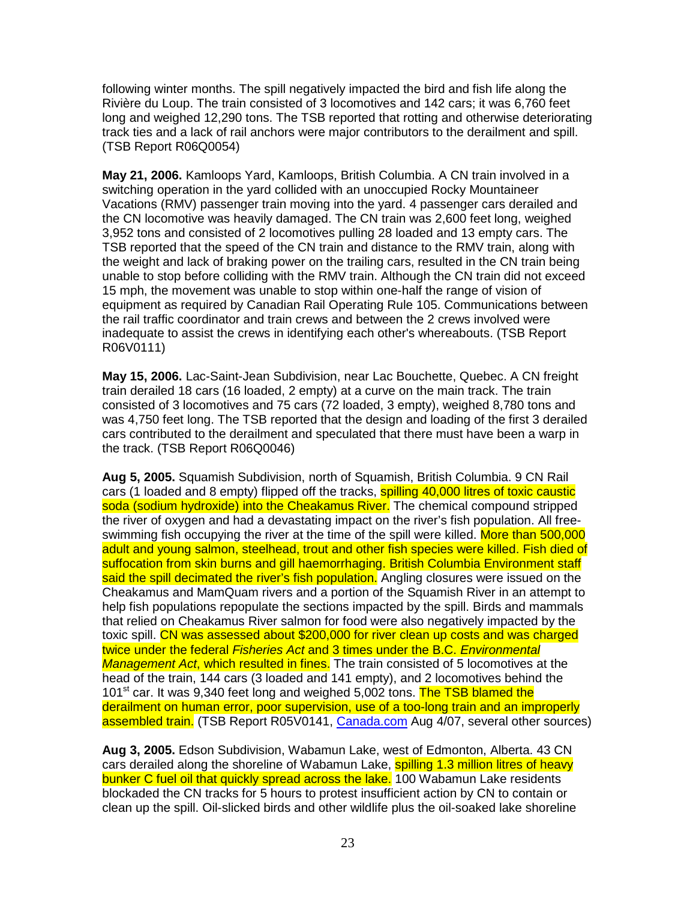following winter months. The spill negatively impacted the bird and fish life along the Rivière du Loup. The train consisted of 3 locomotives and 142 cars; it was 6,760 feet long and weighed 12,290 tons. The TSB reported that rotting and otherwise deteriorating track ties and a lack of rail anchors were major contributors to the derailment and spill. (TSB Report R06Q0054)

**May 21, 2006.** Kamloops Yard, Kamloops, British Columbia. A CN train involved in a switching operation in the yard collided with an unoccupied Rocky Mountaineer Vacations (RMV) passenger train moving into the yard. 4 passenger cars derailed and the CN locomotive was heavily damaged. The CN train was 2,600 feet long, weighed 3,952 tons and consisted of 2 locomotives pulling 28 loaded and 13 empty cars. The TSB reported that the speed of the CN train and distance to the RMV train, along with the weight and lack of braking power on the trailing cars, resulted in the CN train being unable to stop before colliding with the RMV train. Although the CN train did not exceed 15 mph, the movement was unable to stop within one-half the range of vision of equipment as required by Canadian Rail Operating Rule 105. Communications between the rail traffic coordinator and train crews and between the 2 crews involved were inadequate to assist the crews in identifying each other's whereabouts. (TSB Report R06V0111)

**May 15, 2006.** Lac-Saint-Jean Subdivision, near Lac Bouchette, Quebec. A CN freight train derailed 18 cars (16 loaded, 2 empty) at a curve on the main track. The train consisted of 3 locomotives and 75 cars (72 loaded, 3 empty), weighed 8,780 tons and was 4,750 feet long. The TSB reported that the design and loading of the first 3 derailed cars contributed to the derailment and speculated that there must have been a warp in the track. (TSB Report R06Q0046)

**Aug 5, 2005.** Squamish Subdivision, north of Squamish, British Columbia. 9 CN Rail cars (1 loaded and 8 empty) flipped off the tracks, spilling 40,000 litres of toxic caustic soda (sodium hydroxide) into the Cheakamus River. The chemical compound stripped the river of oxygen and had a devastating impact on the river's fish population. All free-swimming fish occupying the river at the time of the spill were killed. More than 500,000 adult and young salmon, steelhead, trout and other fish species were killed. Fish died of suffocation from skin burns and gill haemorrhaging. British Columbia Environment staff said the spill decimated the river's fish population. Angling closures were issued on the Cheakamus and MamQuam rivers and a portion of the Squamish River in an attempt to help fish populations repopulate the sections impacted by the spill. Birds and mammals that relied on Cheakamus River salmon for food were also negatively impacted by the toxic spill. CN was assessed about $200,000 for river clean up costs and was charged twice under the federal *Fisheries Act* and 3 times under the B.C. *Environmental Management Act*, which resulted in fines. The train consisted of 5 locomotives at the head of the train, 144 cars (3 loaded and 141 empty), and 2 locomotives behind the 101st car. It was 9,340 feet long and weighed 5,002 tons. The TSB blamed the derailment on human error, poor supervision, use of a too-long train and an improperly assembled train. (TSB Report R05V0141, Canada.com Aug 4/07, several other sources)

**Aug 3, 2005.** Edson Subdivision, Wabamun Lake, west of Edmonton, Alberta. 43 CN cars derailed along the shoreline of Wabamun Lake, spilling 1.3 million litres of heavy bunker C fuel oil that quickly spread across the lake. 100 Wabamun Lake residents blockaded the CN tracks for 5 hours to protest insufficient action by CN to contain or clean up the spill. Oil-slicked birds and other wildlife plus the oil-soaked lake shoreline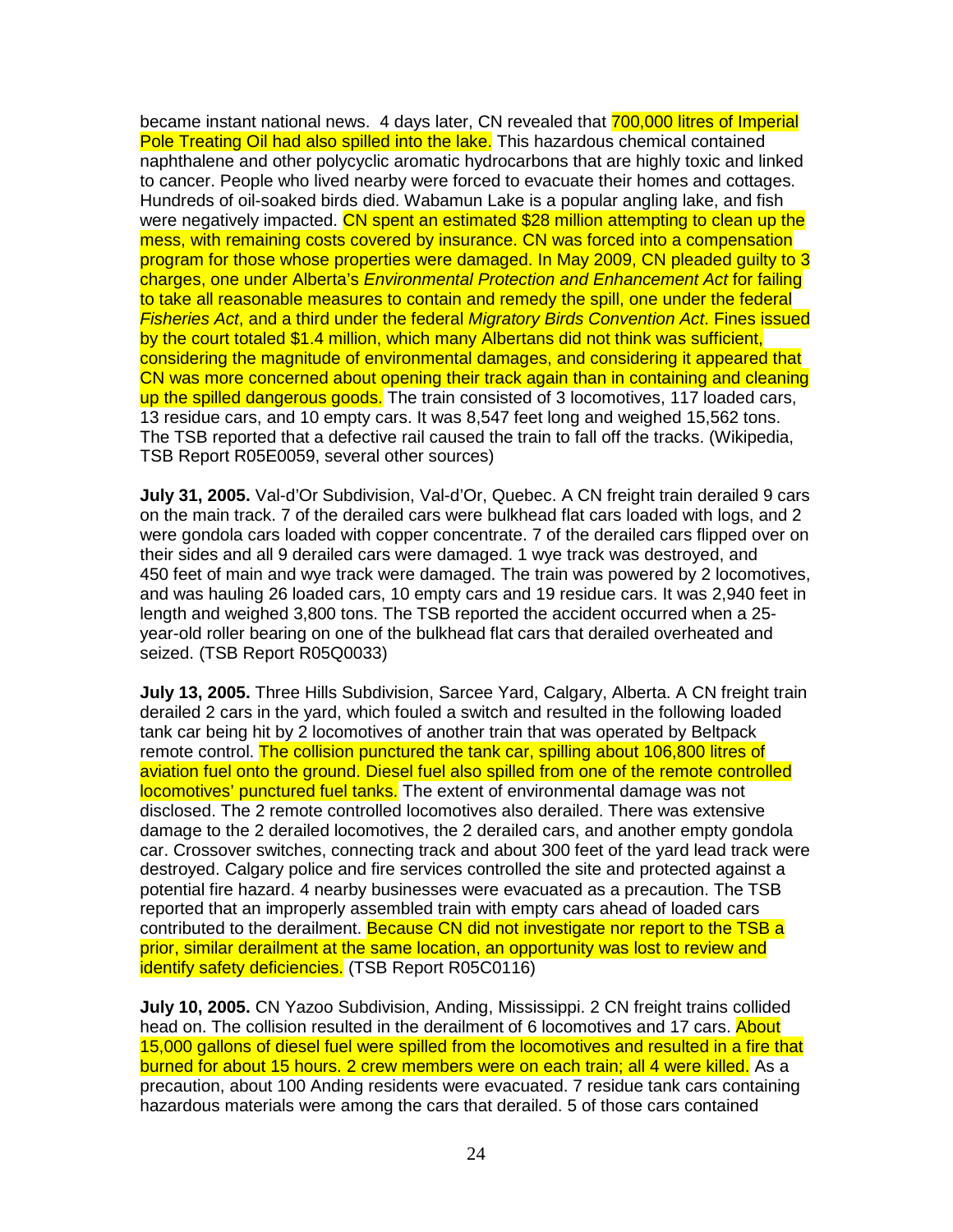became instant national news. 4 days later, CN revealed that 700,000 litres of Imperial Pole Treating Oil had also spilled into the lake. This hazardous chemical contained naphthalene and other polycyclic aromatic hydrocarbons that are highly toxic and linked to cancer. People who lived nearby were forced to evacuate their homes and cottages. Hundreds of oil-soaked birds died. Wabamun Lake is a popular angling lake, and fish were negatively impacted. CN spent an estimated $28 million attempting to clean up the mess, with remaining costs covered by insurance. CN was forced into a compensation program for those whose properties were damaged. In May 2009, CN pleaded guilty to 3 charges, one under Alberta's *Environmental Protection and Enhancement Act* for failing to take all reasonable measures to contain and remedy the spill, one under the federal *Fisheries Act*, and a third under the federal *Migratory Birds Convention Act*. Fines issued by the court totaled $1.4 million, which many Albertans did not think was sufficient, considering the magnitude of environmental damages, and considering it appeared that CN was more concerned about opening their track again than in containing and cleaning up the spilled dangerous goods. The train consisted of 3 locomotives, 117 loaded cars, 13 residue cars, and 10 empty cars. It was 8,547 feet long and weighed 15,562 tons. The TSB reported that a defective rail caused the train to fall off the tracks. (Wikipedia, TSB Report R05E0059, several other sources)

**July 31, 2005.** Val-d'Or Subdivision, Val-d'Or, Quebec. A CN freight train derailed 9 cars on the main track. 7 of the derailed cars were bulkhead flat cars loaded with logs, and 2 were gondola cars loaded with copper concentrate. 7 of the derailed cars flipped over on their sides and all 9 derailed cars were damaged. 1 wye track was destroyed, and 450 feet of main and wye track were damaged. The train was powered by 2 locomotives, and was hauling 26 loaded cars, 10 empty cars and 19 residue cars. It was 2,940 feet in length and weighed 3,800 tons. The TSB reported the accident occurred when a 25-year-old roller bearing on one of the bulkhead flat cars that derailed overheated and seized. (TSB Report R05Q0033)

**July 13, 2005.** Three Hills Subdivision, Sarcee Yard, Calgary, Alberta. A CN freight train derailed 2 cars in the yard, which fouled a switch and resulted in the following loaded tank car being hit by 2 locomotives of another train that was operated by Beltpack remote control. The collision punctured the tank car, spilling about 106,800 litres of aviation fuel onto the ground. Diesel fuel also spilled from one of the remote controlled locomotives' punctured fuel tanks. The extent of environmental damage was not disclosed. The 2 remote controlled locomotives also derailed. There was extensive damage to the 2 derailed locomotives, the 2 derailed cars, and another empty gondola car. Crossover switches, connecting track and about 300 feet of the yard lead track were destroyed. Calgary police and fire services controlled the site and protected against a potential fire hazard. 4 nearby businesses were evacuated as a precaution. The TSB reported that an improperly assembled train with empty cars ahead of loaded cars contributed to the derailment. Because CN did not investigate nor report to the TSB a prior, similar derailment at the same location, an opportunity was lost to review and identify safety deficiencies. (TSB Report R05C0116)

**July 10, 2005.** CN Yazoo Subdivision, Anding, Mississippi. 2 CN freight trains collided head on. The collision resulted in the derailment of 6 locomotives and 17 cars. About 15,000 gallons of diesel fuel were spilled from the locomotives and resulted in a fire that burned for about 15 hours. 2 crew members were on each train; all 4 were killed. As a precaution, about 100 Anding residents were evacuated. 7 residue tank cars containing hazardous materials were among the cars that derailed. 5 of those cars contained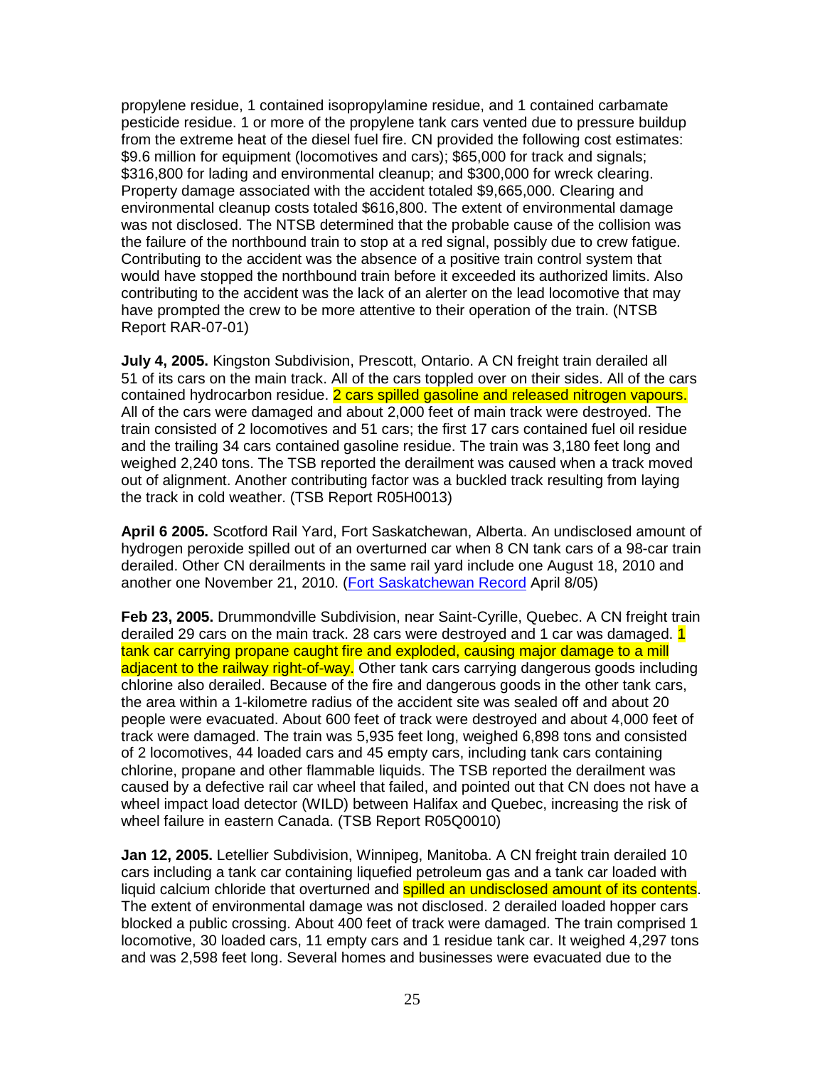propylene residue, 1 contained isopropylamine residue, and 1 contained carbamate pesticide residue. 1 or more of the propylene tank cars vented due to pressure buildup from the extreme heat of the diesel fuel fire. CN provided the following cost estimates: $9.6 million for equipment (locomotives and cars); $65,000 for track and signals; $316,800 for lading and environmental cleanup; and $300,000 for wreck clearing. Property damage associated with the accident totaled $9,665,000. Clearing and environmental cleanup costs totaled $616,800. The extent of environmental damage was not disclosed. The NTSB determined that the probable cause of the collision was the failure of the northbound train to stop at a red signal, possibly due to crew fatigue. Contributing to the accident was the absence of a positive train control system that would have stopped the northbound train before it exceeded its authorized limits. Also contributing to the accident was the lack of an alerter on the lead locomotive that may have prompted the crew to be more attentive to their operation of the train. (NTSB Report RAR-07-01)

**July 4, 2005.** Kingston Subdivision, Prescott, Ontario. A CN freight train derailed all 51 of its cars on the main track. All of the cars toppled over on their sides. All of the cars contained hydrocarbon residue. 2 cars spilled gasoline and released nitrogen vapours. All of the cars were damaged and about 2,000 feet of main track were destroyed. The train consisted of 2 locomotives and 51 cars; the first 17 cars contained fuel oil residue and the trailing 34 cars contained gasoline residue. The train was 3,180 feet long and weighed 2,240 tons. The TSB reported the derailment was caused when a track moved out of alignment. Another contributing factor was a buckled track resulting from laying the track in cold weather. (TSB Report R05H0013)

**April 6 2005.** Scotford Rail Yard, Fort Saskatchewan, Alberta. An undisclosed amount of hydrogen peroxide spilled out of an overturned car when 8 CN tank cars of a 98-car train derailed. Other CN derailments in the same rail yard include one August 18, 2010 and another one November 21, 2010. (Fort Saskatchewan Record April 8/05)

**Feb 23, 2005.** Drummondville Subdivision, near Saint-Cyrille, Quebec. A CN freight train derailed 29 cars on the main track. 28 cars were destroyed and 1 car was damaged. 1 tank car carrying propane caught fire and exploded, causing major damage to a mill adjacent to the railway right-of-way. Other tank cars carrying dangerous goods including chlorine also derailed. Because of the fire and dangerous goods in the other tank cars, the area within a 1-kilometre radius of the accident site was sealed off and about 20 people were evacuated. About 600 feet of track were destroyed and about 4,000 feet of track were damaged. The train was 5,935 feet long, weighed 6,898 tons and consisted of 2 locomotives, 44 loaded cars and 45 empty cars, including tank cars containing chlorine, propane and other flammable liquids. The TSB reported the derailment was caused by a defective rail car wheel that failed, and pointed out that CN does not have a wheel impact load detector (WILD) between Halifax and Quebec, increasing the risk of wheel failure in eastern Canada. (TSB Report R05Q0010)

**Jan 12, 2005.** Letellier Subdivision, Winnipeg, Manitoba. A CN freight train derailed 10 cars including a tank car containing liquefied petroleum gas and a tank car loaded with liquid calcium chloride that overturned and spilled an undisclosed amount of its contents. The extent of environmental damage was not disclosed. 2 derailed loaded hopper cars blocked a public crossing. About 400 feet of track were damaged. The train comprised 1 locomotive, 30 loaded cars, 11 empty cars and 1 residue tank car. It weighed 4,297 tons and was 2,598 feet long. Several homes and businesses were evacuated due to the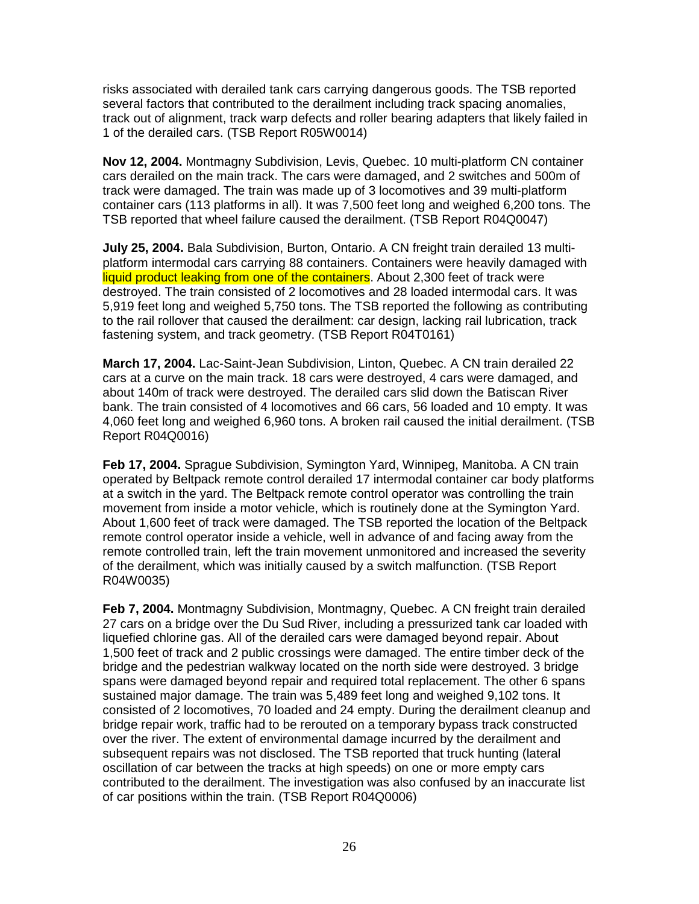risks associated with derailed tank cars carrying dangerous goods. The TSB reported several factors that contributed to the derailment including track spacing anomalies, track out of alignment, track warp defects and roller bearing adapters that likely failed in 1 of the derailed cars. (TSB Report R05W0014)

**Nov 12, 2004.** Montmagny Subdivision, Levis, Quebec. 10 multi-platform CN container cars derailed on the main track. The cars were damaged, and 2 switches and 500m of track were damaged. The train was made up of 3 locomotives and 39 multi-platform container cars (113 platforms in all). It was 7,500 feet long and weighed 6,200 tons. The TSB reported that wheel failure caused the derailment. (TSB Report R04Q0047)

**July 25, 2004.** Bala Subdivision, Burton, Ontario. A CN freight train derailed 13 multi-platform intermodal cars carrying 88 containers. Containers were heavily damaged with liquid product leaking from one of the containers. About 2,300 feet of track were destroyed. The train consisted of 2 locomotives and 28 loaded intermodal cars. It was 5,919 feet long and weighed 5,750 tons. The TSB reported the following as contributing to the rail rollover that caused the derailment: car design, lacking rail lubrication, track fastening system, and track geometry. (TSB Report R04T0161)

**March 17, 2004.** Lac-Saint-Jean Subdivision, Linton, Quebec. A CN train derailed 22 cars at a curve on the main track. 18 cars were destroyed, 4 cars were damaged, and about 140m of track were destroyed. The derailed cars slid down the Batiscan River bank. The train consisted of 4 locomotives and 66 cars, 56 loaded and 10 empty. It was 4,060 feet long and weighed 6,960 tons. A broken rail caused the initial derailment. (TSB Report R04Q0016)

**Feb 17, 2004.** Sprague Subdivision, Symington Yard, Winnipeg, Manitoba. A CN train operated by Beltpack remote control derailed 17 intermodal container car body platforms at a switch in the yard. The Beltpack remote control operator was controlling the train movement from inside a motor vehicle, which is routinely done at the Symington Yard. About 1,600 feet of track were damaged. The TSB reported the location of the Beltpack remote control operator inside a vehicle, well in advance of and facing away from the remote controlled train, left the train movement unmonitored and increased the severity of the derailment, which was initially caused by a switch malfunction. (TSB Report R04W0035)

**Feb 7, 2004.** Montmagny Subdivision, Montmagny, Quebec. A CN freight train derailed 27 cars on a bridge over the Du Sud River, including a pressurized tank car loaded with liquefied chlorine gas. All of the derailed cars were damaged beyond repair. About 1,500 feet of track and 2 public crossings were damaged. The entire timber deck of the bridge and the pedestrian walkway located on the north side were destroyed. 3 bridge spans were damaged beyond repair and required total replacement. The other 6 spans sustained major damage. The train was 5,489 feet long and weighed 9,102 tons. It consisted of 2 locomotives, 70 loaded and 24 empty. During the derailment cleanup and bridge repair work, traffic had to be rerouted on a temporary bypass track constructed over the river. The extent of environmental damage incurred by the derailment and subsequent repairs was not disclosed. The TSB reported that truck hunting (lateral oscillation of car between the tracks at high speeds) on one or more empty cars contributed to the derailment. The investigation was also confused by an inaccurate list of car positions within the train. (TSB Report R04Q0006)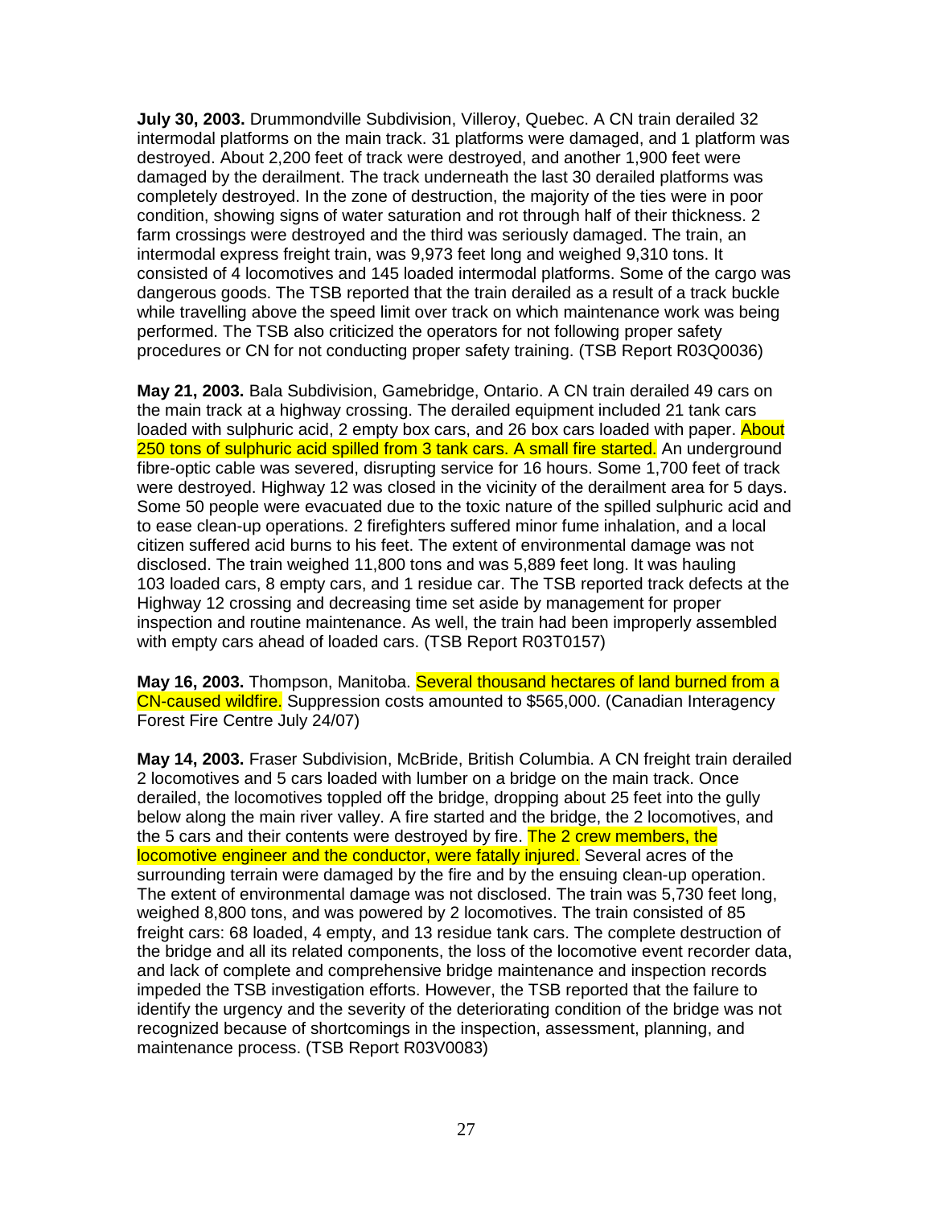**July 30, 2003.** Drummondville Subdivision, Villeroy, Quebec. A CN train derailed 32 intermodal platforms on the main track. 31 platforms were damaged, and 1 platform was destroyed. About 2,200 feet of track were destroyed, and another 1,900 feet were damaged by the derailment. The track underneath the last 30 derailed platforms was completely destroyed. In the zone of destruction, the majority of the ties were in poor condition, showing signs of water saturation and rot through half of their thickness. 2 farm crossings were destroyed and the third was seriously damaged. The train, an intermodal express freight train, was 9,973 feet long and weighed 9,310 tons. It consisted of 4 locomotives and 145 loaded intermodal platforms. Some of the cargo was dangerous goods. The TSB reported that the train derailed as a result of a track buckle while travelling above the speed limit over track on which maintenance work was being performed. The TSB also criticized the operators for not following proper safety procedures or CN for not conducting proper safety training. (TSB Report R03Q0036)

**May 21, 2003.** Bala Subdivision, Gamebridge, Ontario. A CN train derailed 49 cars on the main track at a highway crossing. The derailed equipment included 21 tank cars loaded with sulphuric acid, 2 empty box cars, and 26 box cars loaded with paper. About 250 tons of sulphuric acid spilled from 3 tank cars. A small fire started. An underground fibre-optic cable was severed, disrupting service for 16 hours. Some 1,700 feet of track were destroyed. Highway 12 was closed in the vicinity of the derailment area for 5 days. Some 50 people were evacuated due to the toxic nature of the spilled sulphuric acid and to ease clean-up operations. 2 firefighters suffered minor fume inhalation, and a local citizen suffered acid burns to his feet. The extent of environmental damage was not disclosed. The train weighed 11,800 tons and was 5,889 feet long. It was hauling 103 loaded cars, 8 empty cars, and 1 residue car. The TSB reported track defects at the Highway 12 crossing and decreasing time set aside by management for proper inspection and routine maintenance. As well, the train had been improperly assembled with empty cars ahead of loaded cars. (TSB Report R03T0157)

**May 16, 2003.** Thompson, Manitoba. Several thousand hectares of land burned from a CN-caused wildfire. Suppression costs amounted to $565,000. (Canadian Interagency Forest Fire Centre July 24/07)

**May 14, 2003.** Fraser Subdivision, McBride, British Columbia. A CN freight train derailed 2 locomotives and 5 cars loaded with lumber on a bridge on the main track. Once derailed, the locomotives toppled off the bridge, dropping about 25 feet into the gully below along the main river valley. A fire started and the bridge, the 2 locomotives, and the 5 cars and their contents were destroyed by fire. The 2 crew members, the locomotive engineer and the conductor, were fatally injured. Several acres of the surrounding terrain were damaged by the fire and by the ensuing clean-up operation. The extent of environmental damage was not disclosed. The train was 5,730 feet long, weighed 8,800 tons, and was powered by 2 locomotives. The train consisted of 85 freight cars: 68 loaded, 4 empty, and 13 residue tank cars. The complete destruction of the bridge and all its related components, the loss of the locomotive event recorder data, and lack of complete and comprehensive bridge maintenance and inspection records impeded the TSB investigation efforts. However, the TSB reported that the failure to identify the urgency and the severity of the deteriorating condition of the bridge was not recognized because of shortcomings in the inspection, assessment, planning, and maintenance process. (TSB Report R03V0083)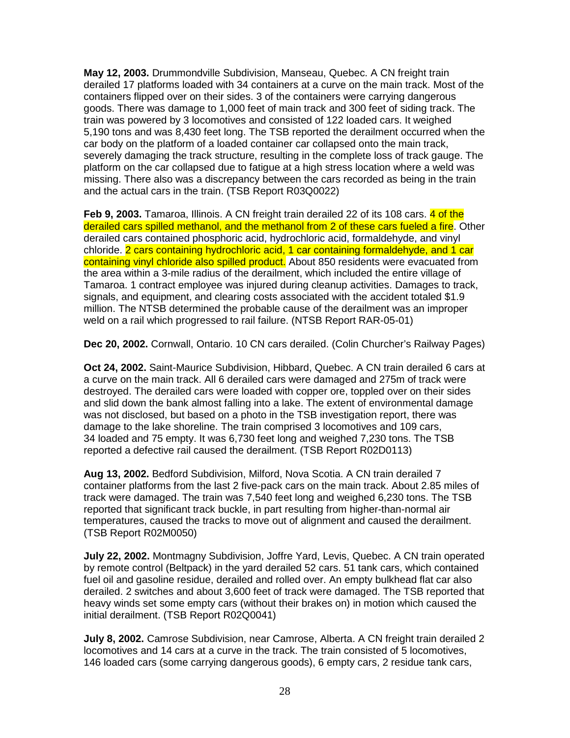**May 12, 2003.** Drummondville Subdivision, Manseau, Quebec. A CN freight train derailed 17 platforms loaded with 34 containers at a curve on the main track. Most of the containers flipped over on their sides. 3 of the containers were carrying dangerous goods. There was damage to 1,000 feet of main track and 300 feet of siding track. The train was powered by 3 locomotives and consisted of 122 loaded cars. It weighed 5,190 tons and was 8,430 feet long. The TSB reported the derailment occurred when the car body on the platform of a loaded container car collapsed onto the main track, severely damaging the track structure, resulting in the complete loss of track gauge. The platform on the car collapsed due to fatigue at a high stress location where a weld was missing. There also was a discrepancy between the cars recorded as being in the train and the actual cars in the train. (TSB Report R03Q0022)

**Feb 9, 2003.** Tamaroa, Illinois. A CN freight train derailed 22 of its 108 cars. 4 of the derailed cars spilled methanol, and the methanol from 2 of these cars fueled a fire. Other derailed cars contained phosphoric acid, hydrochloric acid, formaldehyde, and vinyl chloride. 2 cars containing hydrochloric acid, 1 car containing formaldehyde, and 1 car containing vinyl chloride also spilled product. About 850 residents were evacuated from the area within a 3-mile radius of the derailment, which included the entire village of Tamaroa. 1 contract employee was injured during cleanup activities. Damages to track, signals, and equipment, and clearing costs associated with the accident totaled $1.9 million. The NTSB determined the probable cause of the derailment was an improper weld on a rail which progressed to rail failure. (NTSB Report RAR-05-01)

**Dec 20, 2002.** Cornwall, Ontario. 10 CN cars derailed. (Colin Churcher's Railway Pages)

**Oct 24, 2002.** Saint-Maurice Subdivision, Hibbard, Quebec. A CN train derailed 6 cars at a curve on the main track. All 6 derailed cars were damaged and 275m of track were destroyed. The derailed cars were loaded with copper ore, toppled over on their sides and slid down the bank almost falling into a lake. The extent of environmental damage was not disclosed, but based on a photo in the TSB investigation report, there was damage to the lake shoreline. The train comprised 3 locomotives and 109 cars, 34 loaded and 75 empty. It was 6,730 feet long and weighed 7,230 tons. The TSB reported a defective rail caused the derailment. (TSB Report R02D0113)

**Aug 13, 2002.** Bedford Subdivision, Milford, Nova Scotia. A CN train derailed 7 container platforms from the last 2 five-pack cars on the main track. About 2.85 miles of track were damaged. The train was 7,540 feet long and weighed 6,230 tons. The TSB reported that significant track buckle, in part resulting from higher-than-normal air temperatures, caused the tracks to move out of alignment and caused the derailment. (TSB Report R02M0050)

**July 22, 2002.** Montmagny Subdivision, Joffre Yard, Levis, Quebec. A CN train operated by remote control (Beltpack) in the yard derailed 52 cars. 51 tank cars, which contained fuel oil and gasoline residue, derailed and rolled over. An empty bulkhead flat car also derailed. 2 switches and about 3,600 feet of track were damaged. The TSB reported that heavy winds set some empty cars (without their brakes on) in motion which caused the initial derailment. (TSB Report R02Q0041)

**July 8, 2002.** Camrose Subdivision, near Camrose, Alberta. A CN freight train derailed 2 locomotives and 14 cars at a curve in the track. The train consisted of 5 locomotives, 146 loaded cars (some carrying dangerous goods), 6 empty cars, 2 residue tank cars,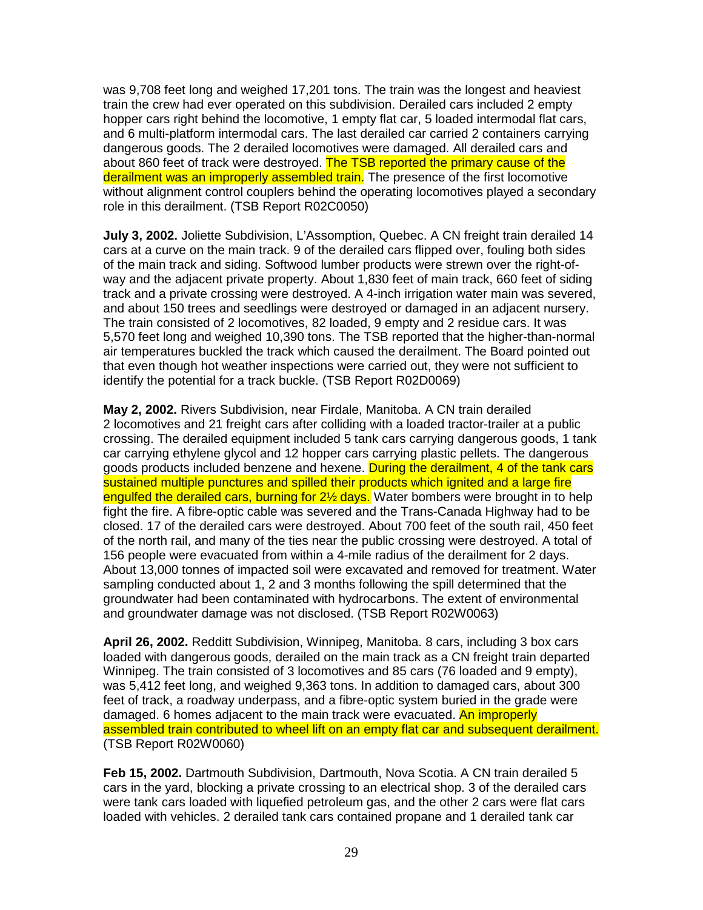was 9,708 feet long and weighed 17,201 tons. The train was the longest and heaviest train the crew had ever operated on this subdivision. Derailed cars included 2 empty hopper cars right behind the locomotive, 1 empty flat car, 5 loaded intermodal flat cars, and 6 multi-platform intermodal cars. The last derailed car carried 2 containers carrying dangerous goods. The 2 derailed locomotives were damaged. All derailed cars and about 860 feet of track were destroyed. The TSB reported the primary cause of the derailment was an improperly assembled train. The presence of the first locomotive without alignment control couplers behind the operating locomotives played a secondary role in this derailment. (TSB Report R02C0050)

**July 3, 2002.** Joliette Subdivision, L'Assomption, Quebec. A CN freight train derailed 14 cars at a curve on the main track. 9 of the derailed cars flipped over, fouling both sides of the main track and siding. Softwood lumber products were strewn over the right-of-way and the adjacent private property. About 1,830 feet of main track, 660 feet of siding track and a private crossing were destroyed. A 4-inch irrigation water main was severed, and about 150 trees and seedlings were destroyed or damaged in an adjacent nursery. The train consisted of 2 locomotives, 82 loaded, 9 empty and 2 residue cars. It was 5,570 feet long and weighed 10,390 tons. The TSB reported that the higher-than-normal air temperatures buckled the track which caused the derailment. The Board pointed out that even though hot weather inspections were carried out, they were not sufficient to identify the potential for a track buckle. (TSB Report R02D0069)

**May 2, 2002.** Rivers Subdivision, near Firdale, Manitoba. A CN train derailed 2 locomotives and 21 freight cars after colliding with a loaded tractor-trailer at a public crossing. The derailed equipment included 5 tank cars carrying dangerous goods, 1 tank car carrying ethylene glycol and 12 hopper cars carrying plastic pellets. The dangerous goods products included benzene and hexene. During the derailment, 4 of the tank cars sustained multiple punctures and spilled their products which ignited and a large fire engulfed the derailed cars, burning for 2½ days. Water bombers were brought in to help fight the fire. A fibre-optic cable was severed and the Trans-Canada Highway had to be closed. 17 of the derailed cars were destroyed. About 700 feet of the south rail, 450 feet of the north rail, and many of the ties near the public crossing were destroyed. A total of 156 people were evacuated from within a 4-mile radius of the derailment for 2 days. About 13,000 tonnes of impacted soil were excavated and removed for treatment. Water sampling conducted about 1, 2 and 3 months following the spill determined that the groundwater had been contaminated with hydrocarbons. The extent of environmental and groundwater damage was not disclosed. (TSB Report R02W0063)

**April 26, 2002.** Redditt Subdivision, Winnipeg, Manitoba. 8 cars, including 3 box cars loaded with dangerous goods, derailed on the main track as a CN freight train departed Winnipeg. The train consisted of 3 locomotives and 85 cars (76 loaded and 9 empty), was 5,412 feet long, and weighed 9,363 tons. In addition to damaged cars, about 300 feet of track, a roadway underpass, and a fibre-optic system buried in the grade were damaged. 6 homes adjacent to the main track were evacuated. An improperly assembled train contributed to wheel lift on an empty flat car and subsequent derailment. (TSB Report R02W0060)

**Feb 15, 2002.** Dartmouth Subdivision, Dartmouth, Nova Scotia. A CN train derailed 5 cars in the yard, blocking a private crossing to an electrical shop. 3 of the derailed cars were tank cars loaded with liquefied petroleum gas, and the other 2 cars were flat cars loaded with vehicles. 2 derailed tank cars contained propane and 1 derailed tank car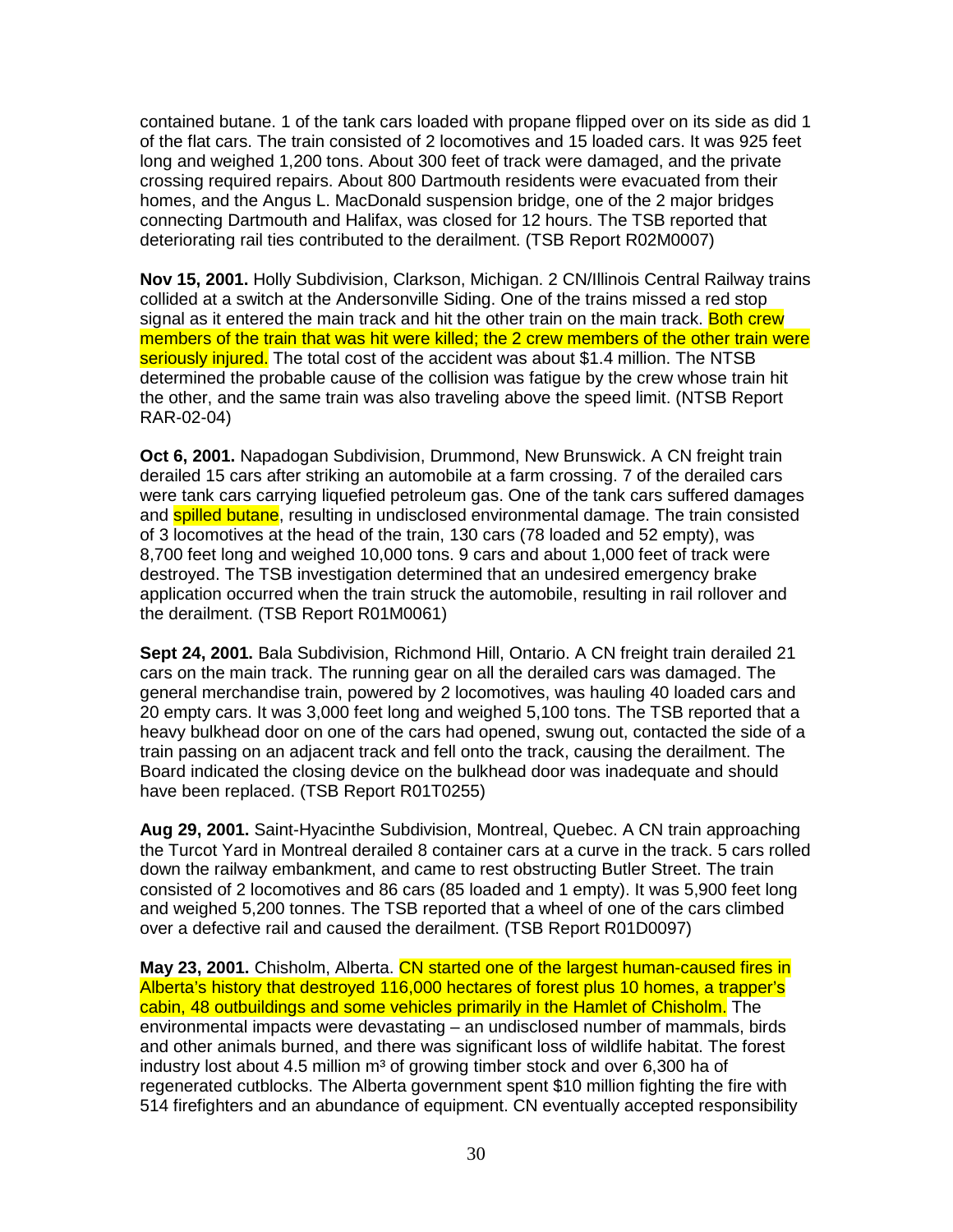contained butane. 1 of the tank cars loaded with propane flipped over on its side as did 1 of the flat cars. The train consisted of 2 locomotives and 15 loaded cars. It was 925 feet long and weighed 1,200 tons. About 300 feet of track were damaged, and the private crossing required repairs. About 800 Dartmouth residents were evacuated from their homes, and the Angus L. MacDonald suspension bridge, one of the 2 major bridges connecting Dartmouth and Halifax, was closed for 12 hours. The TSB reported that deteriorating rail ties contributed to the derailment. (TSB Report R02M0007)

**Nov 15, 2001.** Holly Subdivision, Clarkson, Michigan. 2 CN/Illinois Central Railway trains collided at a switch at the Andersonville Siding. One of the trains missed a red stop signal as it entered the main track and hit the other train on the main track. Both crew members of the train that was hit were killed; the 2 crew members of the other train were seriously injured. The total cost of the accident was about $1.4 million. The NTSB determined the probable cause of the collision was fatigue by the crew whose train hit the other, and the same train was also traveling above the speed limit. (NTSB Report RAR-02-04)

**Oct 6, 2001.** Napadogan Subdivision, Drummond, New Brunswick. A CN freight train derailed 15 cars after striking an automobile at a farm crossing. 7 of the derailed cars were tank cars carrying liquefied petroleum gas. One of the tank cars suffered damages and spilled butane, resulting in undisclosed environmental damage. The train consisted of 3 locomotives at the head of the train, 130 cars (78 loaded and 52 empty), was 8,700 feet long and weighed 10,000 tons. 9 cars and about 1,000 feet of track were destroyed. The TSB investigation determined that an undesired emergency brake application occurred when the train struck the automobile, resulting in rail rollover and the derailment. (TSB Report R01M0061)

**Sept 24, 2001.** Bala Subdivision, Richmond Hill, Ontario. A CN freight train derailed 21 cars on the main track. The running gear on all the derailed cars was damaged. The general merchandise train, powered by 2 locomotives, was hauling 40 loaded cars and 20 empty cars. It was 3,000 feet long and weighed 5,100 tons. The TSB reported that a heavy bulkhead door on one of the cars had opened, swung out, contacted the side of a train passing on an adjacent track and fell onto the track, causing the derailment. The Board indicated the closing device on the bulkhead door was inadequate and should have been replaced. (TSB Report R01T0255)

**Aug 29, 2001.** Saint-Hyacinthe Subdivision, Montreal, Quebec. A CN train approaching the Turcot Yard in Montreal derailed 8 container cars at a curve in the track. 5 cars rolled down the railway embankment, and came to rest obstructing Butler Street. The train consisted of 2 locomotives and 86 cars (85 loaded and 1 empty). It was 5,900 feet long and weighed 5,200 tonnes. The TSB reported that a wheel of one of the cars climbed over a defective rail and caused the derailment. (TSB Report R01D0097)

**May 23, 2001.** Chisholm, Alberta. CN started one of the largest human-caused fires in Alberta's history that destroyed 116,000 hectares of forest plus 10 homes, a trapper's cabin, 48 outbuildings and some vehicles primarily in the Hamlet of Chisholm. The environmental impacts were devastating – an undisclosed number of mammals, birds and other animals burned, and there was significant loss of wildlife habitat. The forest industry lost about 4.5 million m³ of growing timber stock and over 6,300 ha of regenerated cutblocks. The Alberta government spent $10 million fighting the fire with 514 firefighters and an abundance of equipment. CN eventually accepted responsibility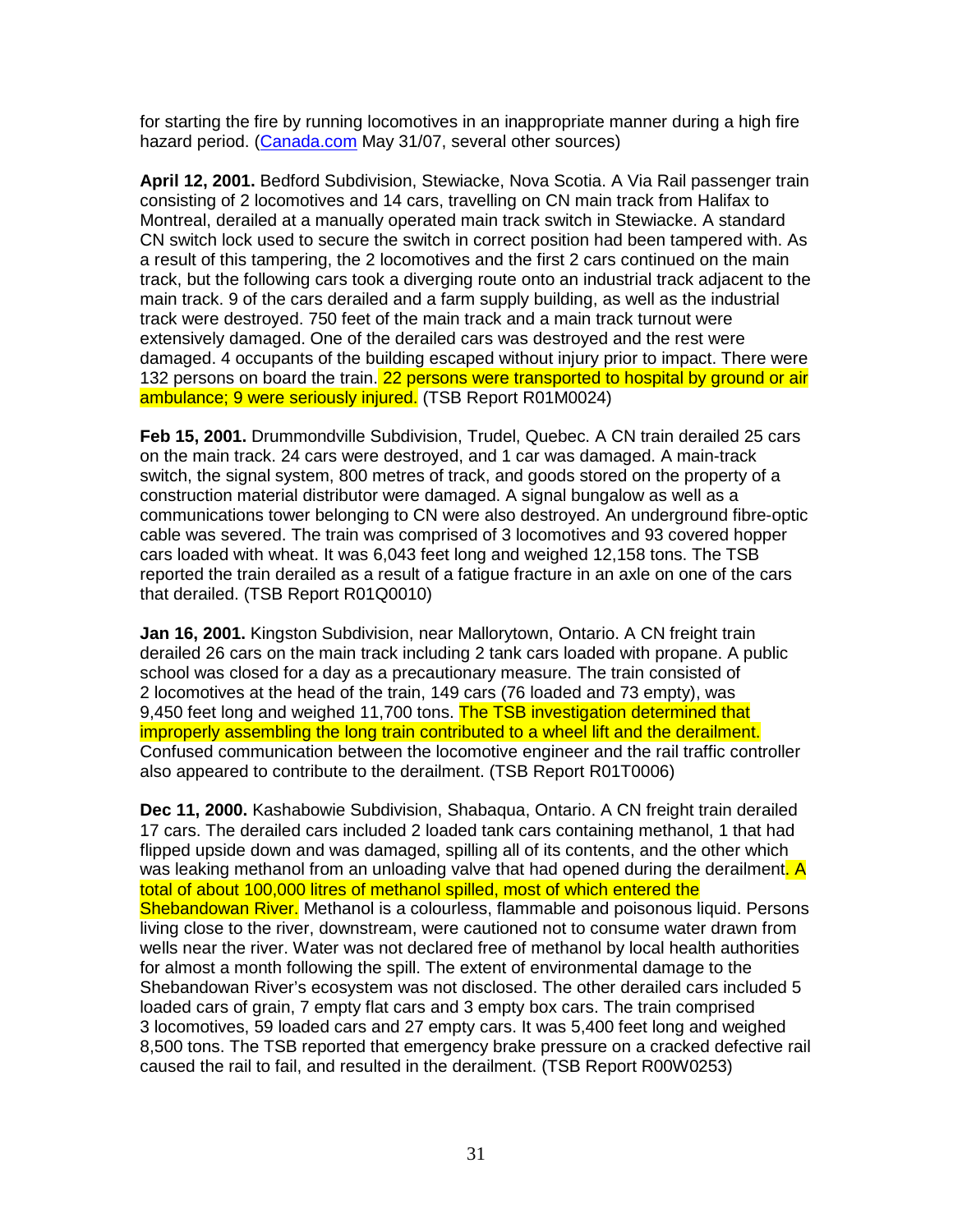for starting the fire by running locomotives in an inappropriate manner during a high fire hazard period. ([Canada.com](Canada.com) May 31/07, several other sources)

**April 12, 2001.** Bedford Subdivision, Stewiacke, Nova Scotia. A Via Rail passenger train consisting of 2 locomotives and 14 cars, travelling on CN main track from Halifax to Montreal, derailed at a manually operated main track switch in Stewiacke. A standard CN switch lock used to secure the switch in correct position had been tampered with. As a result of this tampering, the 2 locomotives and the first 2 cars continued on the main track, but the following cars took a diverging route onto an industrial track adjacent to the main track. 9 of the cars derailed and a farm supply building, as well as the industrial track were destroyed. 750 feet of the main track and a main track turnout were extensively damaged. One of the derailed cars was destroyed and the rest were damaged. 4 occupants of the building escaped without injury prior to impact. There were 132 persons on board the train. 22 persons were transported to hospital by ground or air ambulance; 9 were seriously injured. (TSB Report R01M0024)

**Feb 15, 2001.** Drummondville Subdivision, Trudel, Quebec. A CN train derailed 25 cars on the main track. 24 cars were destroyed, and 1 car was damaged. A main-track switch, the signal system, 800 metres of track, and goods stored on the property of a construction material distributor were damaged. A signal bungalow as well as a communications tower belonging to CN were also destroyed. An underground fibre-optic cable was severed. The train was comprised of 3 locomotives and 93 covered hopper cars loaded with wheat. It was 6,043 feet long and weighed 12,158 tons. The TSB reported the train derailed as a result of a fatigue fracture in an axle on one of the cars that derailed. (TSB Report R01Q0010)

**Jan 16, 2001.** Kingston Subdivision, near Mallorytown, Ontario. A CN freight train derailed 26 cars on the main track including 2 tank cars loaded with propane. A public school was closed for a day as a precautionary measure. The train consisted of 2 locomotives at the head of the train, 149 cars (76 loaded and 73 empty), was 9,450 feet long and weighed 11,700 tons. The TSB investigation determined that improperly assembling the long train contributed to a wheel lift and the derailment. Confused communication between the locomotive engineer and the rail traffic controller also appeared to contribute to the derailment. (TSB Report R01T0006)

**Dec 11, 2000.** Kashabowie Subdivision, Shabaqua, Ontario. A CN freight train derailed 17 cars. The derailed cars included 2 loaded tank cars containing methanol, 1 that had flipped upside down and was damaged, spilling all of its contents, and the other which was leaking methanol from an unloading valve that had opened during the derailment. A total of about 100,000 litres of methanol spilled, most of which entered the Shebandowan River. Methanol is a colourless, flammable and poisonous liquid. Persons living close to the river, downstream, were cautioned not to consume water drawn from wells near the river. Water was not declared free of methanol by local health authorities for almost a month following the spill. The extent of environmental damage to the Shebandowan River's ecosystem was not disclosed. The other derailed cars included 5 loaded cars of grain, 7 empty flat cars and 3 empty box cars. The train comprised 3 locomotives, 59 loaded cars and 27 empty cars. It was 5,400 feet long and weighed 8,500 tons. The TSB reported that emergency brake pressure on a cracked defective rail caused the rail to fail, and resulted in the derailment. (TSB Report R00W0253)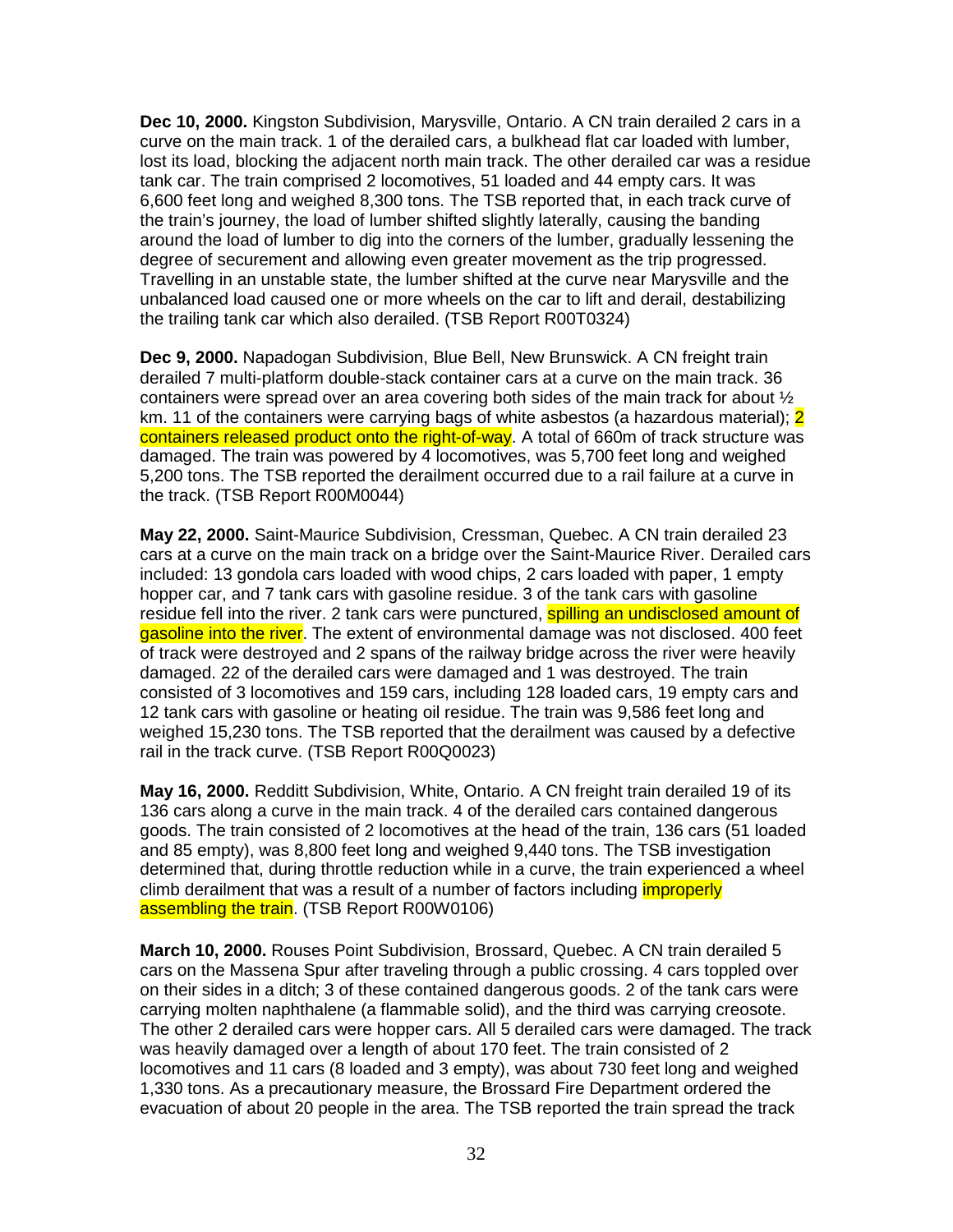**Dec 10, 2000.** Kingston Subdivision, Marysville, Ontario. A CN train derailed 2 cars in a curve on the main track. 1 of the derailed cars, a bulkhead flat car loaded with lumber, lost its load, blocking the adjacent north main track. The other derailed car was a residue tank car. The train comprised 2 locomotives, 51 loaded and 44 empty cars. It was 6,600 feet long and weighed 8,300 tons. The TSB reported that, in each track curve of the train's journey, the load of lumber shifted slightly laterally, causing the banding around the load of lumber to dig into the corners of the lumber, gradually lessening the degree of securement and allowing even greater movement as the trip progressed. Travelling in an unstable state, the lumber shifted at the curve near Marysville and the unbalanced load caused one or more wheels on the car to lift and derail, destabilizing the trailing tank car which also derailed. (TSB Report R00T0324)

**Dec 9, 2000.** Napadogan Subdivision, Blue Bell, New Brunswick. A CN freight train derailed 7 multi-platform double-stack container cars at a curve on the main track. 36 containers were spread over an area covering both sides of the main track for about ½ km. 11 of the containers were carrying bags of white asbestos (a hazardous material); 2 containers released product onto the right-of-way. A total of 660m of track structure was damaged. The train was powered by 4 locomotives, was 5,700 feet long and weighed 5,200 tons. The TSB reported the derailment occurred due to a rail failure at a curve in the track. (TSB Report R00M0044)

**May 22, 2000.** Saint-Maurice Subdivision, Cressman, Quebec. A CN train derailed 23 cars at a curve on the main track on a bridge over the Saint-Maurice River. Derailed cars included: 13 gondola cars loaded with wood chips, 2 cars loaded with paper, 1 empty hopper car, and 7 tank cars with gasoline residue. 3 of the tank cars with gasoline residue fell into the river. 2 tank cars were punctured, spilling an undisclosed amount of gasoline into the river. The extent of environmental damage was not disclosed. 400 feet of track were destroyed and 2 spans of the railway bridge across the river were heavily damaged. 22 of the derailed cars were damaged and 1 was destroyed. The train consisted of 3 locomotives and 159 cars, including 128 loaded cars, 19 empty cars and 12 tank cars with gasoline or heating oil residue. The train was 9,586 feet long and weighed 15,230 tons. The TSB reported that the derailment was caused by a defective rail in the track curve. (TSB Report R00Q0023)

**May 16, 2000.** Redditt Subdivision, White, Ontario. A CN freight train derailed 19 of its 136 cars along a curve in the main track. 4 of the derailed cars contained dangerous goods. The train consisted of 2 locomotives at the head of the train, 136 cars (51 loaded and 85 empty), was 8,800 feet long and weighed 9,440 tons. The TSB investigation determined that, during throttle reduction while in a curve, the train experienced a wheel climb derailment that was a result of a number of factors including improperly assembling the train. (TSB Report R00W0106)

**March 10, 2000.** Rouses Point Subdivision, Brossard, Quebec. A CN train derailed 5 cars on the Massena Spur after traveling through a public crossing. 4 cars toppled over on their sides in a ditch; 3 of these contained dangerous goods. 2 of the tank cars were carrying molten naphthalene (a flammable solid), and the third was carrying creosote. The other 2 derailed cars were hopper cars. All 5 derailed cars were damaged. The track was heavily damaged over a length of about 170 feet. The train consisted of 2 locomotives and 11 cars (8 loaded and 3 empty), was about 730 feet long and weighed 1,330 tons. As a precautionary measure, the Brossard Fire Department ordered the evacuation of about 20 people in the area. The TSB reported the train spread the track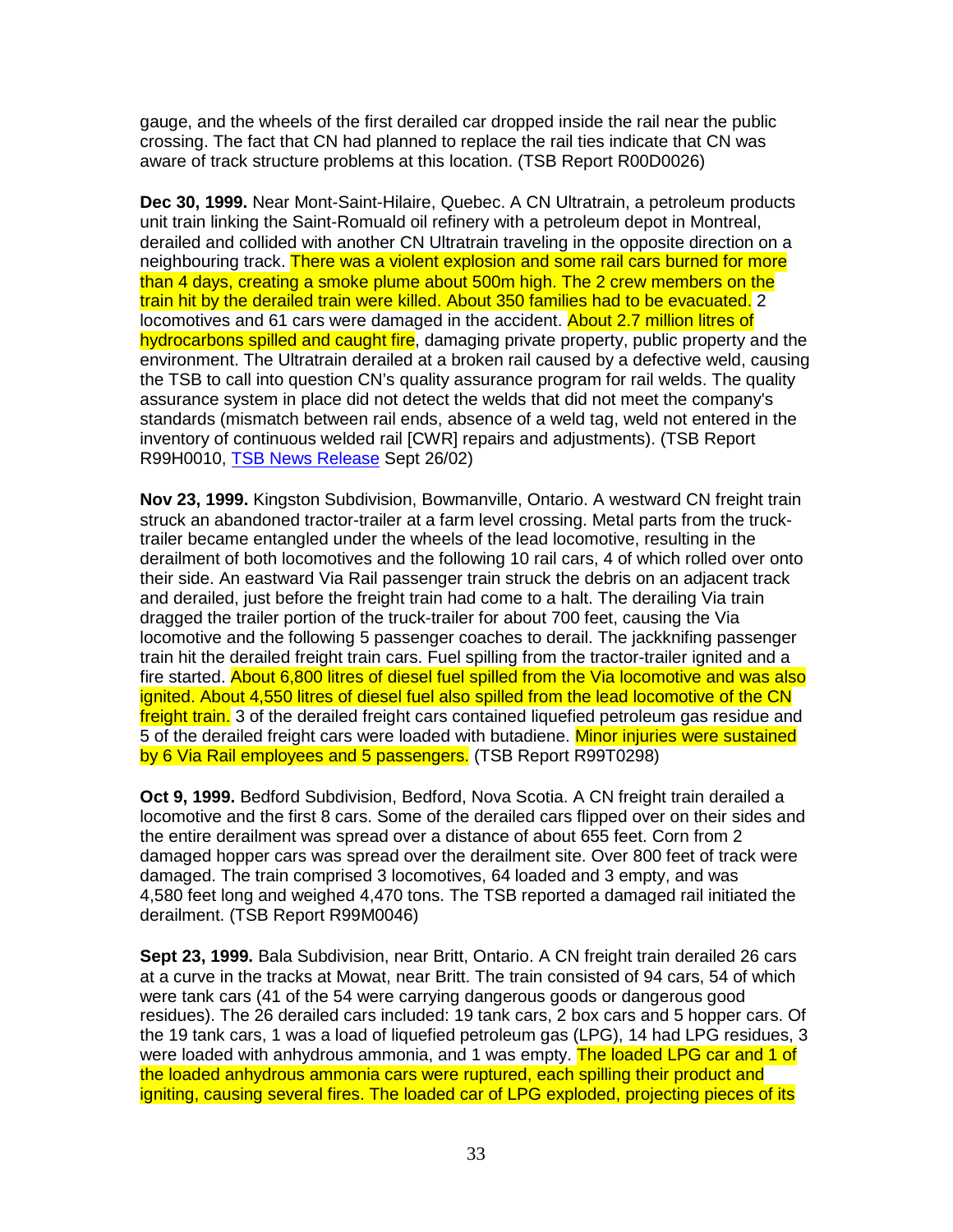gauge, and the wheels of the first derailed car dropped inside the rail near the public crossing. The fact that CN had planned to replace the rail ties indicate that CN was aware of track structure problems at this location. (TSB Report R00D0026)

**Dec 30, 1999.** Near Mont-Saint-Hilaire, Quebec. A CN Ultratrain, a petroleum products unit train linking the Saint-Romuald oil refinery with a petroleum depot in Montreal, derailed and collided with another CN Ultratrain traveling in the opposite direction on a neighbouring track. There was a violent explosion and some rail cars burned for more than 4 days, creating a smoke plume about 500m high. The 2 crew members on the train hit by the derailed train were killed. About 350 families had to be evacuated. 2 locomotives and 61 cars were damaged in the accident. About 2.7 million litres of hydrocarbons spilled and caught fire, damaging private property, public property and the environment. The Ultratrain derailed at a broken rail caused by a defective weld, causing the TSB to call into question CN's quality assurance program for rail welds. The quality assurance system in place did not detect the welds that did not meet the company's standards (mismatch between rail ends, absence of a weld tag, weld not entered in the inventory of continuous welded rail [CWR] repairs and adjustments). (TSB Report R99H0010, TSB News Release Sept 26/02)

**Nov 23, 1999.** Kingston Subdivision, Bowmanville, Ontario. A westward CN freight train struck an abandoned tractor-trailer at a farm level crossing. Metal parts from the truck-trailer became entangled under the wheels of the lead locomotive, resulting in the derailment of both locomotives and the following 10 rail cars, 4 of which rolled over onto their side. An eastward Via Rail passenger train struck the debris on an adjacent track and derailed, just before the freight train had come to a halt. The derailing Via train dragged the trailer portion of the truck-trailer for about 700 feet, causing the Via locomotive and the following 5 passenger coaches to derail. The jackknifing passenger train hit the derailed freight train cars. Fuel spilling from the tractor-trailer ignited and a fire started. About 6,800 litres of diesel fuel spilled from the Via locomotive and was also ignited. About 4,550 litres of diesel fuel also spilled from the lead locomotive of the CN freight train. 3 of the derailed freight cars contained liquefied petroleum gas residue and 5 of the derailed freight cars were loaded with butadiene. Minor injuries were sustained by 6 Via Rail employees and 5 passengers. (TSB Report R99T0298)

**Oct 9, 1999.** Bedford Subdivision, Bedford, Nova Scotia. A CN freight train derailed a locomotive and the first 8 cars. Some of the derailed cars flipped over on their sides and the entire derailment was spread over a distance of about 655 feet. Corn from 2 damaged hopper cars was spread over the derailment site. Over 800 feet of track were damaged. The train comprised 3 locomotives, 64 loaded and 3 empty, and was 4,580 feet long and weighed 4,470 tons. The TSB reported a damaged rail initiated the derailment. (TSB Report R99M0046)

**Sept 23, 1999.** Bala Subdivision, near Britt, Ontario. A CN freight train derailed 26 cars at a curve in the tracks at Mowat, near Britt. The train consisted of 94 cars, 54 of which were tank cars (41 of the 54 were carrying dangerous goods or dangerous good residues). The 26 derailed cars included: 19 tank cars, 2 box cars and 5 hopper cars. Of the 19 tank cars, 1 was a load of liquefied petroleum gas (LPG), 14 had LPG residues, 3 were loaded with anhydrous ammonia, and 1 was empty. The loaded LPG car and 1 of the loaded anhydrous ammonia cars were ruptured, each spilling their product and igniting, causing several fires. The loaded car of LPG exploded, projecting pieces of its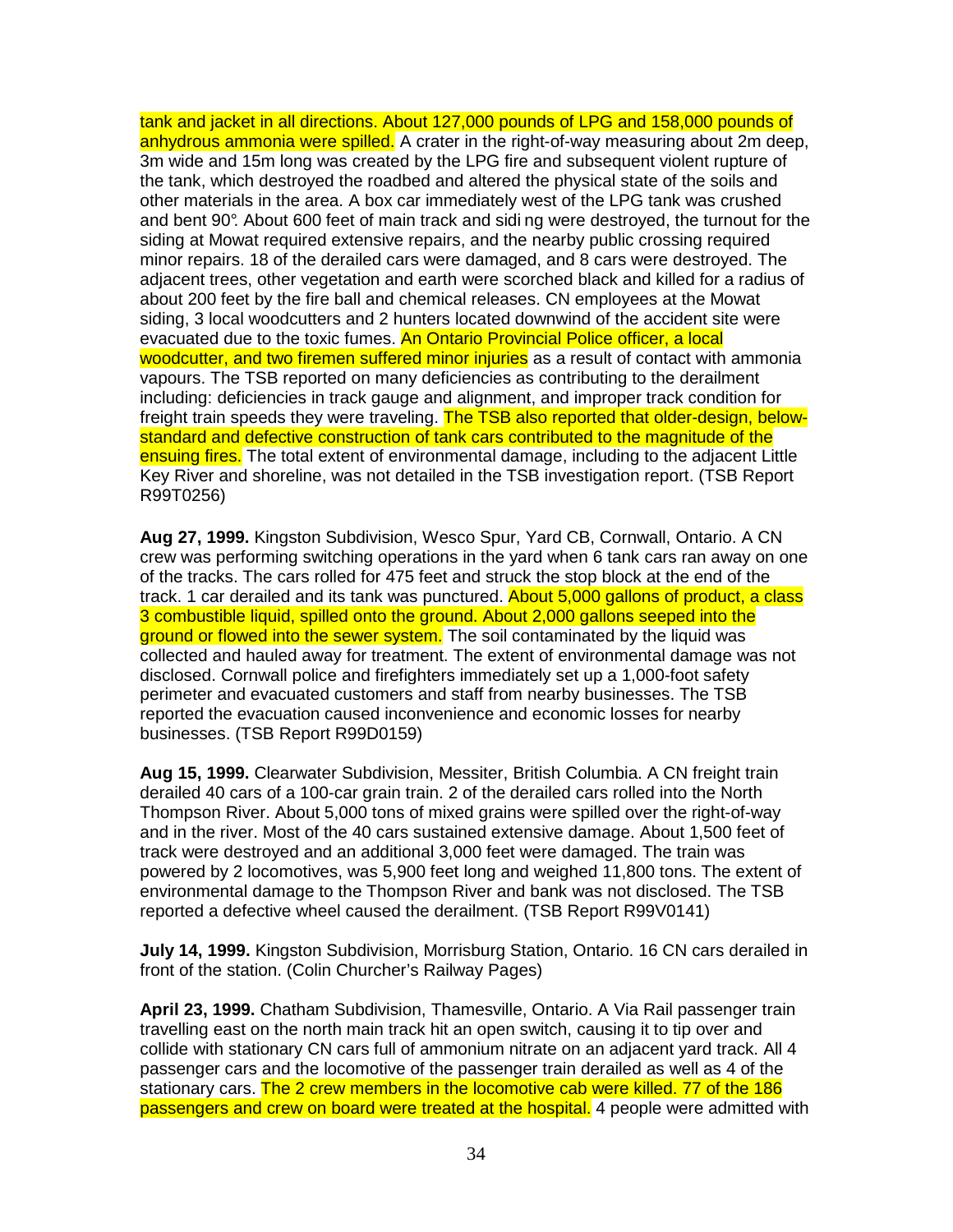tank and jacket in all directions. About 127,000 pounds of LPG and 158,000 pounds of anhydrous ammonia were spilled. A crater in the right-of-way measuring about 2m deep, 3m wide and 15m long was created by the LPG fire and subsequent violent rupture of the tank, which destroyed the roadbed and altered the physical state of the soils and other materials in the area. A box car immediately west of the LPG tank was crushed and bent 90°. About 600 feet of main track and sidi ng were destroyed, the turnout for the siding at Mowat required extensive repairs, and the nearby public crossing required minor repairs. 18 of the derailed cars were damaged, and 8 cars were destroyed. The adjacent trees, other vegetation and earth were scorched black and killed for a radius of about 200 feet by the fire ball and chemical releases. CN employees at the Mowat siding, 3 local woodcutters and 2 hunters located downwind of the accident site were evacuated due to the toxic fumes. An Ontario Provincial Police officer, a local woodcutter, and two firemen suffered minor injuries as a result of contact with ammonia vapours. The TSB reported on many deficiencies as contributing to the derailment including: deficiencies in track gauge and alignment, and improper track condition for freight train speeds they were traveling. The TSB also reported that older-design, below-standard and defective construction of tank cars contributed to the magnitude of the ensuing fires. The total extent of environmental damage, including to the adjacent Little Key River and shoreline, was not detailed in the TSB investigation report. (TSB Report R99T0256)

**Aug 27, 1999.** Kingston Subdivision, Wesco Spur, Yard CB, Cornwall, Ontario. A CN crew was performing switching operations in the yard when 6 tank cars ran away on one of the tracks. The cars rolled for 475 feet and struck the stop block at the end of the track. 1 car derailed and its tank was punctured. About 5,000 gallons of product, a class 3 combustible liquid, spilled onto the ground. About 2,000 gallons seeped into the ground or flowed into the sewer system. The soil contaminated by the liquid was collected and hauled away for treatment. The extent of environmental damage was not disclosed. Cornwall police and firefighters immediately set up a 1,000-foot safety perimeter and evacuated customers and staff from nearby businesses. The TSB reported the evacuation caused inconvenience and economic losses for nearby businesses. (TSB Report R99D0159)

**Aug 15, 1999.** Clearwater Subdivision, Messiter, British Columbia. A CN freight train derailed 40 cars of a 100-car grain train. 2 of the derailed cars rolled into the North Thompson River. About 5,000 tons of mixed grains were spilled over the right-of-way and in the river. Most of the 40 cars sustained extensive damage. About 1,500 feet of track were destroyed and an additional 3,000 feet were damaged. The train was powered by 2 locomotives, was 5,900 feet long and weighed 11,800 tons. The extent of environmental damage to the Thompson River and bank was not disclosed. The TSB reported a defective wheel caused the derailment. (TSB Report R99V0141)

**July 14, 1999.** Kingston Subdivision, Morrisburg Station, Ontario. 16 CN cars derailed in front of the station. (Colin Churcher's Railway Pages)

**April 23, 1999.** Chatham Subdivision, Thamesville, Ontario. A Via Rail passenger train travelling east on the north main track hit an open switch, causing it to tip over and collide with stationary CN cars full of ammonium nitrate on an adjacent yard track. All 4 passenger cars and the locomotive of the passenger train derailed as well as 4 of the stationary cars. The 2 crew members in the locomotive cab were killed. 77 of the 186 passengers and crew on board were treated at the hospital. 4 people were admitted with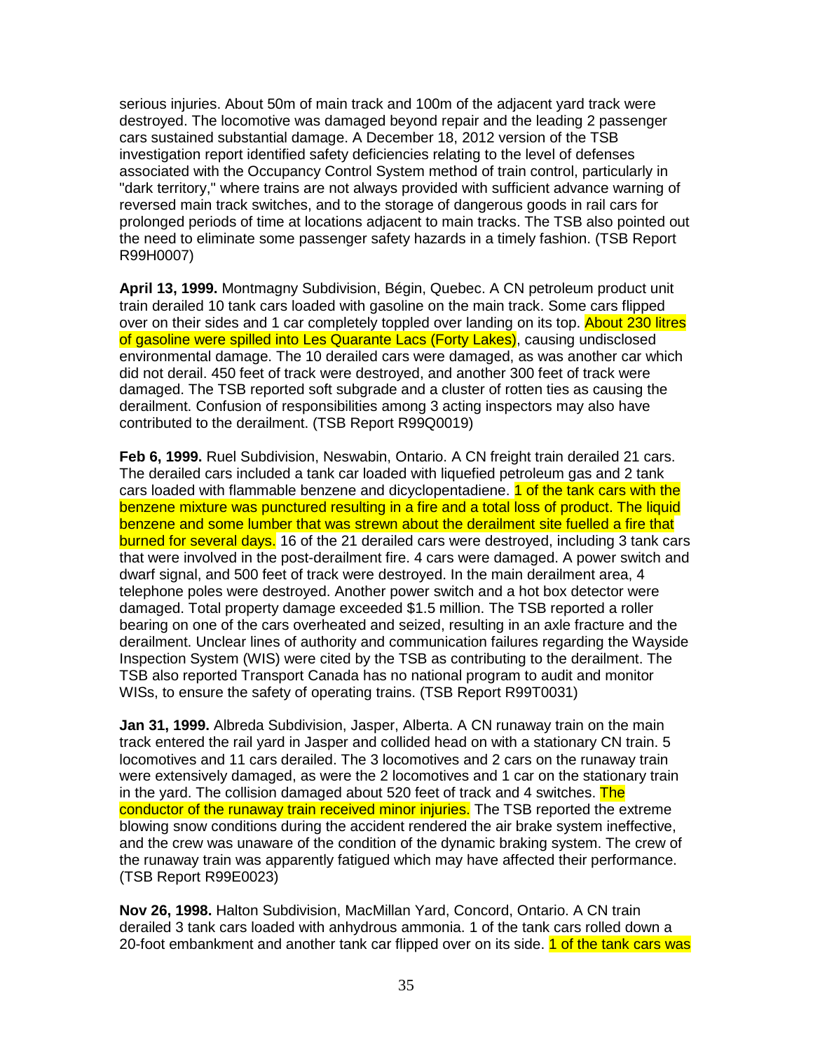serious injuries. About 50m of main track and 100m of the adjacent yard track were destroyed. The locomotive was damaged beyond repair and the leading 2 passenger cars sustained substantial damage. A December 18, 2012 version of the TSB investigation report identified safety deficiencies relating to the level of defenses associated with the Occupancy Control System method of train control, particularly in "dark territory," where trains are not always provided with sufficient advance warning of reversed main track switches, and to the storage of dangerous goods in rail cars for prolonged periods of time at locations adjacent to main tracks. The TSB also pointed out the need to eliminate some passenger safety hazards in a timely fashion. (TSB Report R99H0007)

**April 13, 1999.** Montmagny Subdivision, Bégin, Quebec. A CN petroleum product unit train derailed 10 tank cars loaded with gasoline on the main track. Some cars flipped over on their sides and 1 car completely toppled over landing on its top. About 230 litres of gasoline were spilled into Les Quarante Lacs (Forty Lakes), causing undisclosed environmental damage. The 10 derailed cars were damaged, as was another car which did not derail. 450 feet of track were destroyed, and another 300 feet of track were damaged. The TSB reported soft subgrade and a cluster of rotten ties as causing the derailment. Confusion of responsibilities among 3 acting inspectors may also have contributed to the derailment. (TSB Report R99Q0019)

**Feb 6, 1999.** Ruel Subdivision, Neswabin, Ontario. A CN freight train derailed 21 cars. The derailed cars included a tank car loaded with liquefied petroleum gas and 2 tank cars loaded with flammable benzene and dicyclopentadiene. 1 of the tank cars with the benzene mixture was punctured resulting in a fire and a total loss of product. The liquid benzene and some lumber that was strewn about the derailment site fuelled a fire that burned for several days. 16 of the 21 derailed cars were destroyed, including 3 tank cars that were involved in the post-derailment fire. 4 cars were damaged. A power switch and dwarf signal, and 500 feet of track were destroyed. In the main derailment area, 4 telephone poles were destroyed. Another power switch and a hot box detector were damaged. Total property damage exceeded $1.5 million. The TSB reported a roller bearing on one of the cars overheated and seized, resulting in an axle fracture and the derailment. Unclear lines of authority and communication failures regarding the Wayside Inspection System (WIS) were cited by the TSB as contributing to the derailment. The TSB also reported Transport Canada has no national program to audit and monitor WISs, to ensure the safety of operating trains. (TSB Report R99T0031)

**Jan 31, 1999.** Albreda Subdivision, Jasper, Alberta. A CN runaway train on the main track entered the rail yard in Jasper and collided head on with a stationary CN train. 5 locomotives and 11 cars derailed. The 3 locomotives and 2 cars on the runaway train were extensively damaged, as were the 2 locomotives and 1 car on the stationary train in the yard. The collision damaged about 520 feet of track and 4 switches. The conductor of the runaway train received minor injuries. The TSB reported the extreme blowing snow conditions during the accident rendered the air brake system ineffective, and the crew was unaware of the condition of the dynamic braking system. The crew of the runaway train was apparently fatigued which may have affected their performance. (TSB Report R99E0023)

**Nov 26, 1998.** Halton Subdivision, MacMillan Yard, Concord, Ontario. A CN train derailed 3 tank cars loaded with anhydrous ammonia. 1 of the tank cars rolled down a 20-foot embankment and another tank car flipped over on its side. 1 of the tank cars was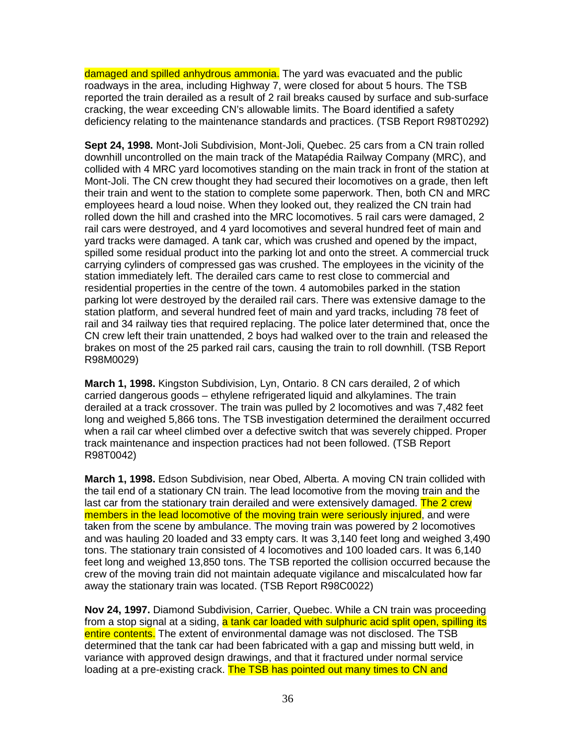damaged and spilled anhydrous ammonia. The yard was evacuated and the public roadways in the area, including Highway 7, were closed for about 5 hours. The TSB reported the train derailed as a result of 2 rail breaks caused by surface and sub-surface cracking, the wear exceeding CN's allowable limits. The Board identified a safety deficiency relating to the maintenance standards and practices. (TSB Report R98T0292)

**Sept 24, 1998.** Mont-Joli Subdivision, Mont-Joli, Quebec. 25 cars from a CN train rolled downhill uncontrolled on the main track of the Matapédia Railway Company (MRC), and collided with 4 MRC yard locomotives standing on the main track in front of the station at Mont-Joli. The CN crew thought they had secured their locomotives on a grade, then left their train and went to the station to complete some paperwork. Then, both CN and MRC employees heard a loud noise. When they looked out, they realized the CN train had rolled down the hill and crashed into the MRC locomotives. 5 rail cars were damaged, 2 rail cars were destroyed, and 4 yard locomotives and several hundred feet of main and yard tracks were damaged. A tank car, which was crushed and opened by the impact, spilled some residual product into the parking lot and onto the street. A commercial truck carrying cylinders of compressed gas was crushed. The employees in the vicinity of the station immediately left. The derailed cars came to rest close to commercial and residential properties in the centre of the town. 4 automobiles parked in the station parking lot were destroyed by the derailed rail cars. There was extensive damage to the station platform, and several hundred feet of main and yard tracks, including 78 feet of rail and 34 railway ties that required replacing. The police later determined that, once the CN crew left their train unattended, 2 boys had walked over to the train and released the brakes on most of the 25 parked rail cars, causing the train to roll downhill. (TSB Report R98M0029)

**March 1, 1998.** Kingston Subdivision, Lyn, Ontario. 8 CN cars derailed, 2 of which carried dangerous goods – ethylene refrigerated liquid and alkylamines. The train derailed at a track crossover. The train was pulled by 2 locomotives and was 7,482 feet long and weighed 5,866 tons. The TSB investigation determined the derailment occurred when a rail car wheel climbed over a defective switch that was severely chipped. Proper track maintenance and inspection practices had not been followed. (TSB Report R98T0042)

**March 1, 1998.** Edson Subdivision, near Obed, Alberta. A moving CN train collided with the tail end of a stationary CN train. The lead locomotive from the moving train and the last car from the stationary train derailed and were extensively damaged. The 2 crew members in the lead locomotive of the moving train were seriously injured, and were taken from the scene by ambulance. The moving train was powered by 2 locomotives and was hauling 20 loaded and 33 empty cars. It was 3,140 feet long and weighed 3,490 tons. The stationary train consisted of 4 locomotives and 100 loaded cars. It was 6,140 feet long and weighed 13,850 tons. The TSB reported the collision occurred because the crew of the moving train did not maintain adequate vigilance and miscalculated how far away the stationary train was located. (TSB Report R98C0022)

**Nov 24, 1997.** Diamond Subdivision, Carrier, Quebec. While a CN train was proceeding from a stop signal at a siding, a tank car loaded with sulphuric acid split open, spilling its entire contents. The extent of environmental damage was not disclosed. The TSB determined that the tank car had been fabricated with a gap and missing butt weld, in variance with approved design drawings, and that it fractured under normal service loading at a pre-existing crack. The TSB has pointed out many times to CN and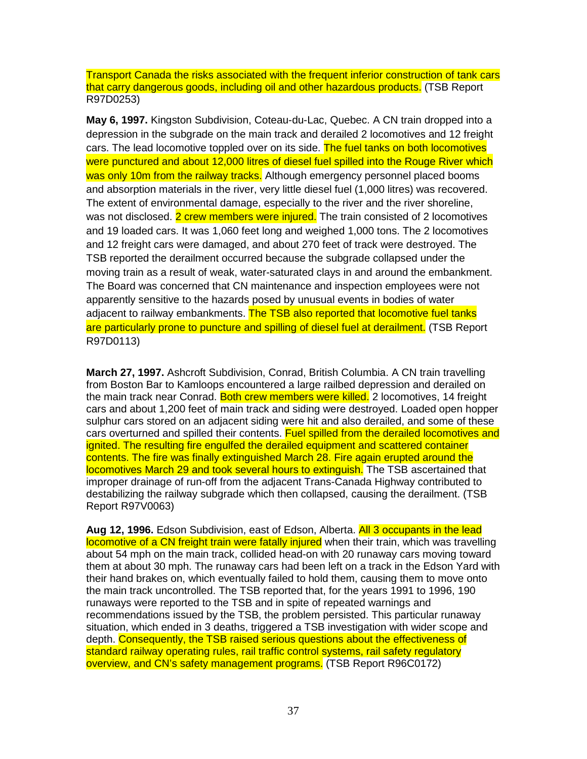Transport Canada the risks associated with the frequent inferior construction of tank cars that carry dangerous goods, including oil and other hazardous products. (TSB Report R97D0253)

**May 6, 1997.** Kingston Subdivision, Coteau-du-Lac, Quebec. A CN train dropped into a depression in the subgrade on the main track and derailed 2 locomotives and 12 freight cars. The lead locomotive toppled over on its side. The fuel tanks on both locomotives were punctured and about 12,000 litres of diesel fuel spilled into the Rouge River which was only 10m from the railway tracks. Although emergency personnel placed booms and absorption materials in the river, very little diesel fuel (1,000 litres) was recovered. The extent of environmental damage, especially to the river and the river shoreline, was not disclosed. 2 crew members were injured. The train consisted of 2 locomotives and 19 loaded cars. It was 1,060 feet long and weighed 1,000 tons. The 2 locomotives and 12 freight cars were damaged, and about 270 feet of track were destroyed. The TSB reported the derailment occurred because the subgrade collapsed under the moving train as a result of weak, water-saturated clays in and around the embankment. The Board was concerned that CN maintenance and inspection employees were not apparently sensitive to the hazards posed by unusual events in bodies of water adjacent to railway embankments. The TSB also reported that locomotive fuel tanks are particularly prone to puncture and spilling of diesel fuel at derailment. (TSB Report R97D0113)

**March 27, 1997.** Ashcroft Subdivision, Conrad, British Columbia. A CN train travelling from Boston Bar to Kamloops encountered a large railbed depression and derailed on the main track near Conrad. Both crew members were killed. 2 locomotives, 14 freight cars and about 1,200 feet of main track and siding were destroyed. Loaded open hopper sulphur cars stored on an adjacent siding were hit and also derailed, and some of these cars overturned and spilled their contents. Fuel spilled from the derailed locomotives and ignited. The resulting fire engulfed the derailed equipment and scattered container contents. The fire was finally extinguished March 28. Fire again erupted around the locomotives March 29 and took several hours to extinguish. The TSB ascertained that improper drainage of run-off from the adjacent Trans-Canada Highway contributed to destabilizing the railway subgrade which then collapsed, causing the derailment. (TSB Report R97V0063)

**Aug 12, 1996.** Edson Subdivision, east of Edson, Alberta. All 3 occupants in the lead locomotive of a CN freight train were fatally injured when their train, which was travelling about 54 mph on the main track, collided head-on with 20 runaway cars moving toward them at about 30 mph. The runaway cars had been left on a track in the Edson Yard with their hand brakes on, which eventually failed to hold them, causing them to move onto the main track uncontrolled. The TSB reported that, for the years 1991 to 1996, 190 runaways were reported to the TSB and in spite of repeated warnings and recommendations issued by the TSB, the problem persisted. This particular runaway situation, which ended in 3 deaths, triggered a TSB investigation with wider scope and depth. Consequently, the TSB raised serious questions about the effectiveness of standard railway operating rules, rail traffic control systems, rail safety regulatory overview, and CN's safety management programs. (TSB Report R96C0172)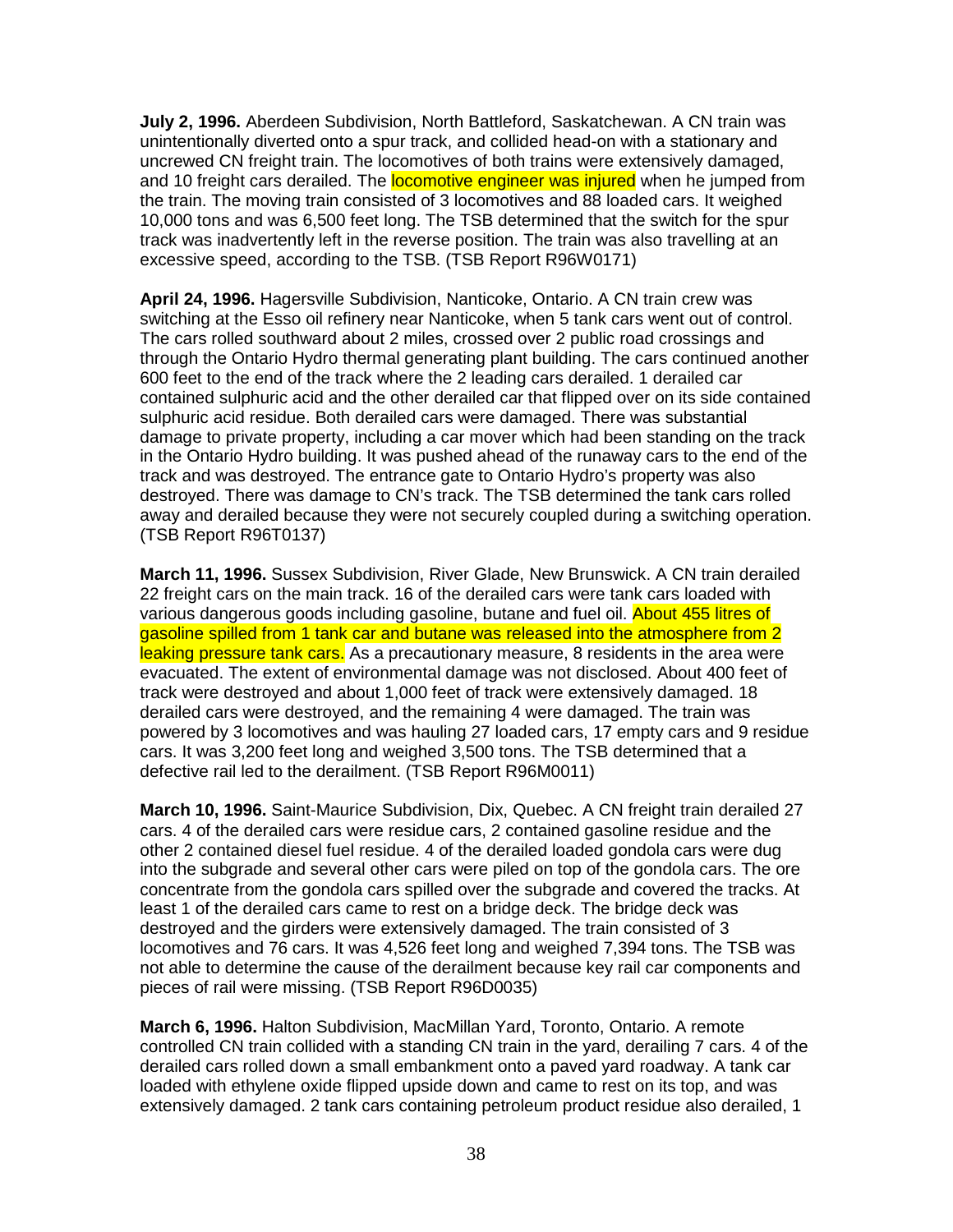**July 2, 1996.** Aberdeen Subdivision, North Battleford, Saskatchewan. A CN train was unintentionally diverted onto a spur track, and collided head-on with a stationary and uncrewed CN freight train. The locomotives of both trains were extensively damaged, and 10 freight cars derailed. The locomotive engineer was injured when he jumped from the train. The moving train consisted of 3 locomotives and 88 loaded cars. It weighed 10,000 tons and was 6,500 feet long. The TSB determined that the switch for the spur track was inadvertently left in the reverse position. The train was also travelling at an excessive speed, according to the TSB. (TSB Report R96W0171)

**April 24, 1996.** Hagersville Subdivision, Nanticoke, Ontario. A CN train crew was switching at the Esso oil refinery near Nanticoke, when 5 tank cars went out of control. The cars rolled southward about 2 miles, crossed over 2 public road crossings and through the Ontario Hydro thermal generating plant building. The cars continued another 600 feet to the end of the track where the 2 leading cars derailed. 1 derailed car contained sulphuric acid and the other derailed car that flipped over on its side contained sulphuric acid residue. Both derailed cars were damaged. There was substantial damage to private property, including a car mover which had been standing on the track in the Ontario Hydro building. It was pushed ahead of the runaway cars to the end of the track and was destroyed. The entrance gate to Ontario Hydro's property was also destroyed. There was damage to CN's track. The TSB determined the tank cars rolled away and derailed because they were not securely coupled during a switching operation. (TSB Report R96T0137)

**March 11, 1996.** Sussex Subdivision, River Glade, New Brunswick. A CN train derailed 22 freight cars on the main track. 16 of the derailed cars were tank cars loaded with various dangerous goods including gasoline, butane and fuel oil. About 455 litres of gasoline spilled from 1 tank car and butane was released into the atmosphere from 2 leaking pressure tank cars. As a precautionary measure, 8 residents in the area were evacuated. The extent of environmental damage was not disclosed. About 400 feet of track were destroyed and about 1,000 feet of track were extensively damaged. 18 derailed cars were destroyed, and the remaining 4 were damaged. The train was powered by 3 locomotives and was hauling 27 loaded cars, 17 empty cars and 9 residue cars. It was 3,200 feet long and weighed 3,500 tons. The TSB determined that a defective rail led to the derailment. (TSB Report R96M0011)

**March 10, 1996.** Saint-Maurice Subdivision, Dix, Quebec. A CN freight train derailed 27 cars. 4 of the derailed cars were residue cars, 2 contained gasoline residue and the other 2 contained diesel fuel residue. 4 of the derailed loaded gondola cars were dug into the subgrade and several other cars were piled on top of the gondola cars. The ore concentrate from the gondola cars spilled over the subgrade and covered the tracks. At least 1 of the derailed cars came to rest on a bridge deck. The bridge deck was destroyed and the girders were extensively damaged. The train consisted of 3 locomotives and 76 cars. It was 4,526 feet long and weighed 7,394 tons. The TSB was not able to determine the cause of the derailment because key rail car components and pieces of rail were missing. (TSB Report R96D0035)

**March 6, 1996.** Halton Subdivision, MacMillan Yard, Toronto, Ontario. A remote controlled CN train collided with a standing CN train in the yard, derailing 7 cars. 4 of the derailed cars rolled down a small embankment onto a paved yard roadway. A tank car loaded with ethylene oxide flipped upside down and came to rest on its top, and was extensively damaged. 2 tank cars containing petroleum product residue also derailed, 1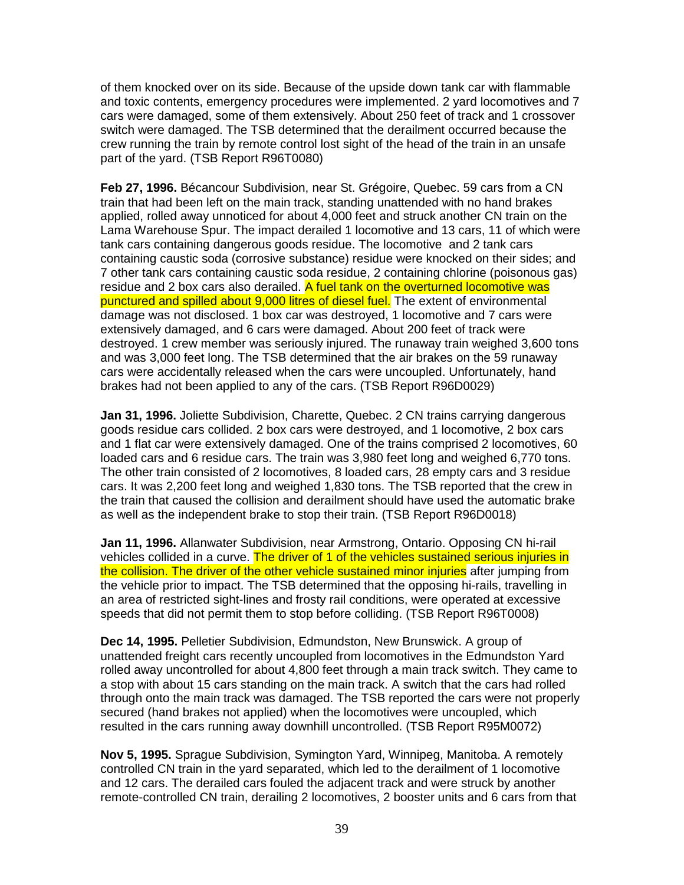of them knocked over on its side. Because of the upside down tank car with flammable and toxic contents, emergency procedures were implemented. 2 yard locomotives and 7 cars were damaged, some of them extensively. About 250 feet of track and 1 crossover switch were damaged. The TSB determined that the derailment occurred because the crew running the train by remote control lost sight of the head of the train in an unsafe part of the yard. (TSB Report R96T0080)

**Feb 27, 1996.** Bécancour Subdivision, near St. Grégoire, Quebec. 59 cars from a CN train that had been left on the main track, standing unattended with no hand brakes applied, rolled away unnoticed for about 4,000 feet and struck another CN train on the Lama Warehouse Spur. The impact derailed 1 locomotive and 13 cars, 11 of which were tank cars containing dangerous goods residue. The locomotive and 2 tank cars containing caustic soda (corrosive substance) residue were knocked on their sides; and 7 other tank cars containing caustic soda residue, 2 containing chlorine (poisonous gas) residue and 2 box cars also derailed. A fuel tank on the overturned locomotive was punctured and spilled about 9,000 litres of diesel fuel. The extent of environmental damage was not disclosed. 1 box car was destroyed, 1 locomotive and 7 cars were extensively damaged, and 6 cars were damaged. About 200 feet of track were destroyed. 1 crew member was seriously injured. The runaway train weighed 3,600 tons and was 3,000 feet long. The TSB determined that the air brakes on the 59 runaway cars were accidentally released when the cars were uncoupled. Unfortunately, hand brakes had not been applied to any of the cars. (TSB Report R96D0029)

**Jan 31, 1996.** Joliette Subdivision, Charette, Quebec. 2 CN trains carrying dangerous goods residue cars collided. 2 box cars were destroyed, and 1 locomotive, 2 box cars and 1 flat car were extensively damaged. One of the trains comprised 2 locomotives, 60 loaded cars and 6 residue cars. The train was 3,980 feet long and weighed 6,770 tons. The other train consisted of 2 locomotives, 8 loaded cars, 28 empty cars and 3 residue cars. It was 2,200 feet long and weighed 1,830 tons. The TSB reported that the crew in the train that caused the collision and derailment should have used the automatic brake as well as the independent brake to stop their train. (TSB Report R96D0018)

**Jan 11, 1996.** Allanwater Subdivision, near Armstrong, Ontario. Opposing CN hi-rail vehicles collided in a curve. The driver of 1 of the vehicles sustained serious injuries in the collision. The driver of the other vehicle sustained minor injuries after jumping from the vehicle prior to impact. The TSB determined that the opposing hi-rails, travelling in an area of restricted sight-lines and frosty rail conditions, were operated at excessive speeds that did not permit them to stop before colliding. (TSB Report R96T0008)

**Dec 14, 1995.** Pelletier Subdivision, Edmundston, New Brunswick. A group of unattended freight cars recently uncoupled from locomotives in the Edmundston Yard rolled away uncontrolled for about 4,800 feet through a main track switch. They came to a stop with about 15 cars standing on the main track. A switch that the cars had rolled through onto the main track was damaged. The TSB reported the cars were not properly secured (hand brakes not applied) when the locomotives were uncoupled, which resulted in the cars running away downhill uncontrolled. (TSB Report R95M0072)

**Nov 5, 1995.** Sprague Subdivision, Symington Yard, Winnipeg, Manitoba. A remotely controlled CN train in the yard separated, which led to the derailment of 1 locomotive and 12 cars. The derailed cars fouled the adjacent track and were struck by another remote-controlled CN train, derailing 2 locomotives, 2 booster units and 6 cars from that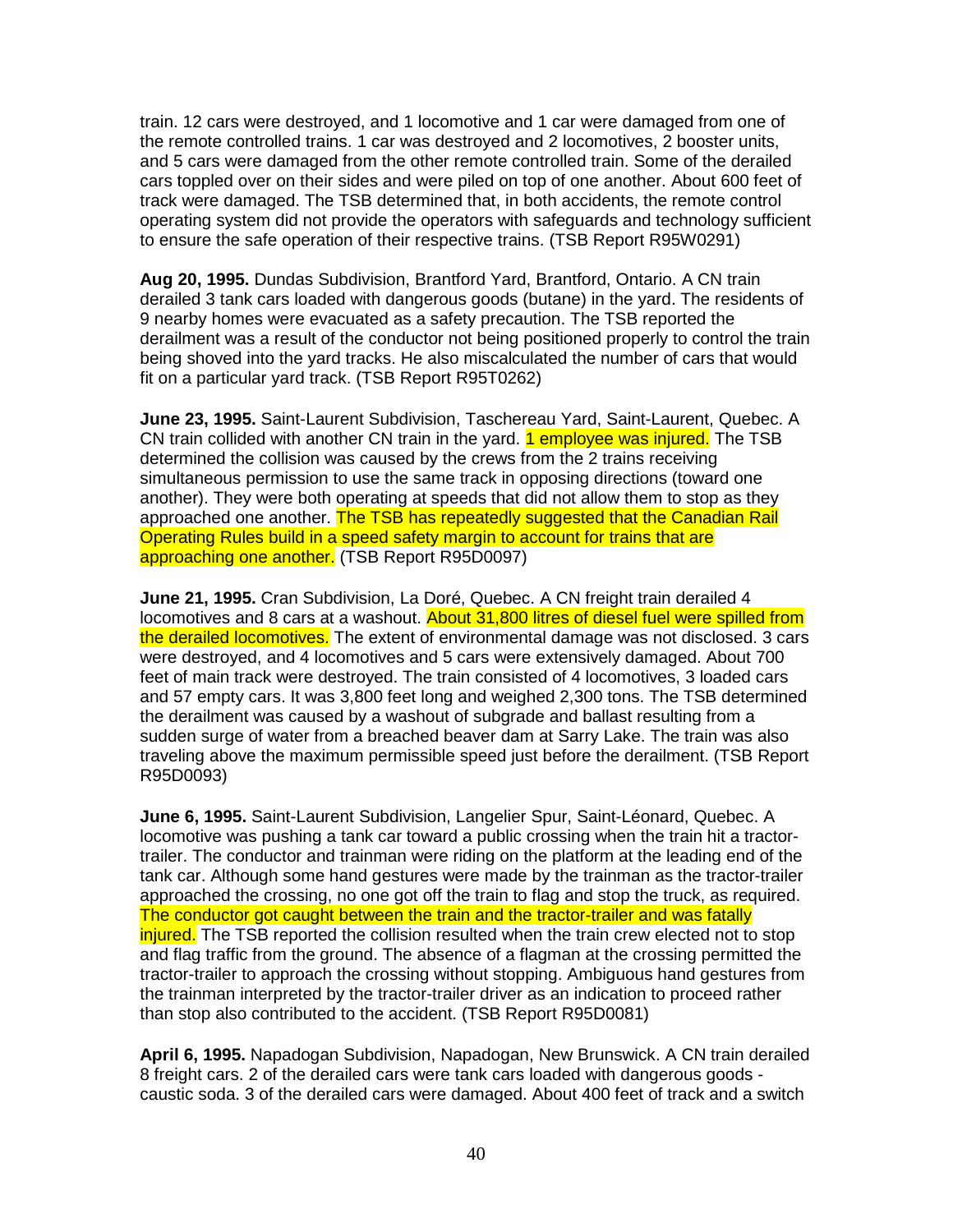train. 12 cars were destroyed, and 1 locomotive and 1 car were damaged from one of the remote controlled trains. 1 car was destroyed and 2 locomotives, 2 booster units, and 5 cars were damaged from the other remote controlled train. Some of the derailed cars toppled over on their sides and were piled on top of one another. About 600 feet of track were damaged. The TSB determined that, in both accidents, the remote control operating system did not provide the operators with safeguards and technology sufficient to ensure the safe operation of their respective trains. (TSB Report R95W0291)

**Aug 20, 1995.** Dundas Subdivision, Brantford Yard, Brantford, Ontario. A CN train derailed 3 tank cars loaded with dangerous goods (butane) in the yard. The residents of 9 nearby homes were evacuated as a safety precaution. The TSB reported the derailment was a result of the conductor not being positioned properly to control the train being shoved into the yard tracks. He also miscalculated the number of cars that would fit on a particular yard track. (TSB Report R95T0262)

**June 23, 1995.** Saint-Laurent Subdivision, Taschereau Yard, Saint-Laurent, Quebec. A CN train collided with another CN train in the yard. 1 employee was injured. The TSB determined the collision was caused by the crews from the 2 trains receiving simultaneous permission to use the same track in opposing directions (toward one another). They were both operating at speeds that did not allow them to stop as they approached one another. The TSB has repeatedly suggested that the Canadian Rail Operating Rules build in a speed safety margin to account for trains that are approaching one another. (TSB Report R95D0097)

**June 21, 1995.** Cran Subdivision, La Doré, Quebec. A CN freight train derailed 4 locomotives and 8 cars at a washout. About 31,800 litres of diesel fuel were spilled from the derailed locomotives. The extent of environmental damage was not disclosed. 3 cars were destroyed, and 4 locomotives and 5 cars were extensively damaged. About 700 feet of main track were destroyed. The train consisted of 4 locomotives, 3 loaded cars and 57 empty cars. It was 3,800 feet long and weighed 2,300 tons. The TSB determined the derailment was caused by a washout of subgrade and ballast resulting from a sudden surge of water from a breached beaver dam at Sarry Lake. The train was also traveling above the maximum permissible speed just before the derailment. (TSB Report R95D0093)

**June 6, 1995.** Saint-Laurent Subdivision, Langelier Spur, Saint-Léonard, Quebec. A locomotive was pushing a tank car toward a public crossing when the train hit a tractor-trailer. The conductor and trainman were riding on the platform at the leading end of the tank car. Although some hand gestures were made by the trainman as the tractor-trailer approached the crossing, no one got off the train to flag and stop the truck, as required. The conductor got caught between the train and the tractor-trailer and was fatally injured. The TSB reported the collision resulted when the train crew elected not to stop and flag traffic from the ground. The absence of a flagman at the crossing permitted the tractor-trailer to approach the crossing without stopping. Ambiguous hand gestures from the trainman interpreted by the tractor-trailer driver as an indication to proceed rather than stop also contributed to the accident. (TSB Report R95D0081)

**April 6, 1995.** Napadogan Subdivision, Napadogan, New Brunswick. A CN train derailed 8 freight cars. 2 of the derailed cars were tank cars loaded with dangerous goods - caustic soda. 3 of the derailed cars were damaged. About 400 feet of track and a switch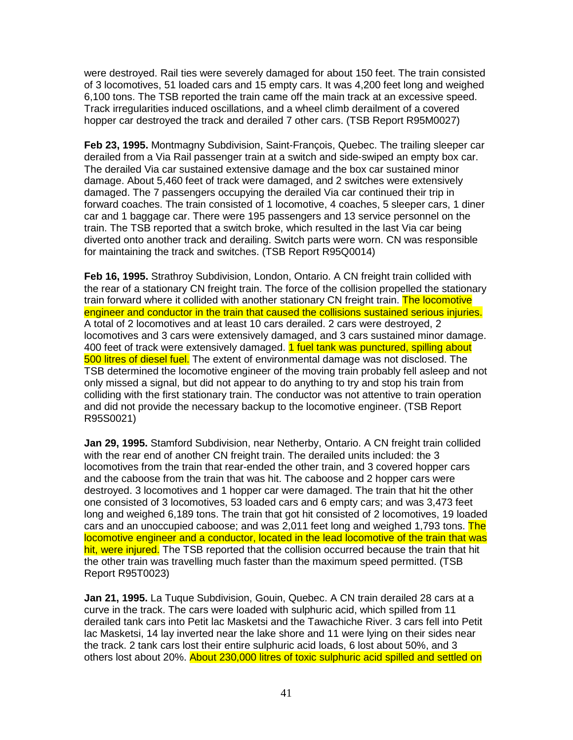were destroyed. Rail ties were severely damaged for about 150 feet. The train consisted of 3 locomotives, 51 loaded cars and 15 empty cars. It was 4,200 feet long and weighed 6,100 tons. The TSB reported the train came off the main track at an excessive speed. Track irregularities induced oscillations, and a wheel climb derailment of a covered hopper car destroyed the track and derailed 7 other cars. (TSB Report R95M0027)

**Feb 23, 1995.** Montmagny Subdivision, Saint-François, Quebec. The trailing sleeper car derailed from a Via Rail passenger train at a switch and side-swiped an empty box car. The derailed Via car sustained extensive damage and the box car sustained minor damage. About 5,460 feet of track were damaged, and 2 switches were extensively damaged. The 7 passengers occupying the derailed Via car continued their trip in forward coaches. The train consisted of 1 locomotive, 4 coaches, 5 sleeper cars, 1 diner car and 1 baggage car. There were 195 passengers and 13 service personnel on the train. The TSB reported that a switch broke, which resulted in the last Via car being diverted onto another track and derailing. Switch parts were worn. CN was responsible for maintaining the track and switches. (TSB Report R95Q0014)

**Feb 16, 1995.** Strathroy Subdivision, London, Ontario. A CN freight train collided with the rear of a stationary CN freight train. The force of the collision propelled the stationary train forward where it collided with another stationary CN freight train. The locomotive engineer and conductor in the train that caused the collisions sustained serious injuries. A total of 2 locomotives and at least 10 cars derailed. 2 cars were destroyed, 2 locomotives and 3 cars were extensively damaged, and 3 cars sustained minor damage. 400 feet of track were extensively damaged. 1 fuel tank was punctured, spilling about 500 litres of diesel fuel. The extent of environmental damage was not disclosed. The TSB determined the locomotive engineer of the moving train probably fell asleep and not only missed a signal, but did not appear to do anything to try and stop his train from colliding with the first stationary train. The conductor was not attentive to train operation and did not provide the necessary backup to the locomotive engineer. (TSB Report R95S0021)

**Jan 29, 1995.** Stamford Subdivision, near Netherby, Ontario. A CN freight train collided with the rear end of another CN freight train. The derailed units included: the 3 locomotives from the train that rear-ended the other train, and 3 covered hopper cars and the caboose from the train that was hit. The caboose and 2 hopper cars were destroyed. 3 locomotives and 1 hopper car were damaged. The train that hit the other one consisted of 3 locomotives, 53 loaded cars and 6 empty cars; and was 3,473 feet long and weighed 6,189 tons. The train that got hit consisted of 2 locomotives, 19 loaded cars and an unoccupied caboose; and was 2,011 feet long and weighed 1,793 tons. The locomotive engineer and a conductor, located in the lead locomotive of the train that was hit, were injured. The TSB reported that the collision occurred because the train that hit the other train was travelling much faster than the maximum speed permitted. (TSB Report R95T0023)

**Jan 21, 1995.** La Tuque Subdivision, Gouin, Quebec. A CN train derailed 28 cars at a curve in the track. The cars were loaded with sulphuric acid, which spilled from 11 derailed tank cars into Petit lac Masketsi and the Tawachiche River. 3 cars fell into Petit lac Masketsi, 14 lay inverted near the lake shore and 11 were lying on their sides near the track. 2 tank cars lost their entire sulphuric acid loads, 6 lost about 50%, and 3 others lost about 20%. About 230,000 litres of toxic sulphuric acid spilled and settled on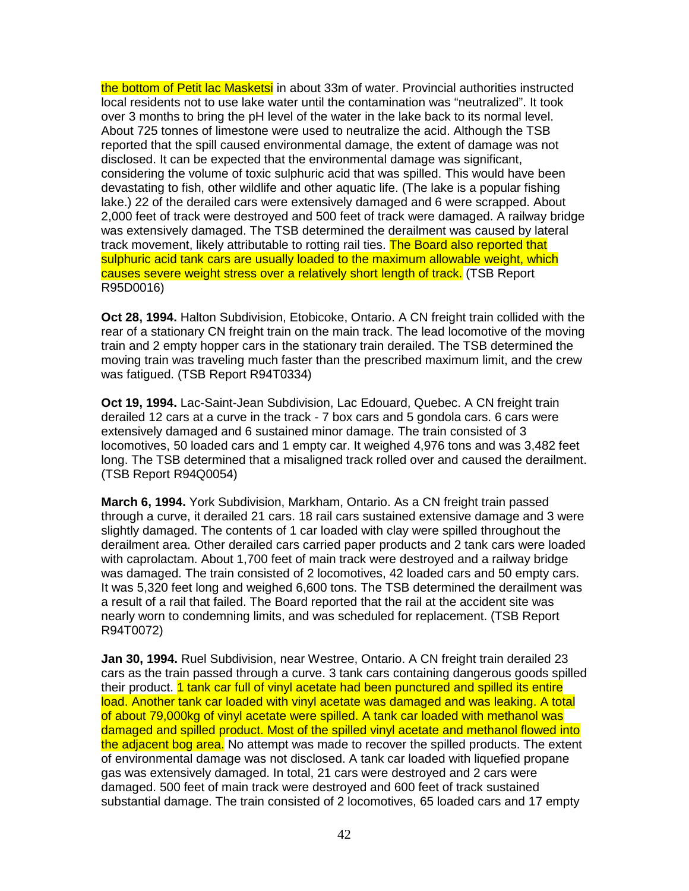the bottom of Petit lac Masketsi in about 33m of water. Provincial authorities instructed local residents not to use lake water until the contamination was "neutralized". It took over 3 months to bring the pH level of the water in the lake back to its normal level. About 725 tonnes of limestone were used to neutralize the acid. Although the TSB reported that the spill caused environmental damage, the extent of damage was not disclosed. It can be expected that the environmental damage was significant, considering the volume of toxic sulphuric acid that was spilled. This would have been devastating to fish, other wildlife and other aquatic life. (The lake is a popular fishing lake.) 22 of the derailed cars were extensively damaged and 6 were scrapped. About 2,000 feet of track were destroyed and 500 feet of track were damaged. A railway bridge was extensively damaged. The TSB determined the derailment was caused by lateral track movement, likely attributable to rotting rail ties. The Board also reported that sulphuric acid tank cars are usually loaded to the maximum allowable weight, which causes severe weight stress over a relatively short length of track. (TSB Report R95D0016)

**Oct 28, 1994.** Halton Subdivision, Etobicoke, Ontario. A CN freight train collided with the rear of a stationary CN freight train on the main track. The lead locomotive of the moving train and 2 empty hopper cars in the stationary train derailed. The TSB determined the moving train was traveling much faster than the prescribed maximum limit, and the crew was fatigued. (TSB Report R94T0334)

**Oct 19, 1994.** Lac-Saint-Jean Subdivision, Lac Edouard, Quebec. A CN freight train derailed 12 cars at a curve in the track - 7 box cars and 5 gondola cars. 6 cars were extensively damaged and 6 sustained minor damage. The train consisted of 3 locomotives, 50 loaded cars and 1 empty car. It weighed 4,976 tons and was 3,482 feet long. The TSB determined that a misaligned track rolled over and caused the derailment. (TSB Report R94Q0054)

**March 6, 1994.** York Subdivision, Markham, Ontario. As a CN freight train passed through a curve, it derailed 21 cars. 18 rail cars sustained extensive damage and 3 were slightly damaged. The contents of 1 car loaded with clay were spilled throughout the derailment area. Other derailed cars carried paper products and 2 tank cars were loaded with caprolactam. About 1,700 feet of main track were destroyed and a railway bridge was damaged. The train consisted of 2 locomotives, 42 loaded cars and 50 empty cars. It was 5,320 feet long and weighed 6,600 tons. The TSB determined the derailment was a result of a rail that failed. The Board reported that the rail at the accident site was nearly worn to condemning limits, and was scheduled for replacement. (TSB Report R94T0072)

**Jan 30, 1994.** Ruel Subdivision, near Westree, Ontario. A CN freight train derailed 23 cars as the train passed through a curve. 3 tank cars containing dangerous goods spilled their product. 1 tank car full of vinyl acetate had been punctured and spilled its entire load. Another tank car loaded with vinyl acetate was damaged and was leaking. A total of about 79,000kg of vinyl acetate were spilled. A tank car loaded with methanol was damaged and spilled product. Most of the spilled vinyl acetate and methanol flowed into the adjacent bog area. No attempt was made to recover the spilled products. The extent of environmental damage was not disclosed. A tank car loaded with liquefied propane gas was extensively damaged. In total, 21 cars were destroyed and 2 cars were damaged. 500 feet of main track were destroyed and 600 feet of track sustained substantial damage. The train consisted of 2 locomotives, 65 loaded cars and 17 empty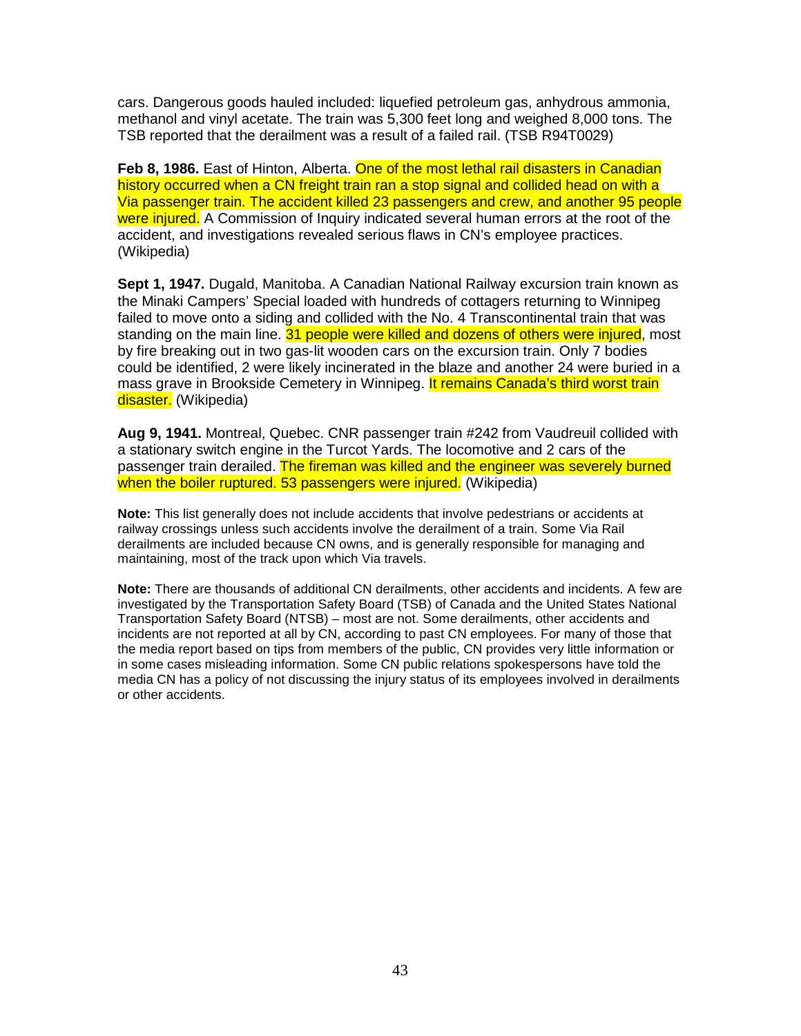cars. Dangerous goods hauled included: liquefied petroleum gas, anhydrous ammonia, methanol and vinyl acetate. The train was 5,300 feet long and weighed 8,000 tons. The TSB reported that the derailment was a result of a failed rail. (TSB R94T0029)

**Feb 8, 1986.** East of Hinton, Alberta. One of the most lethal rail disasters in Canadian history occurred when a CN freight train ran a stop signal and collided head on with a Via passenger train. The accident killed 23 passengers and crew, and another 95 people were injured. A Commission of Inquiry indicated several human errors at the root of the accident, and investigations revealed serious flaws in CN's employee practices. (Wikipedia)

**Sept 1, 1947.** Dugald, Manitoba. A Canadian National Railway excursion train known as the Minaki Campers' Special loaded with hundreds of cottagers returning to Winnipeg failed to move onto a siding and collided with the No. 4 Transcontinental train that was standing on the main line. 31 people were killed and dozens of others were injured, most by fire breaking out in two gas-lit wooden cars on the excursion train. Only 7 bodies could be identified, 2 were likely incinerated in the blaze and another 24 were buried in a mass grave in Brookside Cemetery in Winnipeg. It remains Canada's third worst train disaster. (Wikipedia)

**Aug 9, 1941.** Montreal, Quebec. CNR passenger train #242 from Vaudreuil collided with a stationary switch engine in the Turcot Yards. The locomotive and 2 cars of the passenger train derailed. The fireman was killed and the engineer was severely burned when the boiler ruptured. 53 passengers were injured. (Wikipedia)

**Note:** This list generally does not include accidents that involve pedestrians or accidents at railway crossings unless such accidents involve the derailment of a train. Some Via Rail derailments are included because CN owns, and is generally responsible for managing and maintaining, most of the track upon which Via travels.

**Note:** There are thousands of additional CN derailments, other accidents and incidents. A few are investigated by the Transportation Safety Board (TSB) of Canada and the United States National Transportation Safety Board (NTSB) – most are not. Some derailments, other accidents and incidents are not reported at all by CN, according to past CN employees. For many of those that the media report based on tips from members of the public, CN provides very little information or in some cases misleading information. Some CN public relations spokespersons have told the media CN has a policy of not discussing the injury status of its employees involved in derailments or other accidents.